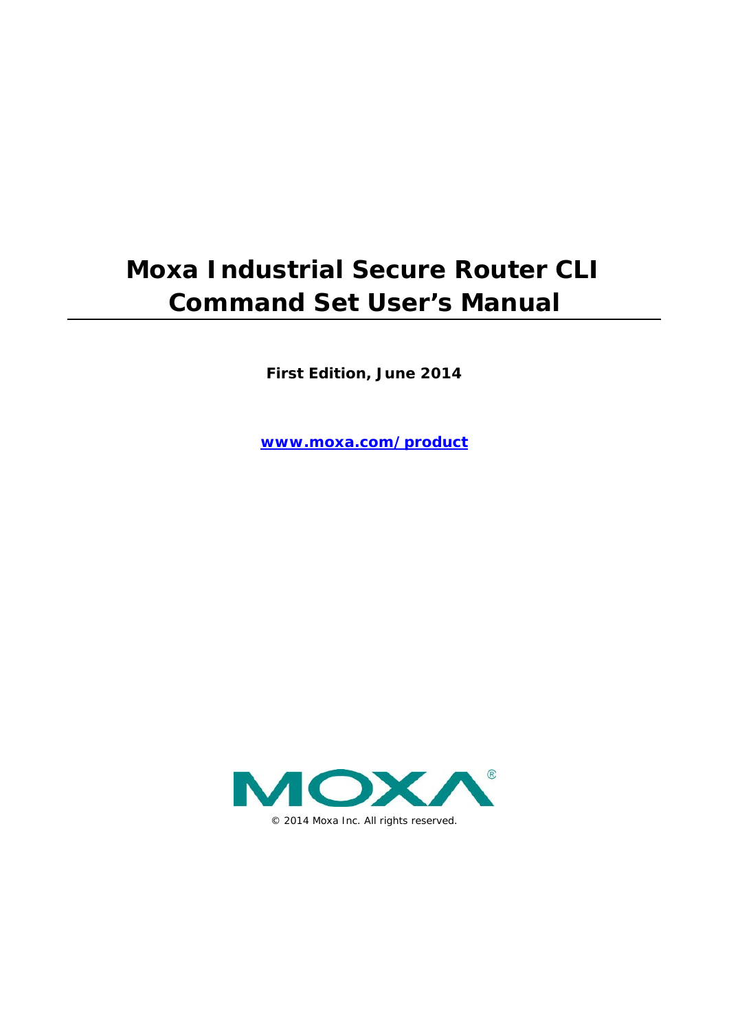# Moxa Industrial Secure Router CLI Command Set User's Manual

**First Edition, June 2014**

**[www.moxa.com/product](http://www.moxa.com/product)**

© 2014 Moxa Inc. All rights reserved.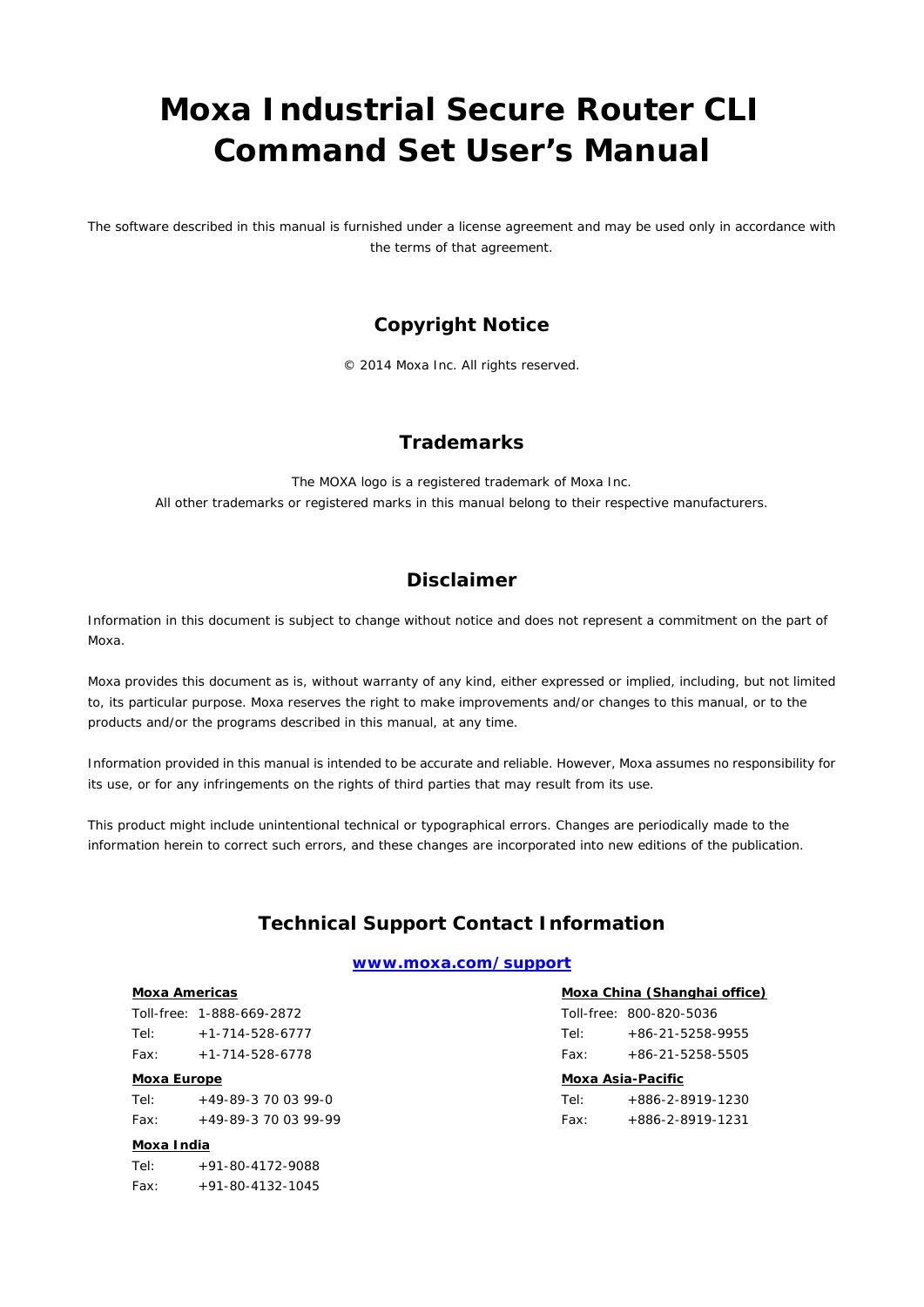# Moxa Industrial Secure Router CLI Command Set User's Manual

The software described in this manual is furnished under a license agreement and may be used only in accordance with the terms of that agreement.

## Copyright Notice

© 2014 Moxa Inc. All rights reserved.

## Trademarks

The MOXA logo is a registered trademark of Moxa Inc.
All other trademarks or registered marks in this manual belong to their respective manufacturers.

## Disclaimer

Information in this document is subject to change without notice and does not represent a commitment on the part of Moxa.

Moxa provides this document as is, without warranty of any kind, either expressed or implied, including, but not limited to, its particular purpose. Moxa reserves the right to make improvements and/or changes to this manual, or to the products and/or the programs described in this manual, at any time.

Information provided in this manual is intended to be accurate and reliable. However, Moxa assumes no responsibility for its use, or for any infringements on the rights of third parties that may result from its use.

This product might include unintentional technical or typographical errors. Changes are periodically made to the information herein to correct such errors, and these changes are incorporated into new editions of the publication.

## Technical Support Contact Information

**www.moxa.com/support**

**Moxa Americas**
Toll-free: 1-888-669-2872
Tel: +1-714-528-6777
Fax: +1-714-528-6778

**Moxa Europe**
Tel: +49-89-3 70 03 99-0
Fax: +49-89-3 70 03 99-99

**Moxa India**
Tel: +91-80-4172-9088
Fax: +91-80-4132-1045

**Moxa China (Shanghai office)**
Toll-free: 800-820-5036
Tel: +86-21-5258-9955
Fax: +86-21-5258-5505

**Moxa Asia-Pacific**
Tel: +886-2-8919-1230
Fax: +886-2-8919-1231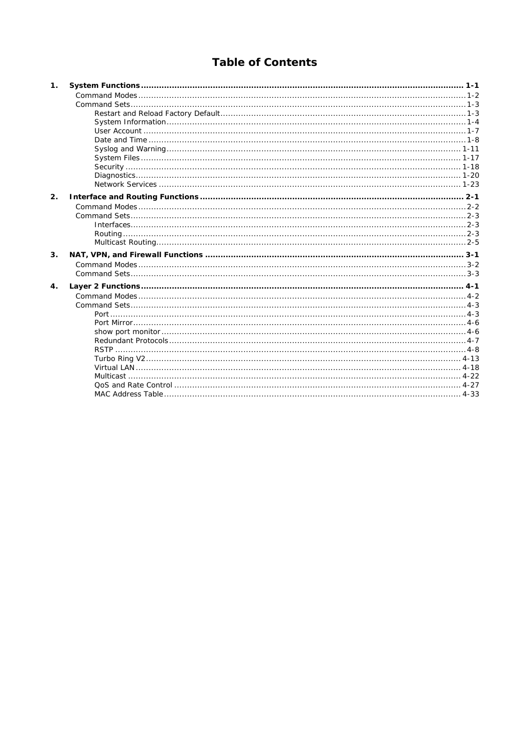# Table of Contents

1. **System Functions ........ 1-1**
   - Command Modes ........ 1-2
   - Command Sets ........ 1-3
     - Restart and Reload Factory Default ........ 1-3
     - System Information ........ 1-4
     - User Account ........ 1-7
     - Date and Time ........ 1-8
     - Syslog and Warning ........ 1-11
     - System Files ........ 1-17
     - Security ........ 1-18
     - Diagnostics ........ 1-20
     - Network Services ........ 1-23
2. **Interface and Routing Functions ........ 2-1**
   - Command Modes ........ 2-2
   - Command Sets ........ 2-3
     - Interfaces ........ 2-3
     - Routing ........ 2-3
     - Multicast Routing ........ 2-5
3. **NAT, VPN, and Firewall Functions ........ 3-1**
   - Command Modes ........ 3-2
   - Command Sets ........ 3-3
4. **Layer 2 Functions ........ 4-1**
   - Command Modes ........ 4-2
   - Command Sets ........ 4-3
     - Port ........ 4-3
     - Port Mirror ........ 4-6
     - show port monitor ........ 4-6
     - Redundant Protocols ........ 4-7
     - RSTP ........ 4-8
     - Turbo Ring V2 ........ 4-13
     - Virtual LAN ........ 4-18
     - Multicast ........ 4-22
     - QoS and Rate Control ........ 4-27
     - MAC Address Table ........ 4-33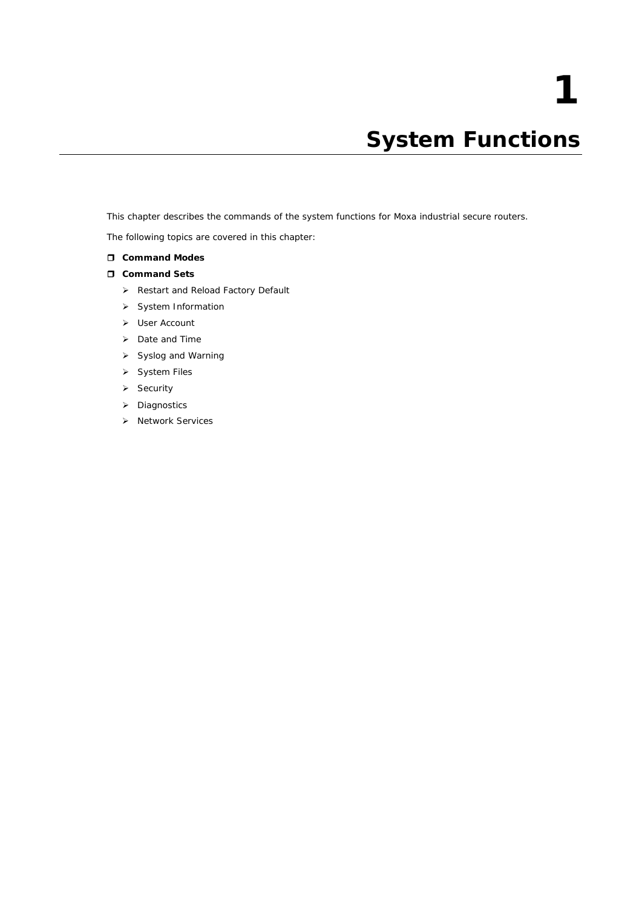# 1

# System Functions

This chapter describes the commands of the system functions for Moxa industrial secure routers.

The following topics are covered in this chapter:

- **Command Modes**
- **Command Sets**
  - Restart and Reload Factory Default
  - System Information
  - User Account
  - Date and Time
  - Syslog and Warning
  - System Files
  - Security
  - Diagnostics
  - Network Services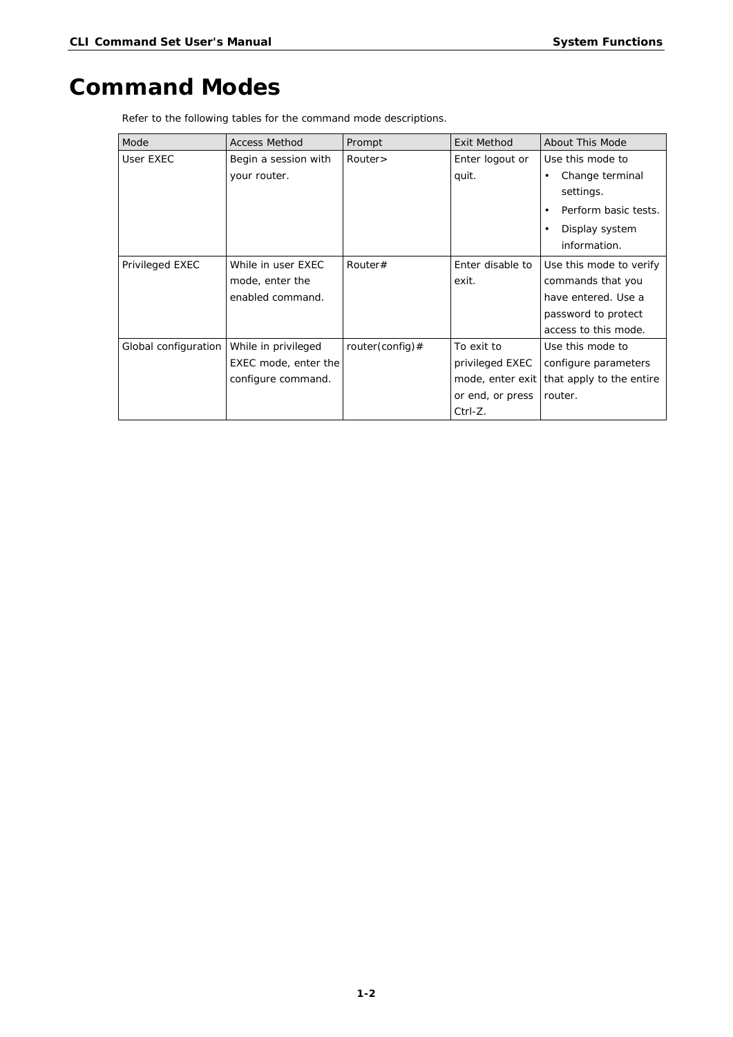# Command Modes

Refer to the following tables for the command mode descriptions.

| Mode | Access Method | Prompt | Exit Method | About This Mode |
| --- | --- | --- | --- | --- |
| User EXEC | Begin a session with your router. | Router> | Enter logout or quit. | Use this mode to<br>• Change terminal settings.<br>• Perform basic tests.<br>• Display system information. |
| Privileged EXEC | While in user EXEC mode, enter the enabled command. | Router# | Enter disable to exit. | Use this mode to verify commands that you have entered. Use a password to protect access to this mode. |
| Global configuration | While in privileged EXEC mode, enter the configure command. | router(config)# | To exit to privileged EXEC mode, enter exit or end, or press Ctrl-Z. | Use this mode to configure parameters that apply to the entire router. |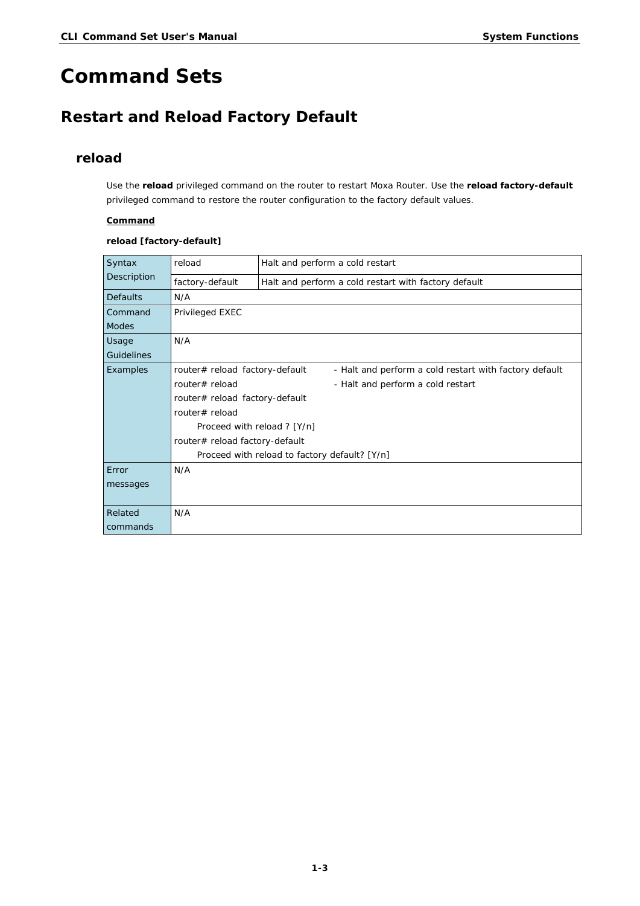# Command Sets

## Restart and Reload Factory Default

### reload

Use the **reload** privileged command on the router to restart Moxa Router. Use the **reload factory-default** privileged command to restore the router configuration to the factory default values.

**Command**

**reload [factory-default]**

| | | |
|---|---|---|
| Syntax Description | reload | Halt and perform a cold restart |
| | factory-default | Halt and perform a cold restart with factory default |
| Defaults | N/A | |
| Command Modes | Privileged EXEC | |
| Usage Guidelines | N/A | |
| Examples | router# reload factory-default - Halt and perform a cold restart with factory default<br>router# reload - Halt and perform a cold restart<br>router# reload factory-default<br>router# reload<br>Proceed with reload ? [Y/n]<br>router# reload factory-default<br>Proceed with reload to factory default? [Y/n] | |
| Error messages | N/A | |
| Related commands | N/A | |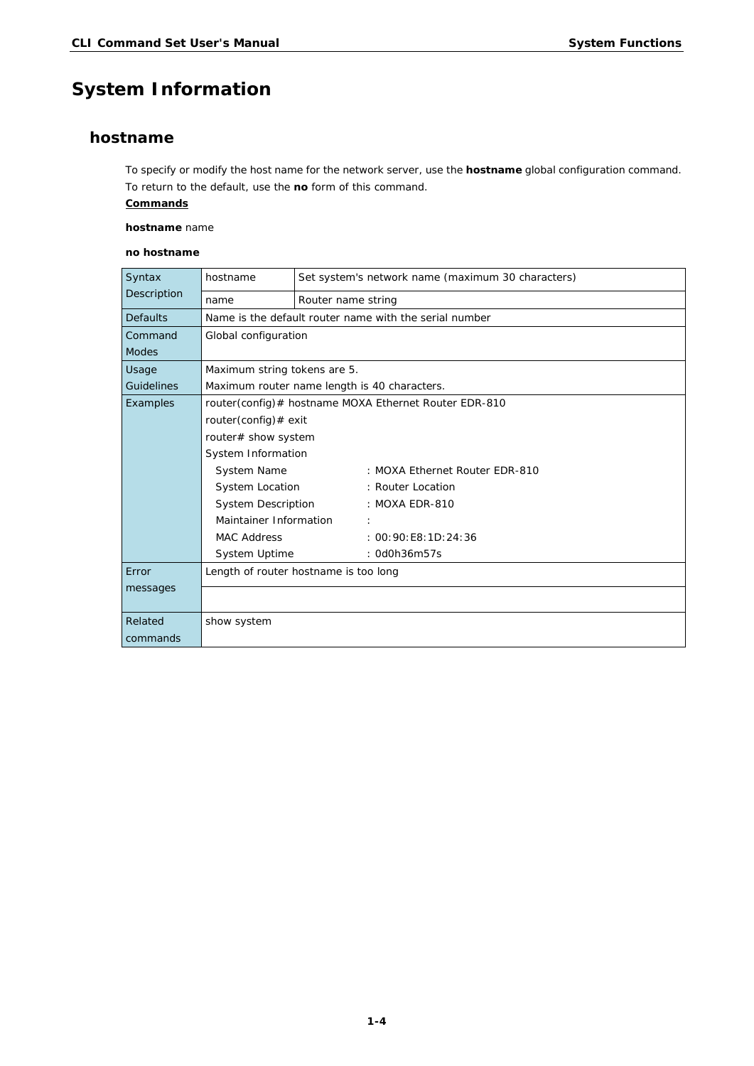# System Information

## hostname

To specify or modify the host name for the network server, use the **hostname** global configuration command. To return to the default, use the **no** form of this command.

**Commands**

**hostname** name

**no hostname**

| | | |
|---|---|---|
| Syntax Description | hostname | Set system's network name (maximum 30 characters) |
| | name | Router name string |
| Defaults | Name is the default router name with the serial number | |
| Command Modes | Global configuration | |
| Usage Guidelines | Maximum string tokens are 5.<br>Maximum router name length is 40 characters. | |
| Examples | router(config)# hostname MOXA Ethernet Router EDR-810<br>router(config)# exit<br>router# show system<br>System Information<br>System Name : MOXA Ethernet Router EDR-810<br>System Location : Router Location<br>System Description : MOXA EDR-810<br>Maintainer Information :<br>MAC Address : 00:90:E8:1D:24:36<br>System Uptime : 0d0h36m57s | |
| Error messages | Length of router hostname is too long | |
| | | |
| Related commands | show system | |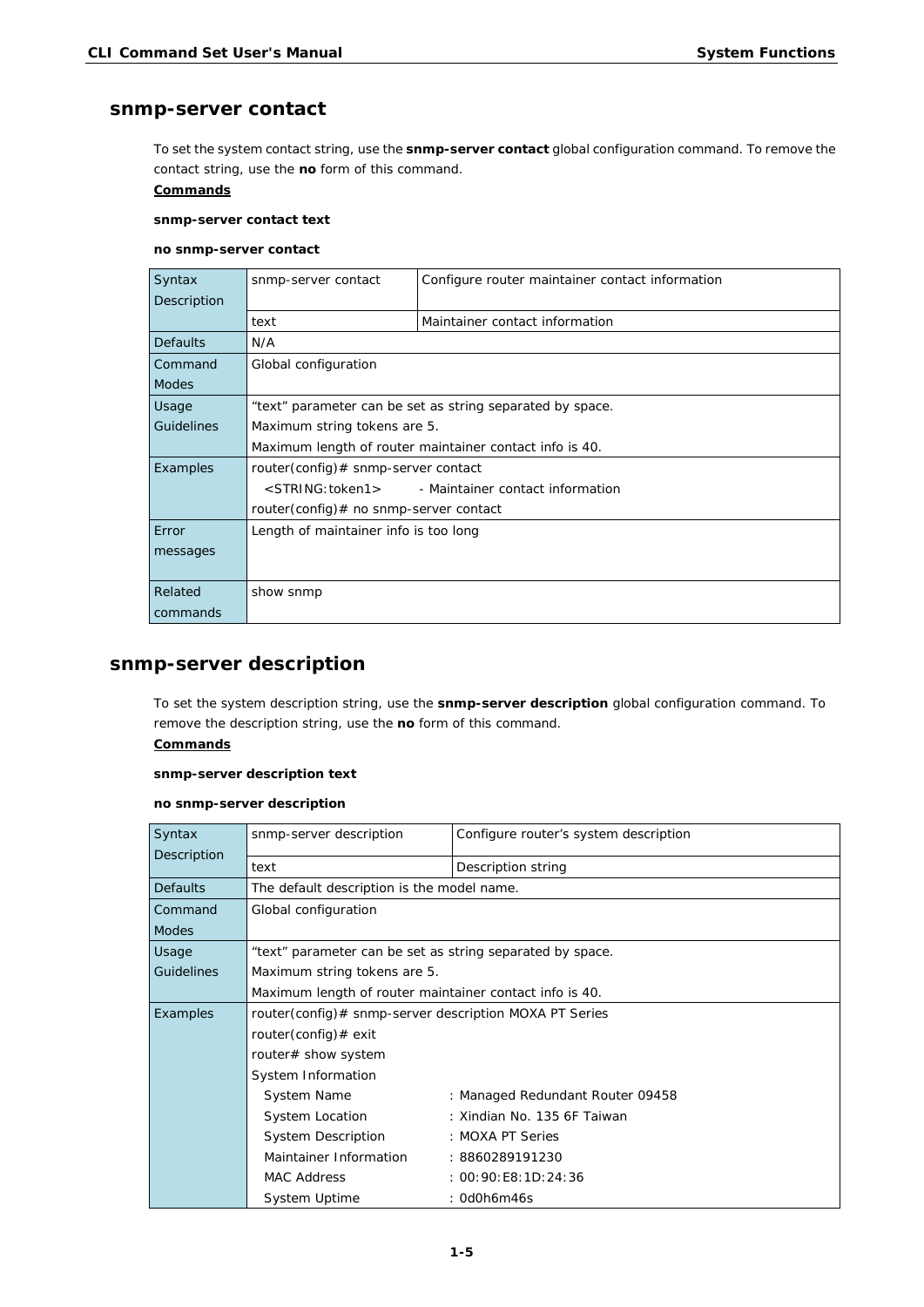## snmp-server contact

To set the system contact string, use the **snmp-server contact** global configuration command. To remove the contact string, use the **no** form of this command.

**Commands**

**snmp-server contact text**

**no snmp-server contact**

| | | |
|---|---|---|
| Syntax Description | snmp-server contact | Configure router maintainer contact information |
| | text | Maintainer contact information |
| Defaults | N/A | |
| Command Modes | Global configuration | |
| Usage Guidelines | "text" parameter can be set as string separated by space.<br>Maximum string tokens are 5.<br>Maximum length of router maintainer contact info is 40. | |
| Examples | router(config)# snmp-server contact<br>&nbsp;&nbsp;&nbsp;<STRING:token1>&nbsp;&nbsp;&nbsp;&nbsp;&nbsp;&nbsp;- Maintainer contact information<br>router(config)# no snmp-server contact | |
| Error messages | Length of maintainer info is too long | |
| Related commands | show snmp | |

## snmp-server description

To set the system description string, use the **snmp-server description** global configuration command. To remove the description string, use the **no** form of this command.

**Commands**

**snmp-server description text**

**no snmp-server description**

| | | |
|---|---|---|
| Syntax Description | snmp-server description | Configure router's system description |
| | text | Description string |
| Defaults | The default description is the model name. | |
| Command Modes | Global configuration | |
| Usage Guidelines | "text" parameter can be set as string separated by space.<br>Maximum string tokens are 5.<br>Maximum length of router maintainer contact info is 40. | |
| Examples | router(config)# snmp-server description MOXA PT Series<br>router(config)# exit<br>router# show system<br>System Information<br>&nbsp;&nbsp;&nbsp;System Name&nbsp;&nbsp;&nbsp;&nbsp;&nbsp;&nbsp;&nbsp;&nbsp;&nbsp;&nbsp;&nbsp;&nbsp;: Managed Redundant Router 09458<br>&nbsp;&nbsp;&nbsp;System Location&nbsp;&nbsp;&nbsp;&nbsp;&nbsp;&nbsp;&nbsp;&nbsp;: Xindian No. 135 6F Taiwan<br>&nbsp;&nbsp;&nbsp;System Description&nbsp;&nbsp;&nbsp;&nbsp;&nbsp;: MOXA PT Series<br>&nbsp;&nbsp;&nbsp;Maintainer Information&nbsp;: 8860289191230<br>&nbsp;&nbsp;&nbsp;MAC Address&nbsp;&nbsp;&nbsp;&nbsp;&nbsp;&nbsp;&nbsp;&nbsp;&nbsp;&nbsp;&nbsp;&nbsp;: 00:90:E8:1D:24:36<br>&nbsp;&nbsp;&nbsp;System Uptime&nbsp;&nbsp;&nbsp;&nbsp;&nbsp;&nbsp;&nbsp;&nbsp;&nbsp;&nbsp;: 0d0h6m46s | |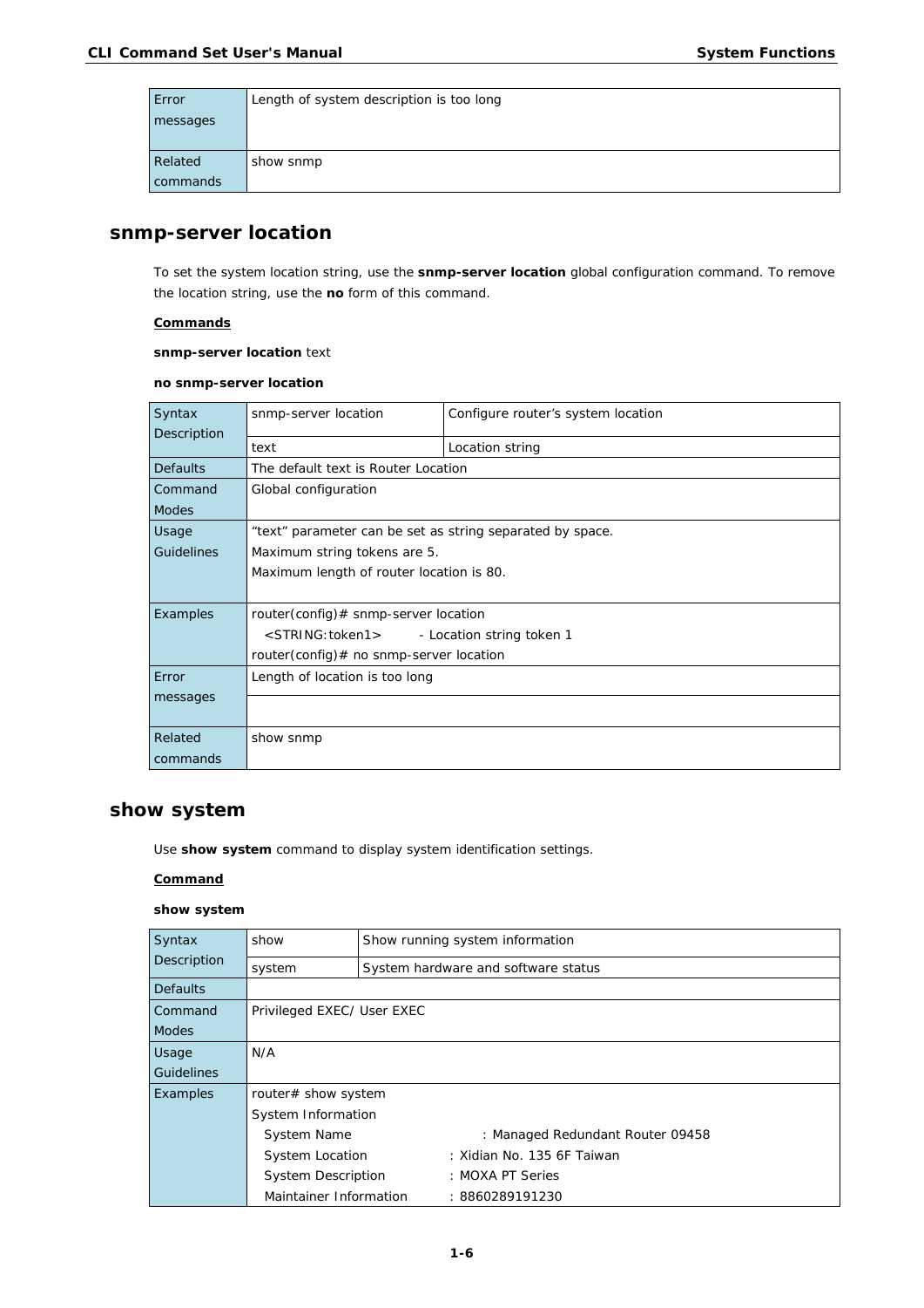| | |
|---|---|
| Error messages | Length of system description is too long |
| Related commands | show snmp |

## snmp-server location

To set the system location string, use the **snmp-server location** global configuration command. To remove the location string, use the **no** form of this command.

**Commands**

**snmp-server location** text

**no snmp-server location**

| | | |
|---|---|---|
| Syntax Description | snmp-server location | Configure router's system location |
| | text | Location string |
| Defaults | The default text is Router Location | |
| Command Modes | Global configuration | |
| Usage Guidelines | "text" parameter can be set as string separated by space.<br>Maximum string tokens are 5.<br>Maximum length of router location is 80. | |
| Examples | router(config)# snmp-server location<br>&lt;STRING:token1&gt; - Location string token 1<br>router(config)# no snmp-server location | |
| Error messages | Length of location is too long | |
| | | |
| Related commands | show snmp | |

## show system

Use **show system** command to display system identification settings.

**Command**

**show system**

| | | |
|---|---|---|
| Syntax Description | show | Show running system information |
| | system | System hardware and software status |
| Defaults | | |
| Command Modes | Privileged EXEC/ User EXEC | |
| Usage Guidelines | N/A | |
| Examples | router# show system<br>System Information<br>System Name : Managed Redundant Router 09458<br>System Location : Xidian No. 135 6F Taiwan<br>System Description : MOXA PT Series<br>Maintainer Information : 8860289191230 | |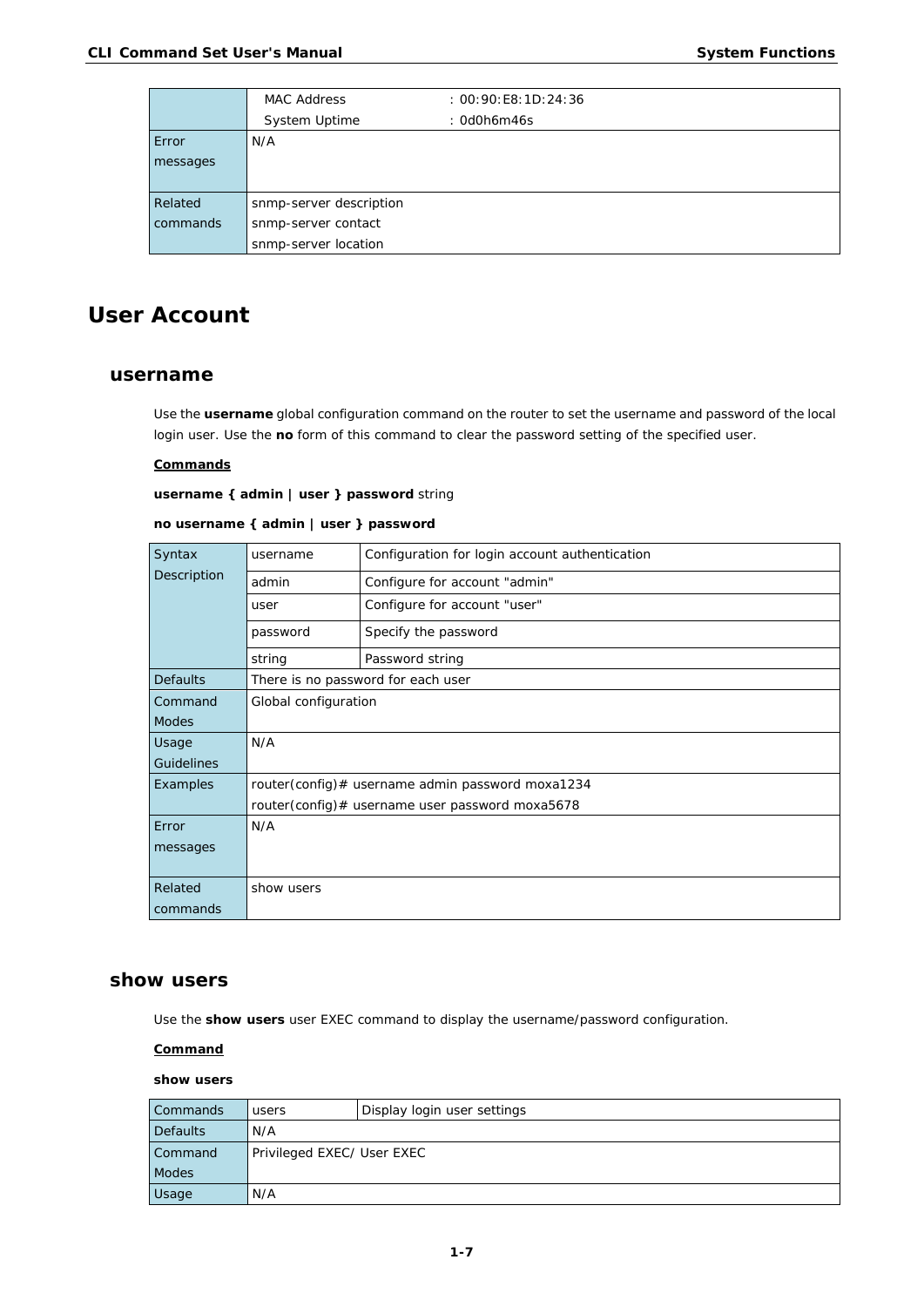| | |
|---|---|
| | MAC Address : 00:90:E8:1D:24:36<br>System Uptime : 0d0h6m46s |
| Error messages | N/A |
| Related commands | snmp-server description<br>snmp-server contact<br>snmp-server location |

# User Account

## username

Use the **username** global configuration command on the router to set the username and password of the local login user. Use the **no** form of this command to clear the password setting of the specified user.

**Commands**

**username { admin | user } password** string

**no username { admin | user } password**

| | | |
|---|---|---|
| Syntax Description | username | Configuration for login account authentication |
| | admin | Configure for account "admin" |
| | user | Configure for account "user" |
| | password | Specify the password |
| | string | Password string |
| Defaults | There is no password for each user | |
| Command Modes | Global configuration | |
| Usage Guidelines | N/A | |
| Examples | router(config)# username admin password moxa1234<br>router(config)# username user password moxa5678 | |
| Error messages | N/A | |
| Related commands | show users | |

## show users

Use the **show users** user EXEC command to display the username/password configuration.

**Command**

**show users**

| | | |
|---|---|---|
| Commands | users | Display login user settings |
| Defaults | N/A | |
| Command Modes | Privileged EXEC/ User EXEC | |
| Usage | N/A | |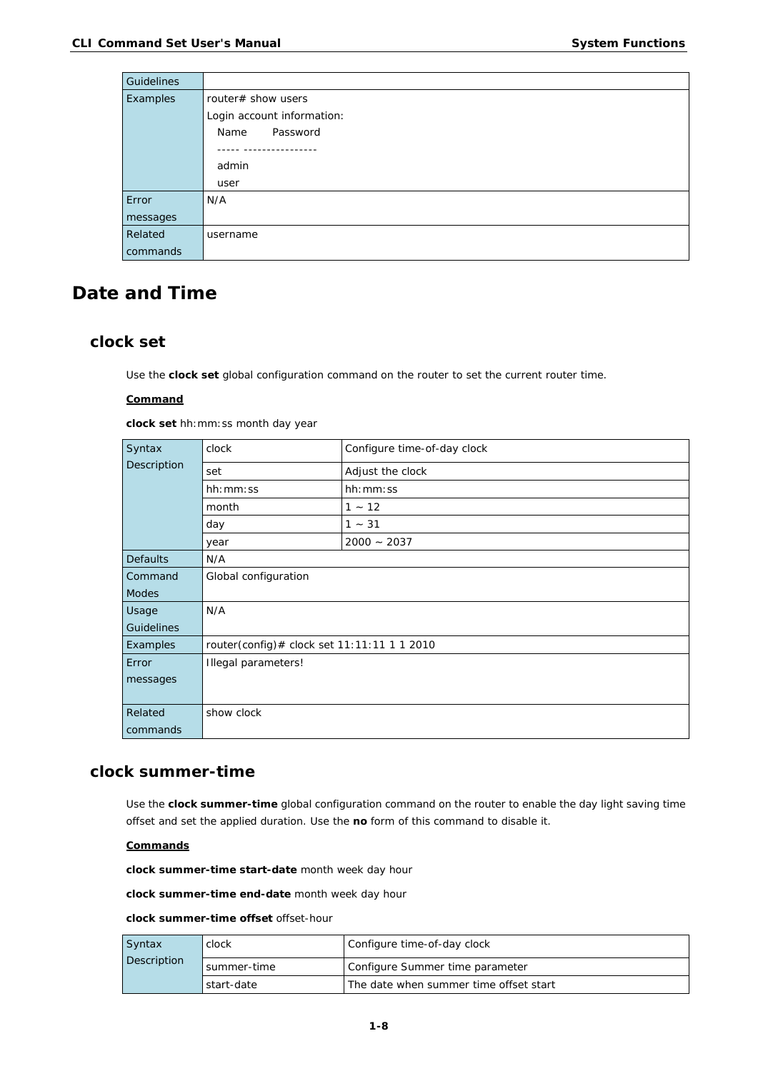| Guidelines | |
|---|---|
| Examples | router# show users<br>Login account information:<br>Name Password<br>----- ----------------<br>admin<br>user |
| Error messages | N/A |
| Related commands | username |

# Date and Time

## clock set

Use the **clock set** global configuration command on the router to set the current router time.

**Command**

**clock set** hh:mm:ss month day year

| Syntax Description | clock | Configure time-of-day clock |
|---|---|---|
| | set | Adjust the clock |
| | hh:mm:ss | hh:mm:ss |
| | month | 1 ~ 12 |
| | day | 1 ~ 31 |
| | year | 2000 ~ 2037 |
| Defaults | N/A | |
| Command Modes | Global configuration | |
| Usage Guidelines | N/A | |
| Examples | router(config)# clock set 11:11:11 1 1 2010 | |
| Error messages | Illegal parameters! | |
| Related commands | show clock | |

## clock summer-time

Use the **clock summer-time** global configuration command on the router to enable the day light saving time offset and set the applied duration. Use the **no** form of this command to disable it.

**Commands**

**clock summer-time start-date** month week day hour

**clock summer-time end-date** month week day hour

**clock summer-time offset** offset-hour

| Syntax Description | clock | Configure time-of-day clock |
|---|---|---|
| | summer-time | Configure Summer time parameter |
| | start-date | The date when summer time offset start |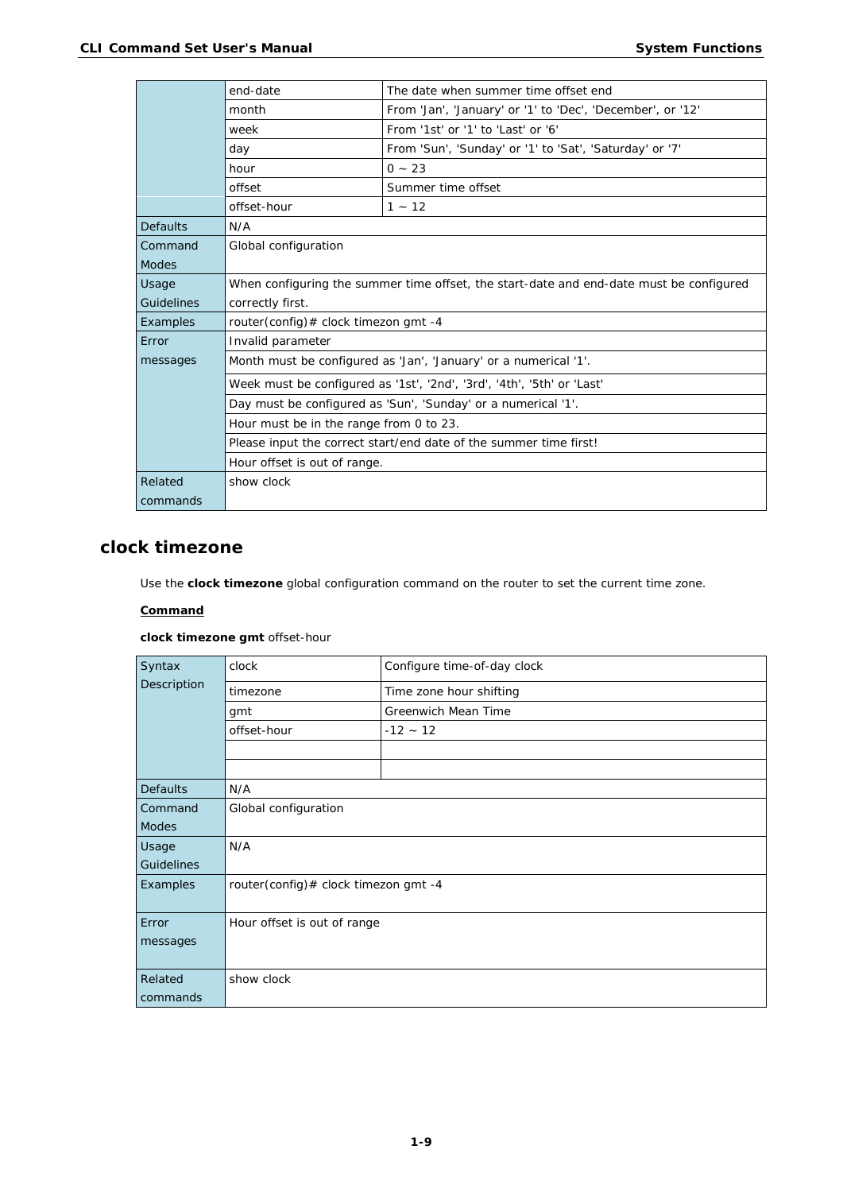| | | |
|---|---|---|
| | end-date | The date when summer time offset end |
| | month | From 'Jan', 'January' or '1' to 'Dec', 'December', or '12' |
| | week | From '1st' or '1' to 'Last' or '6' |
| | day | From 'Sun', 'Sunday' or '1' to 'Sat', 'Saturday' or '7' |
| | hour | 0 ~ 23 |
| | offset | Summer time offset |
| | offset-hour | 1 ~ 12 |
| Defaults | N/A | |
| Command Modes | Global configuration | |
| Usage Guidelines | When configuring the summer time offset, the start-date and end-date must be configured correctly first. | |
| Examples | router(config)# clock timezon gmt -4 | |
| Error messages | Invalid parameter | |
| | Month must be configured as 'Jan', 'January' or a numerical '1'. | |
| | Week must be configured as '1st', '2nd', '3rd', '4th', '5th' or 'Last' | |
| | Day must be configured as 'Sun', 'Sunday' or a numerical '1'. | |
| | Hour must be in the range from 0 to 23. | |
| | Please input the correct start/end date of the summer time first! | |
| | Hour offset is out of range. | |
| Related commands | show clock | |

## clock timezone

Use the **clock timezone** global configuration command on the router to set the current time zone.

**Command**

**clock timezone gmt** offset-hour

| | | |
|---|---|---|
| Syntax Description | clock | Configure time-of-day clock |
| | timezone | Time zone hour shifting |
| | gmt | Greenwich Mean Time |
| | offset-hour | -12 ~ 12 |
| | | |
| | | |
| Defaults | N/A | |
| Command Modes | Global configuration | |
| Usage Guidelines | N/A | |
| Examples | router(config)# clock timezon gmt -4 | |
| Error messages | Hour offset is out of range | |
| Related commands | show clock | |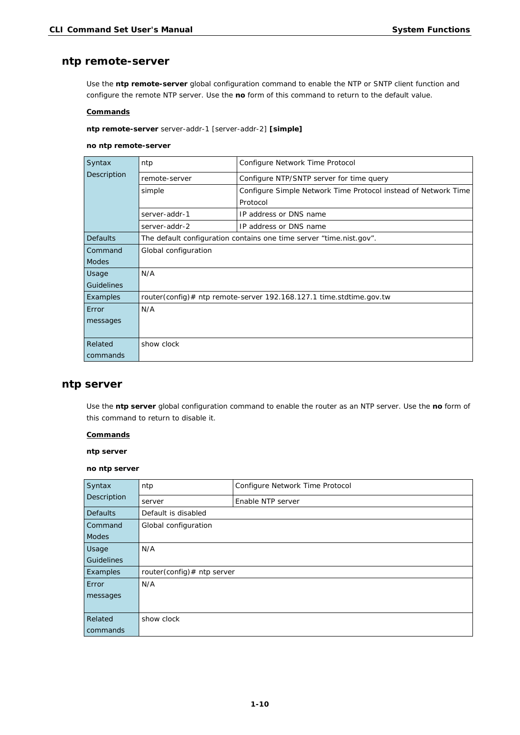## ntp remote-server

Use the **ntp remote-server** global configuration command to enable the NTP or SNTP client function and configure the remote NTP server. Use the **no** form of this command to return to the default value.

**Commands**

**ntp remote-server** server-addr-1 [server-addr-2] **[simple]**

**no ntp remote-server**

| | | |
|---|---|---|
| Syntax Description | ntp | Configure Network Time Protocol |
| | remote-server | Configure NTP/SNTP server for time query |
| | simple | Configure Simple Network Time Protocol instead of Network Time Protocol |
| | server-addr-1 | IP address or DNS name |
| | server-addr-2 | IP address or DNS name |
| Defaults | The default configuration contains one time server "time.nist.gov". | |
| Command Modes | Global configuration | |
| Usage Guidelines | N/A | |
| Examples | router(config)# ntp remote-server 192.168.127.1 time.stdtime.gov.tw | |
| Error messages | N/A | |
| Related commands | show clock | |

## ntp server

Use the **ntp server** global configuration command to enable the router as an NTP server. Use the **no** form of this command to return to disable it.

**Commands**

**ntp server**

**no ntp server**

| | | |
|---|---|---|
| Syntax Description | ntp | Configure Network Time Protocol |
| | server | Enable NTP server |
| Defaults | Default is disabled | |
| Command Modes | Global configuration | |
| Usage Guidelines | N/A | |
| Examples | router(config)# ntp server | |
| Error messages | N/A | |
| Related commands | show clock | |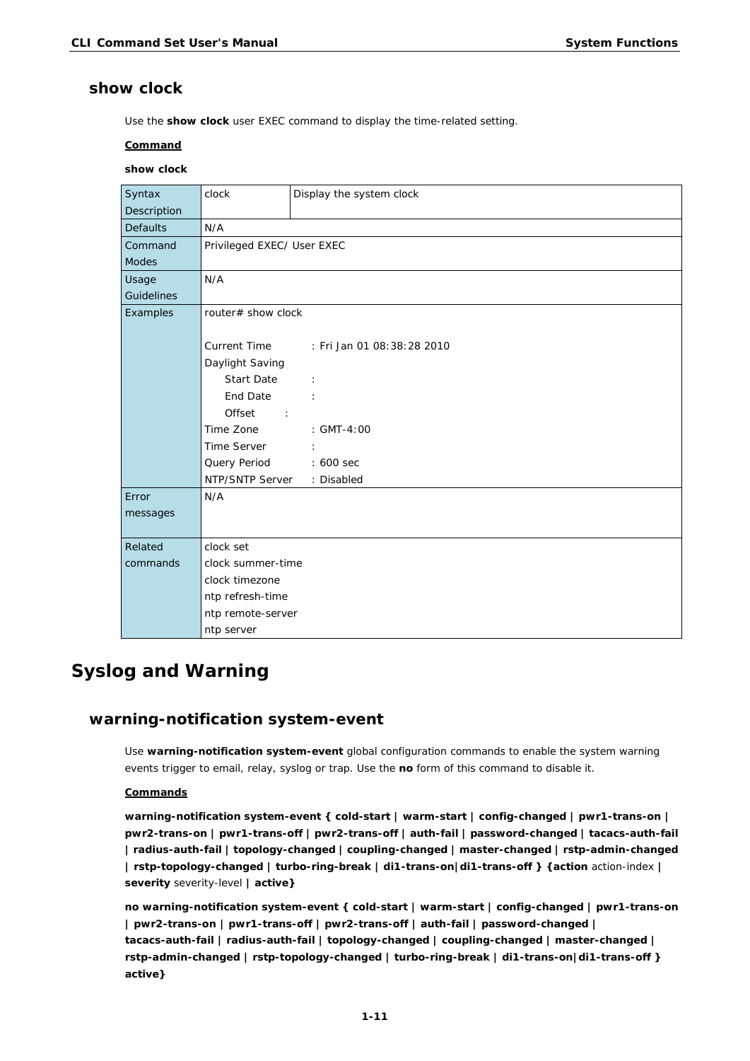### show clock

Use the **show clock** user EXEC command to display the time-related setting.

**Command**

**show clock**

| Syntax Description | clock | Display the system clock |
|---|---|---|
| Defaults | N/A | |
| Command Modes | Privileged EXEC/ User EXEC | |
| Usage Guidelines | N/A | |
| Examples | router# show clock<br><br>Current Time : Fri Jan 01 08:38:28 2010<br>Daylight Saving<br>Start Date :<br>End Date :<br>Offset :<br>Time Zone : GMT-4:00<br>Time Server :<br>Query Period : 600 sec<br>NTP/SNTP Server : Disabled | |
| Error messages | N/A | |
| Related commands | clock set<br>clock summer-time<br>clock timezone<br>ntp refresh-time<br>ntp remote-server<br>ntp server | |

## Syslog and Warning

### warning-notification system-event

Use **warning-notification system-event** global configuration commands to enable the system warning events trigger to email, relay, syslog or trap. Use the **no** form of this command to disable it.

**Commands**

**warning-notification system-event { cold-start | warm-start | config-changed | pwr1-trans-on | pwr2-trans-on | pwr1-trans-off | pwr2-trans-off | auth-fail | password-changed | tacacs-auth-fail | radius-auth-fail | topology-changed | coupling-changed | master-changed | rstp-admin-changed | rstp-topology-changed | turbo-ring-break | di1-trans-on|di1-trans-off } {action** action-index **| severity** severity-level **| active}**

**no warning-notification system-event { cold-start | warm-start | config-changed | pwr1-trans-on | pwr2-trans-on | pwr1-trans-off | pwr2-trans-off | auth-fail | password-changed | tacacs-auth-fail | radius-auth-fail | topology-changed | coupling-changed | master-changed | rstp-admin-changed | rstp-topology-changed | turbo-ring-break | di1-trans-on|di1-trans-off } active}**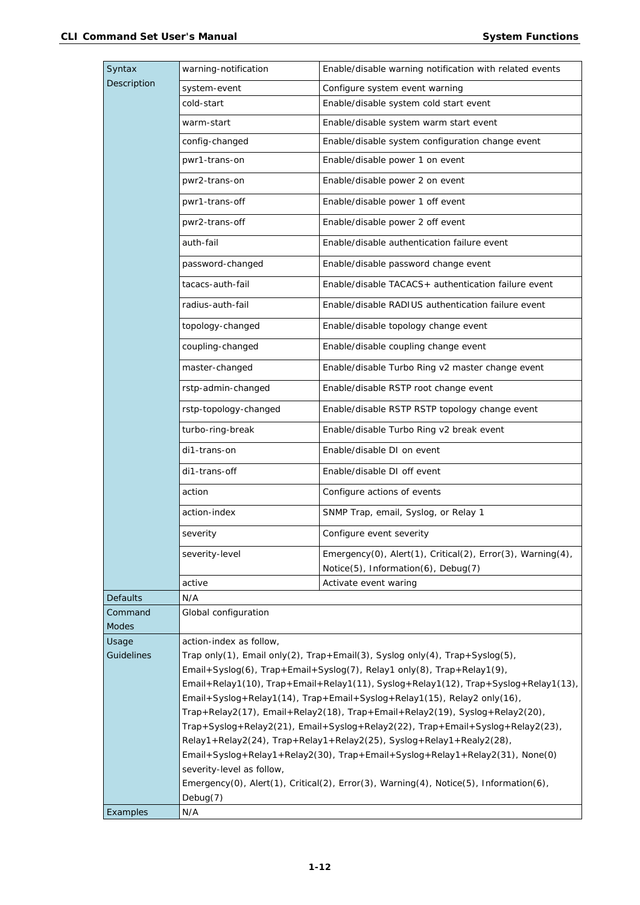| | | |
|---|---|---|
| Syntax Description | warning-notification | Enable/disable warning notification with related events |
| | system-event | Configure system event warning |
| | cold-start | Enable/disable system cold start event |
| | warm-start | Enable/disable system warm start event |
| | config-changed | Enable/disable system configuration change event |
| | pwr1-trans-on | Enable/disable power 1 on event |
| | pwr2-trans-on | Enable/disable power 2 on event |
| | pwr1-trans-off | Enable/disable power 1 off event |
| | pwr2-trans-off | Enable/disable power 2 off event |
| | auth-fail | Enable/disable authentication failure event |
| | password-changed | Enable/disable password change event |
| | tacacs-auth-fail | Enable/disable TACACS+ authentication failure event |
| | radius-auth-fail | Enable/disable RADIUS authentication failure event |
| | topology-changed | Enable/disable topology change event |
| | coupling-changed | Enable/disable coupling change event |
| | master-changed | Enable/disable Turbo Ring v2 master change event |
| | rstp-admin-changed | Enable/disable RSTP root change event |
| | rstp-topology-changed | Enable/disable RSTP RSTP topology change event |
| | turbo-ring-break | Enable/disable Turbo Ring v2 break event |
| | di1-trans-on | Enable/disable DI on event |
| | di1-trans-off | Enable/disable DI off event |
| | action | Configure actions of events |
| | action-index | SNMP Trap, email, Syslog, or Relay 1 |
| | severity | Configure event severity |
| | severity-level | Emergency(0), Alert(1), Critical(2), Error(3), Warning(4), Notice(5), Information(6), Debug(7) |
| | active | Activate event waring |
| Defaults | N/A | |
| Command Modes | Global configuration | |
| Usage Guidelines | action-index as follow, Trap only(1), Email only(2), Trap+Email(3), Syslog only(4), Trap+Syslog(5), Email+Syslog(6), Trap+Email+Syslog(7), Relay1 only(8), Trap+Relay1(9), Email+Relay1(10), Trap+Email+Relay1(11), Syslog+Relay1(12), Trap+Syslog+Relay1(13), Email+Syslog+Relay1(14), Trap+Email+Syslog+Relay1(15), Relay2 only(16), Trap+Relay2(17), Email+Relay2(18), Trap+Email+Relay2(19), Syslog+Relay2(20), Trap+Syslog+Relay2(21), Email+Syslog+Relay2(22), Trap+Email+Syslog+Relay2(23), Relay1+Relay2(24), Trap+Relay1+Relay2(25), Syslog+Relay1+Realy2(28), Email+Syslog+Relay1+Relay2(30), Trap+Email+Syslog+Relay1+Relay2(31), None(0) severity-level as follow, Emergency(0), Alert(1), Critical(2), Error(3), Warning(4), Notice(5), Information(6), Debug(7) | |
| Examples | N/A | |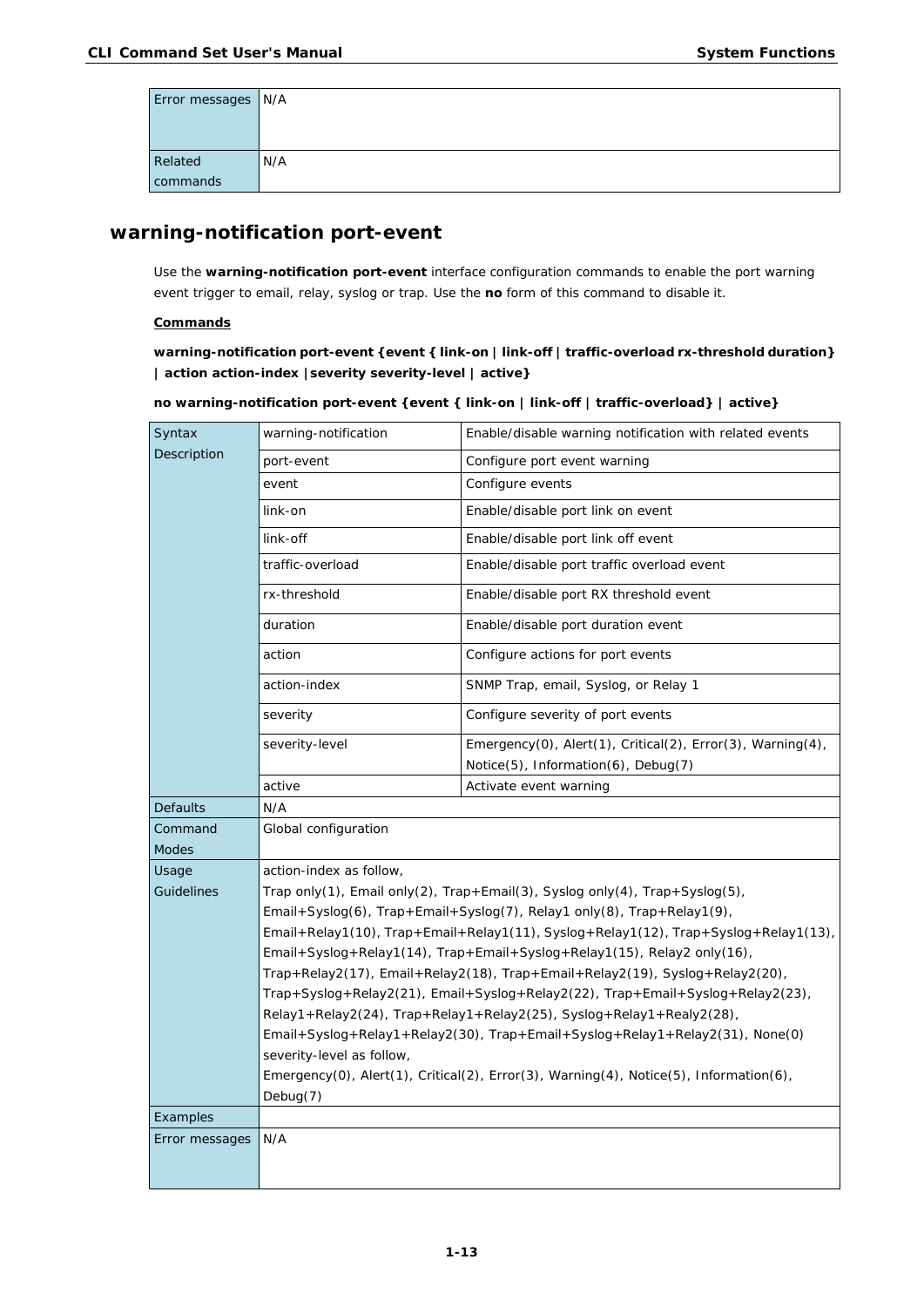| Error messages | N/A |
|---|---|
| Related commands | N/A |

## warning-notification port-event

Use the **warning-notification port-event** interface configuration commands to enable the port warning event trigger to email, relay, syslog or trap. Use the **no** form of this command to disable it.

**Commands**

**warning-notification port-event {event { link-on | link-off | traffic-overload rx-threshold duration} | action action-index |severity severity-level | active}**

**no warning-notification port-event {event { link-on | link-off | traffic-overload} | active}**

| Syntax Description | warning-notification | Enable/disable warning notification with related events |
|---|---|---|
| | port-event | Configure port event warning |
| | event | Configure events |
| | link-on | Enable/disable port link on event |
| | link-off | Enable/disable port link off event |
| | traffic-overload | Enable/disable port traffic overload event |
| | rx-threshold | Enable/disable port RX threshold event |
| | duration | Enable/disable port duration event |
| | action | Configure actions for port events |
| | action-index | SNMP Trap, email, Syslog, or Relay 1 |
| | severity | Configure severity of port events |
| | severity-level | Emergency(0), Alert(1), Critical(2), Error(3), Warning(4), Notice(5), Information(6), Debug(7) |
| | active | Activate event warning |
| Defaults | N/A | |
| Command Modes | Global configuration | |
| Usage Guidelines | action-index as follow,<br>Trap only(1), Email only(2), Trap+Email(3), Syslog only(4), Trap+Syslog(5), Email+Syslog(6), Trap+Email+Syslog(7), Relay1 only(8), Trap+Relay1(9), Email+Relay1(10), Trap+Email+Relay1(11), Syslog+Relay1(12), Trap+Syslog+Relay1(13), Email+Syslog+Relay1(14), Trap+Email+Syslog+Relay1(15), Relay2 only(16), Trap+Relay2(17), Email+Relay2(18), Trap+Email+Relay2(19), Syslog+Relay2(20), Trap+Syslog+Relay2(21), Email+Syslog+Relay2(22), Trap+Email+Syslog+Relay2(23), Relay1+Relay2(24), Trap+Relay1+Relay2(25), Syslog+Relay1+Realy2(28), Email+Syslog+Relay1+Relay2(30), Trap+Email+Syslog+Relay1+Relay2(31), None(0)<br>severity-level as follow,<br>Emergency(0), Alert(1), Critical(2), Error(3), Warning(4), Notice(5), Information(6), Debug(7) | |
| Examples | | |
| Error messages | N/A | |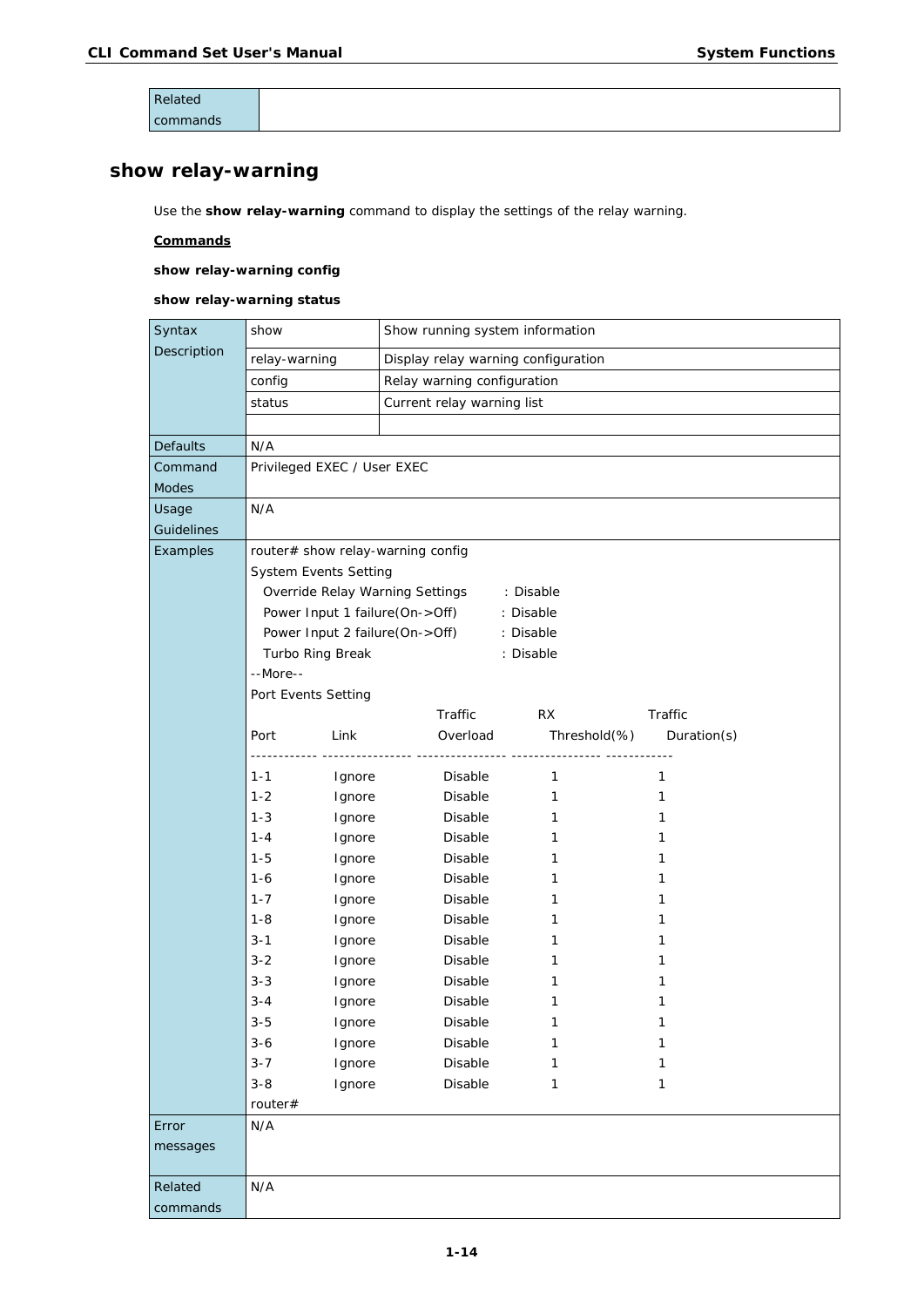| Related commands | |
|---|---|

## show relay-warning

Use the **show relay-warning** command to display the settings of the relay warning.

**Commands**

**show relay-warning config**

**show relay-warning status**

<table>
<tr><td rowspan="5">Syntax Description</td><td>show</td><td>Show running system information</td></tr>
<tr><td>relay-warning</td><td>Display relay warning configuration</td></tr>
<tr><td>config</td><td>Relay warning configuration</td></tr>
<tr><td>status</td><td>Current relay warning list</td></tr>
<tr><td></td><td></td></tr>
<tr><td>Defaults</td><td colspan="2">N/A</td></tr>
<tr><td>Command Modes</td><td colspan="2">Privileged EXEC / User EXEC</td></tr>
<tr><td>Usage Guidelines</td><td colspan="2">N/A</td></tr>
<tr><td>Examples</td><td colspan="2"><pre>router# show relay-warning config
System Events Setting
  Override Relay Warning Settings      : Disable
  Power Input 1 failure(On->Off)       : Disable
  Power Input 2 failure(On->Off)       : Disable
  Turbo Ring Break                     : Disable
--More--
Port Events Setting
                            Traffic        RX              Traffic
Port        Link            Overload       Threshold(%)    Duration(s)
------------ ---------------- ---------------- ---------------- ------------
1-1         Ignore          Disable        1               1
1-2         Ignore          Disable        1               1
1-3         Ignore          Disable        1               1
1-4         Ignore          Disable        1               1
1-5         Ignore          Disable        1               1
1-6         Ignore          Disable        1               1
1-7         Ignore          Disable        1               1
1-8         Ignore          Disable        1               1
3-1         Ignore          Disable        1               1
3-2         Ignore          Disable        1               1
3-3         Ignore          Disable        1               1
3-4         Ignore          Disable        1               1
3-5         Ignore          Disable        1               1
3-6         Ignore          Disable        1               1
3-7         Ignore          Disable        1               1
3-8         Ignore          Disable        1               1
router#</pre></td></tr>
<tr><td>Error messages</td><td colspan="2">N/A</td></tr>
<tr><td>Related commands</td><td colspan="2">N/A</td></tr>
</table>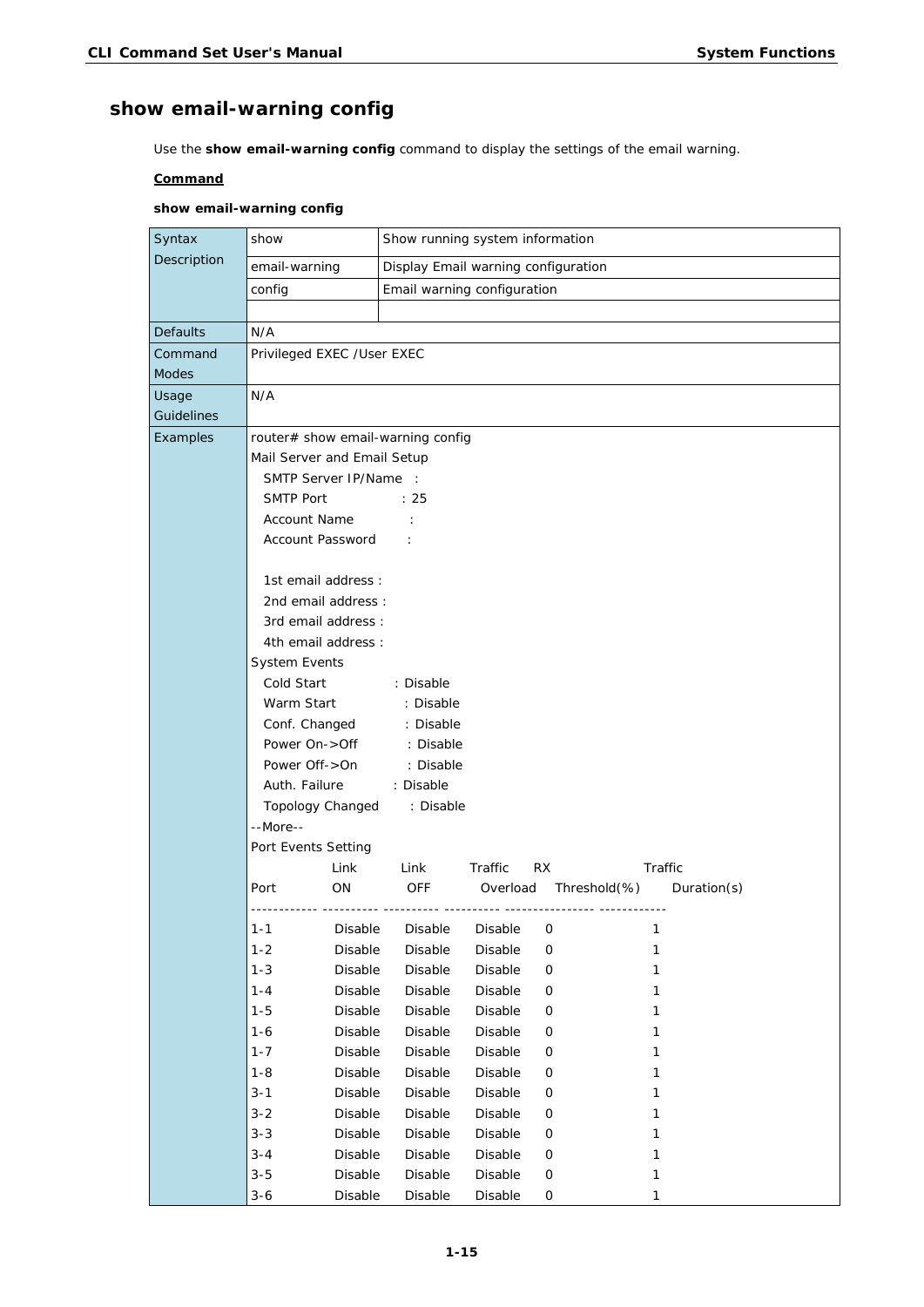## show email-warning config

Use the **show email-warning config** command to display the settings of the email warning.

**Command**

**show email-warning config**

| | | |
|---|---|---|
| Syntax Description | show | Show running system information |
| | email-warning | Display Email warning configuration |
| | config | Email warning configuration |
| | | |
| Defaults | N/A | |
| Command Modes | Privileged EXEC /User EXEC | |
| Usage Guidelines | N/A | |
| Examples | (see below) | |

```
router# show email-warning config
Mail Server and Email Setup
  SMTP Server IP/Name  :
  SMTP Port            : 25
  Account Name         :
  Account Password     :

  1st email address :
  2nd email address :
  3rd email address :
  4th email address :
System Events
  Cold Start          : Disable
  Warm Start          : Disable
  Conf. Changed       : Disable
  Power On->Off       : Disable
  Power Off->On       : Disable
  Auth. Failure       : Disable
  Topology Changed    : Disable
--More--
Port Events Setting
             Link       Link       Traffic    RX               Traffic
Port         ON         OFF        Overload   Threshold(%)     Duration(s)
------------ ---------- ---------- ---------- --------------- ------------
1-1          Disable    Disable    Disable    0                1
1-2          Disable    Disable    Disable    0                1
1-3          Disable    Disable    Disable    0                1
1-4          Disable    Disable    Disable    0                1
1-5          Disable    Disable    Disable    0                1
1-6          Disable    Disable    Disable    0                1
1-7          Disable    Disable    Disable    0                1
1-8          Disable    Disable    Disable    0                1
3-1          Disable    Disable    Disable    0                1
3-2          Disable    Disable    Disable    0                1
3-3          Disable    Disable    Disable    0                1
3-4          Disable    Disable    Disable    0                1
3-5          Disable    Disable    Disable    0                1
3-6          Disable    Disable    Disable    0                1
```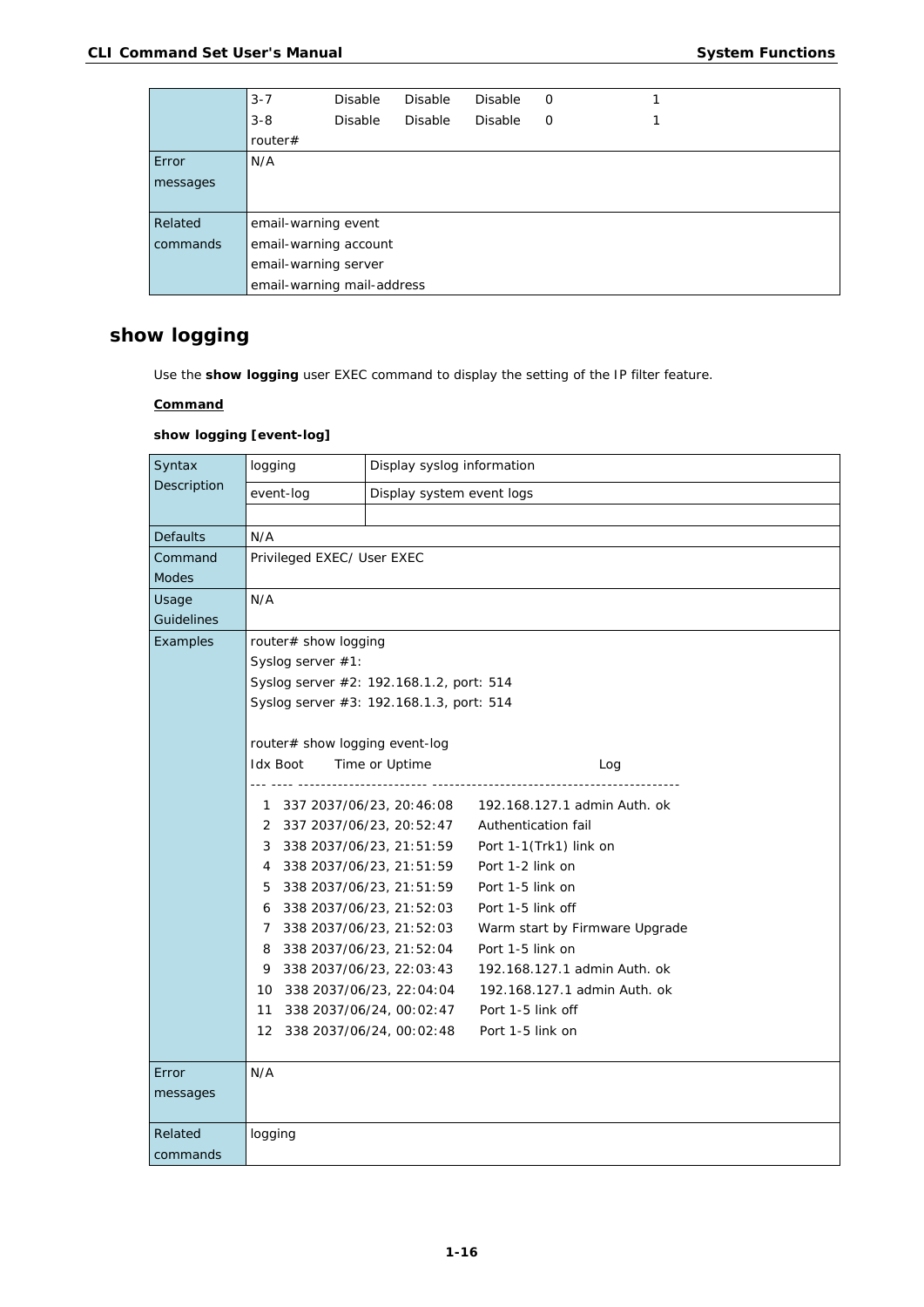|  |  |
|---|---|
|  | 3-7　　Disable　Disable　Disable　0　　　1<br>3-8　　Disable　Disable　Disable　0　　　1<br>router# |
| Error messages | N/A |
| Related commands | email-warning event<br>email-warning account<br>email-warning server<br>email-warning mail-address |

## show logging

Use the **show logging** user EXEC command to display the setting of the IP filter feature.

**Command**

**show logging [event-log]**

| | | |
|---|---|---|
| Syntax Description | logging | Display syslog information |
| | event-log | Display system event logs |
| | | |
| Defaults | N/A | |
| Command Modes | Privileged EXEC/ User EXEC | |
| Usage Guidelines | N/A | |
| Examples | router# show logging<br>Syslog server #1:<br>Syslog server #2: 192.168.1.2, port: 514<br>Syslog server #3: 192.168.1.3, port: 514<br><br>router# show logging event-log<br>Idx Boot　Time or Uptime　　　　　　　Log<br>--- ---- ---------------------- ------------------------------------------<br>1　337 2037/06/23, 20:46:08　192.168.127.1 admin Auth. ok<br>2　337 2037/06/23, 20:52:47　Authentication fail<br>3　338 2037/06/23, 21:51:59　Port 1-1(Trk1) link on<br>4　338 2037/06/23, 21:51:59　Port 1-2 link on<br>5　338 2037/06/23, 21:51:59　Port 1-5 link on<br>6　338 2037/06/23, 21:52:03　Port 1-5 link off<br>7　338 2037/06/23, 21:52:03　Warm start by Firmware Upgrade<br>8　338 2037/06/23, 21:52:04　Port 1-5 link on<br>9　338 2037/06/23, 22:03:43　192.168.127.1 admin Auth. ok<br>10　338 2037/06/23, 22:04:04　192.168.127.1 admin Auth. ok<br>11　338 2037/06/24, 00:02:47　Port 1-5 link off<br>12　338 2037/06/24, 00:02:48　Port 1-5 link on | |
| Error messages | N/A | |
| Related commands | logging | |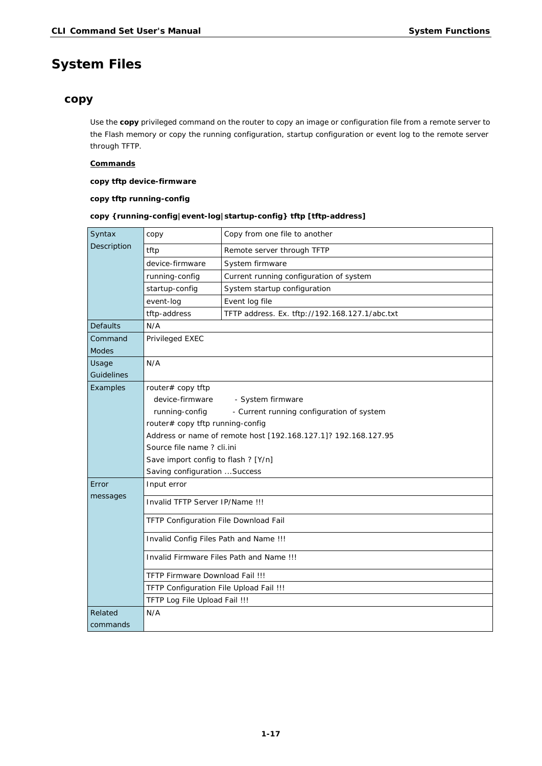# System Files

## copy

Use the **copy** privileged command on the router to copy an image or configuration file from a remote server to the Flash memory or copy the running configuration, startup configuration or event log to the remote server through TFTP.

**Commands**

**copy tftp device-firmware**

**copy tftp running-config**

**copy {running-config|event-log|startup-config} tftp [tftp-address]**

| | | |
|---|---|---|
| Syntax Description | copy | Copy from one file to another |
| | tftp | Remote server through TFTP |
| | device-firmware | System firmware |
| | running-config | Current running configuration of system |
| | startup-config | System startup configuration |
| | event-log | Event log file |
| | tftp-address | TFTP address. Ex. tftp://192.168.127.1/abc.txt |
| Defaults | N/A | |
| Command Modes | Privileged EXEC | |
| Usage Guidelines | N/A | |
| Examples | router# copy tftp<br>device-firmware - System firmware<br>running-config - Current running configuration of system<br>router# copy tftp running-config<br>Address or name of remote host [192.168.127.1]? 192.168.127.95<br>Source file name ? cli.ini<br>Save import config to flash ? [Y/n]<br>Saving configuration ...Success | |
| Error messages | Input error | |
| | Invalid TFTP Server IP/Name !!! | |
| | TFTP Configuration File Download Fail | |
| | Invalid Config Files Path and Name !!! | |
| | Invalid Firmware Files Path and Name !!! | |
| | TFTP Firmware Download Fail !!! | |
| | TFTP Configuration File Upload Fail !!! | |
| | TFTP Log File Upload Fail !!! | |
| Related commands | N/A | |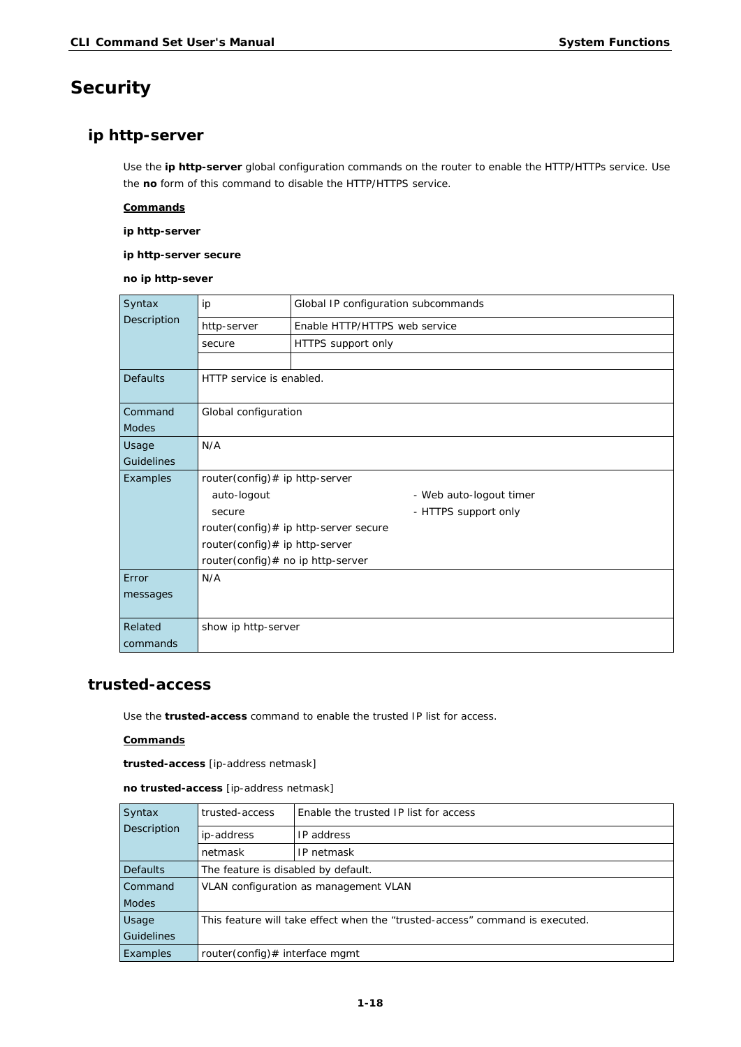# Security

## ip http-server

Use the **ip http-server** global configuration commands on the router to enable the HTTP/HTTPs service. Use the **no** form of this command to disable the HTTP/HTTPS service.

**Commands**

**ip http-server**

**ip http-server secure**

**no ip http-sever**

| Syntax Description | ip | Global IP configuration subcommands |
|---|---|---|
| | http-server | Enable HTTP/HTTPS web service |
| | secure | HTTPS support only |
| | | |
| Defaults | HTTP service is enabled. | |
| Command Modes | Global configuration | |
| Usage Guidelines | N/A | |
| Examples | router(config)# ip http-server<br>  auto-logout    - Web auto-logout timer<br>  secure    - HTTPS support only<br>router(config)# ip http-server secure<br>router(config)# ip http-server<br>router(config)# no ip http-server | |
| Error messages | N/A | |
| Related commands | show ip http-server | |

## trusted-access

Use the **trusted-access** command to enable the trusted IP list for access.

**Commands**

**trusted-access** [ip-address netmask]

**no trusted-access** [ip-address netmask]

| Syntax Description | trusted-access | Enable the trusted IP list for access |
|---|---|---|
| | ip-address | IP address |
| | netmask | IP netmask |
| Defaults | The feature is disabled by default. | |
| Command Modes | VLAN configuration as management VLAN | |
| Usage Guidelines | This feature will take effect when the “trusted-access” command is executed. | |
| Examples | router(config)# interface mgmt | |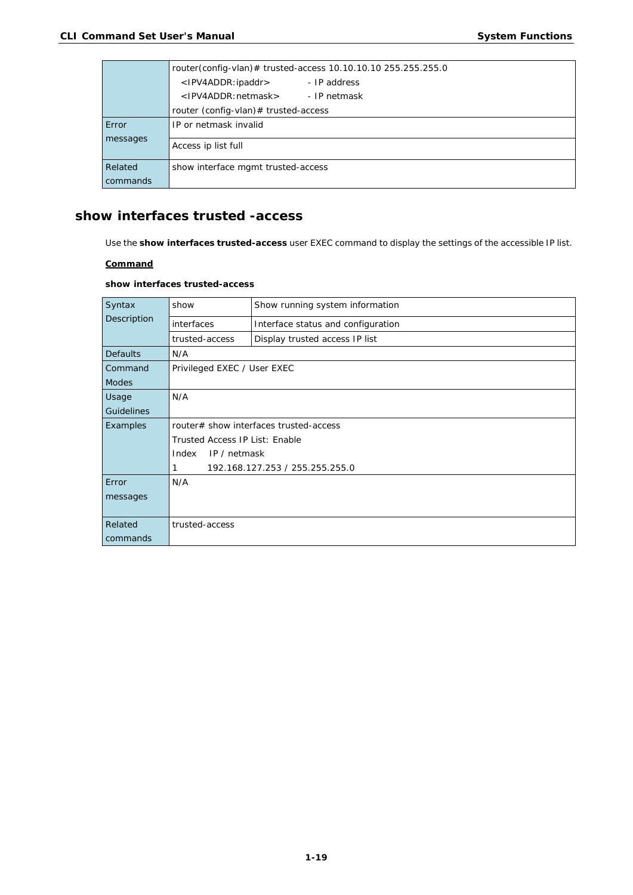| | |
|---|---|
| | router(config-vlan)# trusted-access 10.10.10.10 255.255.255.0<br>&lt;IPV4ADDR:ipaddr&gt; - IP address<br>&lt;IPV4ADDR:netmask&gt; - IP netmask<br>router (config-vlan)# trusted-access |
| Error messages | IP or netmask invalid |
| | Access ip list full |
| Related commands | show interface mgmt trusted-access |

## show interfaces trusted -access

Use the **show interfaces trusted-access** user EXEC command to display the settings of the accessible IP list.

**Command**

**show interfaces trusted-access**

| | | |
|---|---|---|
| Syntax Description | show | Show running system information |
| | interfaces | Interface status and configuration |
| | trusted-access | Display trusted access IP list |
| Defaults | N/A | |
| Command Modes | Privileged EXEC / User EXEC | |
| Usage Guidelines | N/A | |
| Examples | router# show interfaces trusted-access<br>Trusted Access IP List: Enable<br>Index IP / netmask<br>1 192.168.127.253 / 255.255.255.0 | |
| Error messages | N/A | |
| Related commands | trusted-access | |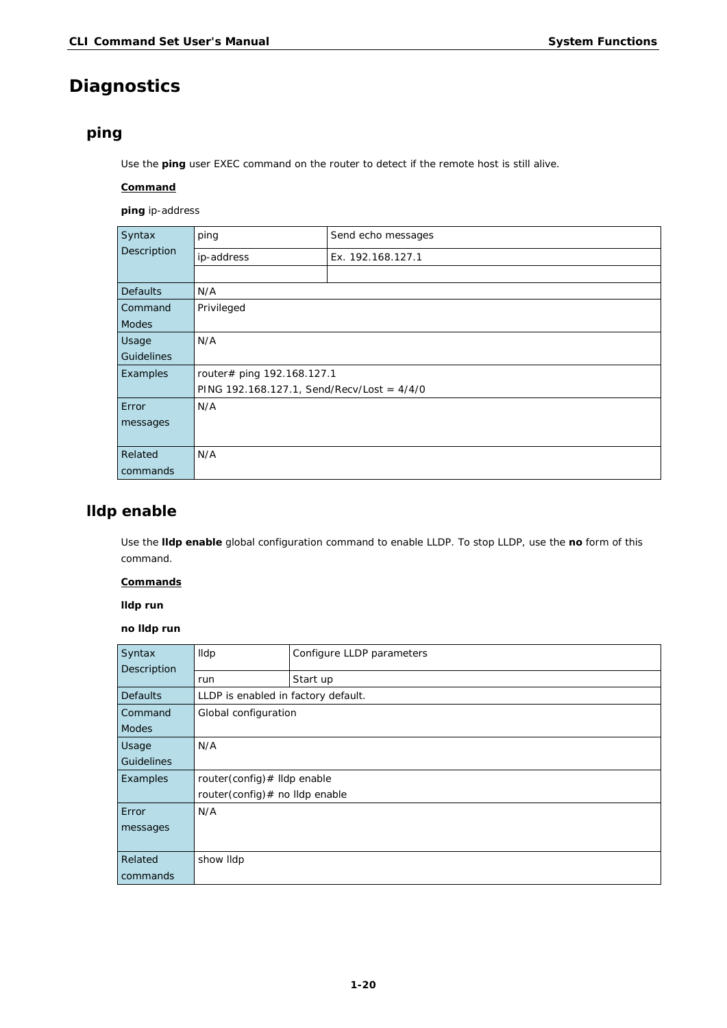# Diagnostics

## ping

Use the **ping** user EXEC command on the router to detect if the remote host is still alive.

**Command**

**ping** ip-address

| | | |
|---|---|---|
| Syntax Description | ping | Send echo messages |
| | ip-address | Ex. 192.168.127.1 |
| | | |
| Defaults | N/A | |
| Command Modes | Privileged | |
| Usage Guidelines | N/A | |
| Examples | router# ping 192.168.127.1<br>PING 192.168.127.1, Send/Recv/Lost = 4/4/0 | |
| Error messages | N/A | |
| Related commands | N/A | |

## lldp enable

Use the **lldp enable** global configuration command to enable LLDP. To stop LLDP, use the **no** form of this command.

**Commands**

**lldp run**

**no lldp run**

| | | |
|---|---|---|
| Syntax Description | lldp | Configure LLDP parameters |
| | run | Start up |
| Defaults | LLDP is enabled in factory default. | |
| Command Modes | Global configuration | |
| Usage Guidelines | N/A | |
| Examples | router(config)# lldp enable<br>router(config)# no lldp enable | |
| Error messages | N/A | |
| Related commands | show lldp | |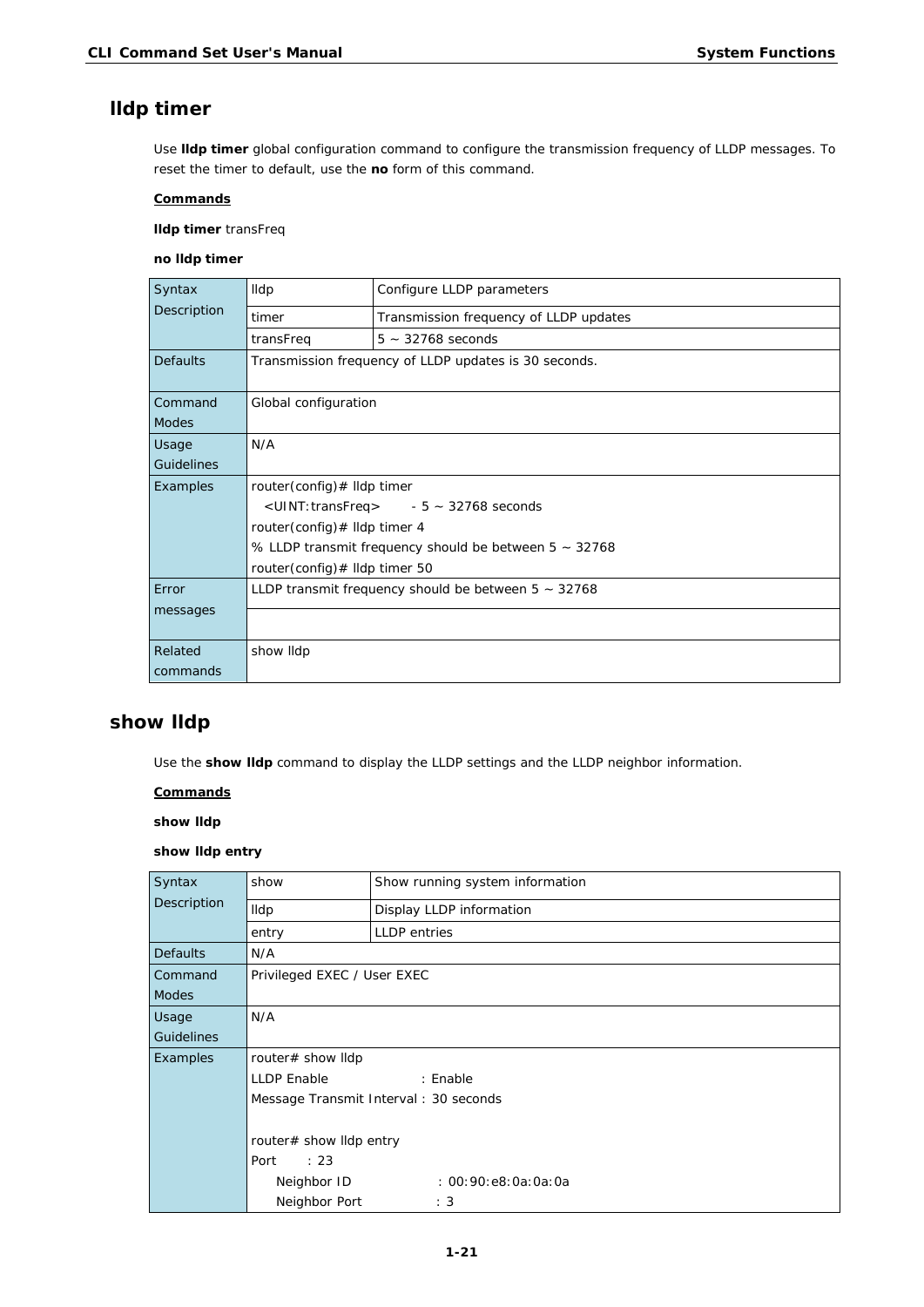## lldp timer

Use **lldp timer** global configuration command to configure the transmission frequency of LLDP messages. To reset the timer to default, use the **no** form of this command.

**Commands**

**lldp timer** transFreq

**no lldp timer**

| | | |
|---|---|---|
| Syntax Description | lldp | Configure LLDP parameters |
| | timer | Transmission frequency of LLDP updates |
| | transFreq | 5 ~ 32768 seconds |
| Defaults | Transmission frequency of LLDP updates is 30 seconds. | |
| Command Modes | Global configuration | |
| Usage Guidelines | N/A | |
| Examples | router(config)# lldp timer<br>&lt;UINT:transFreq&gt; - 5 ~ 32768 seconds<br>router(config)# lldp timer 4<br>% LLDP transmit frequency should be between 5 ~ 32768<br>router(config)# lldp timer 50 | |
| Error messages | LLDP transmit frequency should be between 5 ~ 32768 | |
| Related commands | show lldp | |

## show lldp

Use the **show lldp** command to display the LLDP settings and the LLDP neighbor information.

**Commands**

**show lldp**

**show lldp entry**

| | | |
|---|---|---|
| Syntax Description | show | Show running system information |
| | lldp | Display LLDP information |
| | entry | LLDP entries |
| Defaults | N/A | |
| Command Modes | Privileged EXEC / User EXEC | |
| Usage Guidelines | N/A | |
| Examples | router# show lldp<br>LLDP Enable : Enable<br>Message Transmit Interval : 30 seconds<br><br>router# show lldp entry<br>Port : 23<br>Neighbor ID : 00:90:e8:0a:0a:0a<br>Neighbor Port : 3 | |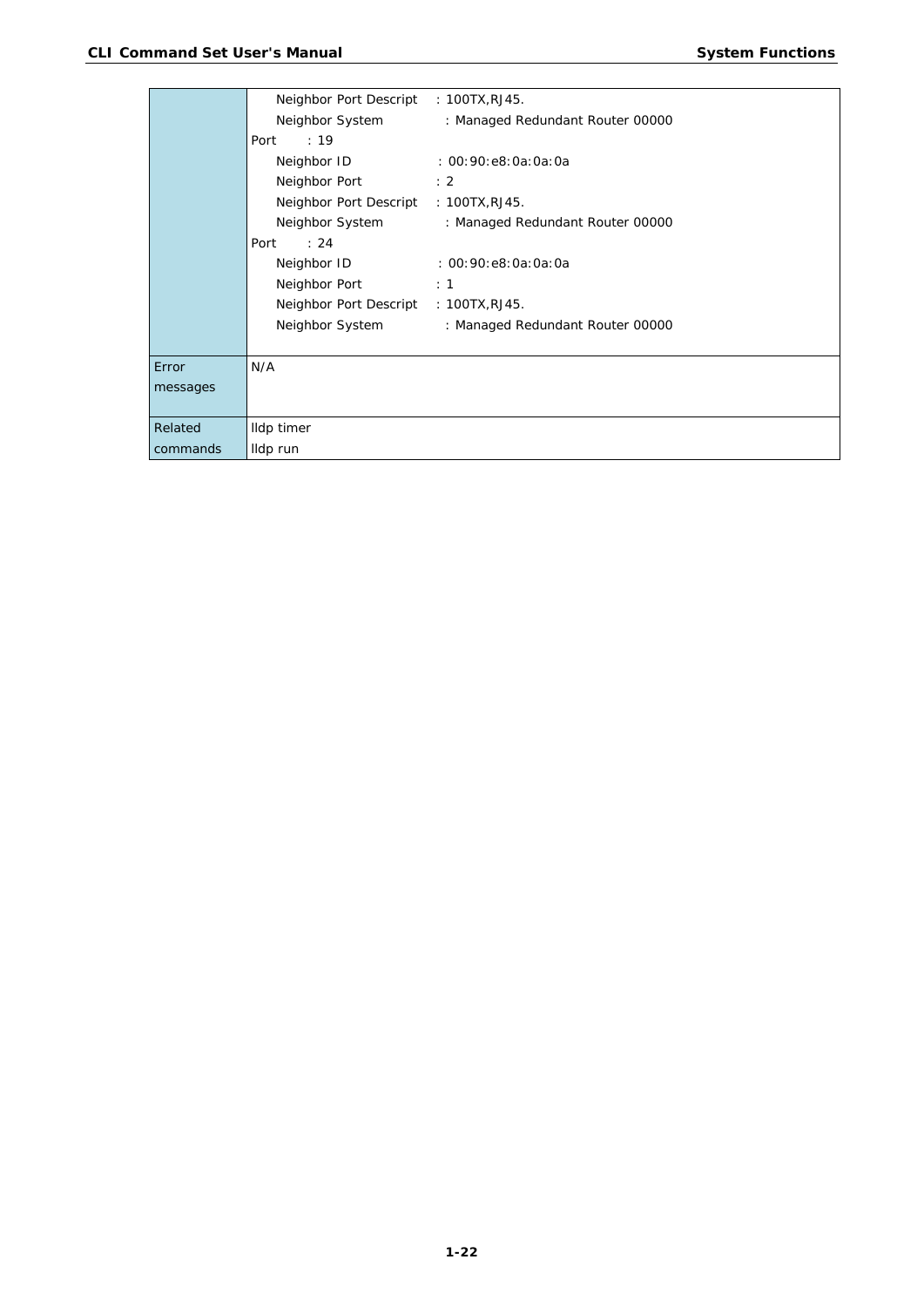| | |
|---|---|
| | Neighbor Port Descript : 100TX,RJ45.<br>Neighbor System : Managed Redundant Router 00000<br>Port : 19<br>Neighbor ID : 00:90:e8:0a:0a:0a<br>Neighbor Port : 2<br>Neighbor Port Descript : 100TX,RJ45.<br>Neighbor System : Managed Redundant Router 00000<br>Port : 24<br>Neighbor ID : 00:90:e8:0a:0a:0a<br>Neighbor Port : 1<br>Neighbor Port Descript : 100TX,RJ45.<br>Neighbor System : Managed Redundant Router 00000 |
| Error messages | N/A |
| Related commands | lldp timer<br>lldp run |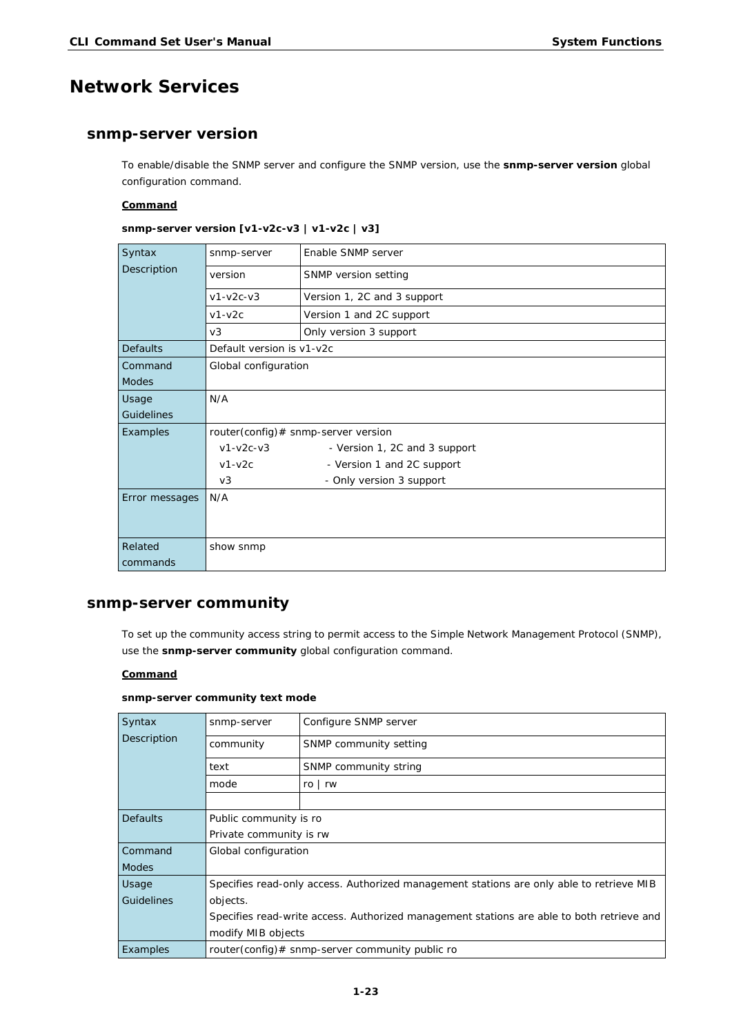# Network Services

## snmp-server version

To enable/disable the SNMP server and configure the SNMP version, use the **snmp-server version** global configuration command.

**Command**

**snmp-server version [v1-v2c-v3 | v1-v2c | v3]**

| | | |
|---|---|---|
| Syntax Description | snmp-server | Enable SNMP server |
| | version | SNMP version setting |
| | v1-v2c-v3 | Version 1, 2C and 3 support |
| | v1-v2c | Version 1 and 2C support |
| | v3 | Only version 3 support |
| Defaults | Default version is v1-v2c | |
| Command Modes | Global configuration | |
| Usage Guidelines | N/A | |
| Examples | router(config)# snmp-server version<br>v1-v2c-v3 - Version 1, 2C and 3 support<br>v1-v2c - Version 1 and 2C support<br>v3 - Only version 3 support | |
| Error messages | N/A | |
| Related commands | show snmp | |

## snmp-server community

To set up the community access string to permit access to the Simple Network Management Protocol (SNMP), use the **snmp-server community** global configuration command.

**Command**

**snmp-server community text mode**

| | | |
|---|---|---|
| Syntax Description | snmp-server | Configure SNMP server |
| | community | SNMP community setting |
| | text | SNMP community string |
| | mode | ro \| rw |
| | | |
| Defaults | Public community is ro<br>Private community is rw | |
| Command Modes | Global configuration | |
| Usage Guidelines | Specifies read-only access. Authorized management stations are only able to retrieve MIB objects.<br>Specifies read-write access. Authorized management stations are able to both retrieve and modify MIB objects | |
| Examples | router(config)# snmp-server community public ro | |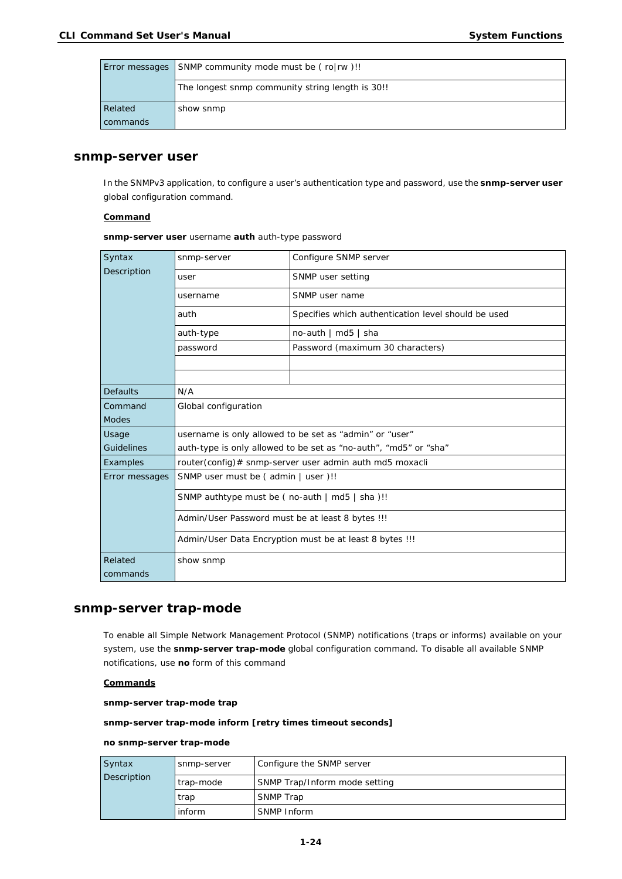| Error messages | SNMP community mode must be ( ro|rw )!! |
|---|---|
| | The longest snmp community string length is 30!! |
| Related commands | show snmp |

## snmp-server user

In the SNMPv3 application, to configure a user's authentication type and password, use the **snmp-server user** global configuration command.

**Command**

**snmp-server user** username **auth** auth-type password

| Syntax Description | snmp-server | Configure SNMP server |
|---|---|---|
| | user | SNMP user setting |
| | username | SNMP user name |
| | auth | Specifies which authentication level should be used |
| | auth-type | no-auth \| md5 \| sha |
| | password | Password (maximum 30 characters) |
| | | |
| | | |
| Defaults | N/A | |
| Command Modes | Global configuration | |
| Usage Guidelines | username is only allowed to be set as "admin" or "user"<br>auth-type is only allowed to be set as "no-auth", "md5" or "sha" | |
| Examples | router(config)# snmp-server user admin auth md5 moxacli | |
| Error messages | SNMP user must be ( admin \| user )!! | |
| | SNMP authtype must be ( no-auth \| md5 \| sha )!! | |
| | Admin/User Password must be at least 8 bytes !!! | |
| | Admin/User Data Encryption must be at least 8 bytes !!! | |
| Related commands | show snmp | |

## snmp-server trap-mode

To enable all Simple Network Management Protocol (SNMP) notifications (traps or informs) available on your system, use the **snmp-server trap-mode** global configuration command. To disable all available SNMP notifications, use **no** form of this command

**Commands**

**snmp-server trap-mode trap**

**snmp-server trap-mode inform [retry times timeout seconds]**

**no snmp-server trap-mode**

| Syntax Description | snmp-server | Configure the SNMP server |
|---|---|---|
| | trap-mode | SNMP Trap/Inform mode setting |
| | trap | SNMP Trap |
| | inform | SNMP Inform |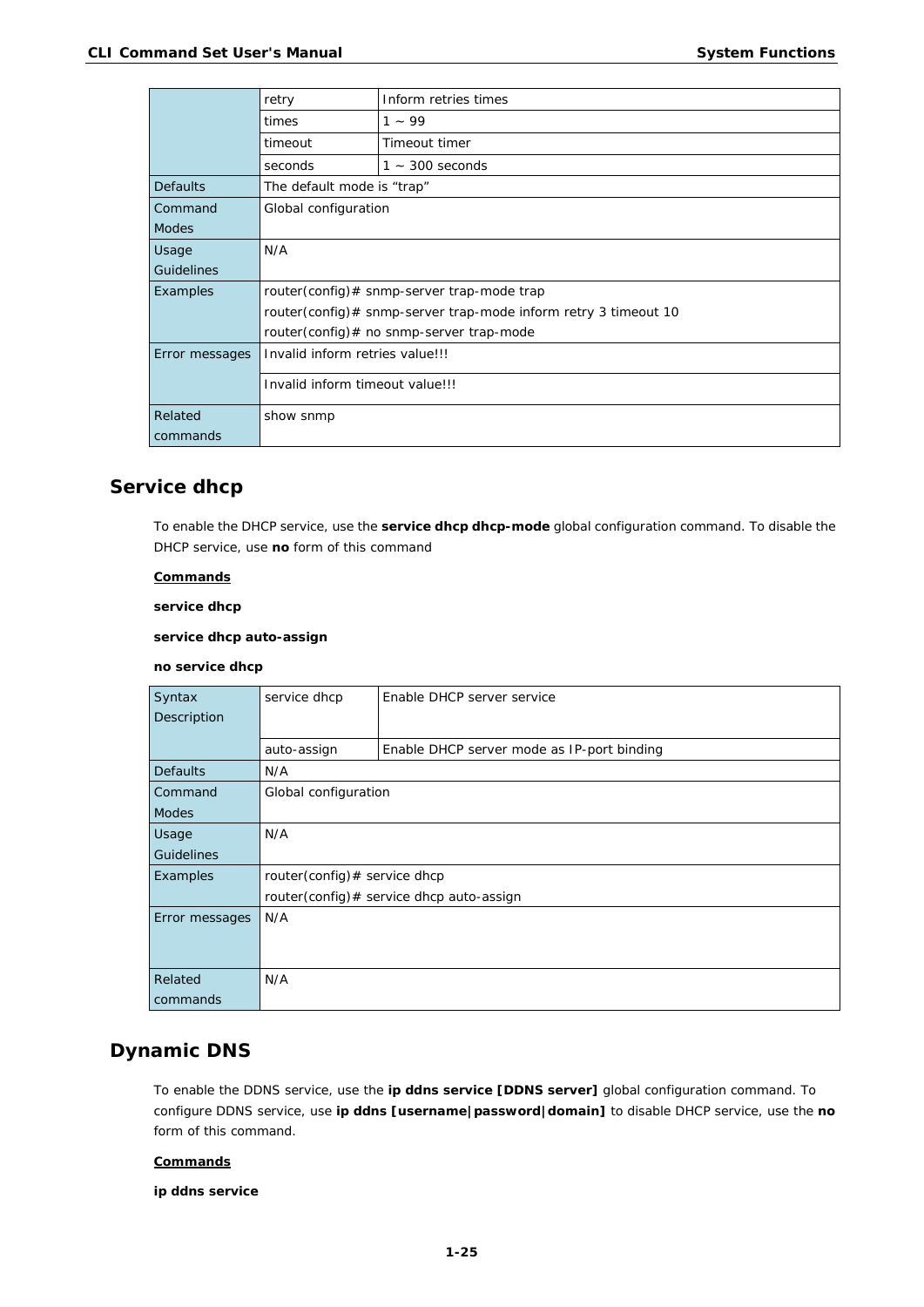| | | |
|---|---|---|
| | retry | Inform retries times |
| | times | 1 ~ 99 |
| | timeout | Timeout timer |
| | seconds | 1 ~ 300 seconds |
| Defaults | The default mode is "trap" | |
| Command Modes | Global configuration | |
| Usage Guidelines | N/A | |
| Examples | router(config)# snmp-server trap-mode trap<br>router(config)# snmp-server trap-mode inform retry 3 timeout 10<br>router(config)# no snmp-server trap-mode | |
| Error messages | Invalid inform retries value!!! | |
| | Invalid inform timeout value!!! | |
| Related commands | show snmp | |

## Service dhcp

To enable the DHCP service, use the **service dhcp dhcp-mode** global configuration command. To disable the DHCP service, use **no** form of this command

**Commands**

**service dhcp**

**service dhcp auto-assign**

**no service dhcp**

| | | |
|---|---|---|
| Syntax Description | service dhcp | Enable DHCP server service |
| | auto-assign | Enable DHCP server mode as IP-port binding |
| Defaults | N/A | |
| Command Modes | Global configuration | |
| Usage Guidelines | N/A | |
| Examples | router(config)# service dhcp<br>router(config)# service dhcp auto-assign | |
| Error messages | N/A | |
| Related commands | N/A | |

## Dynamic DNS

To enable the DDNS service, use the **ip ddns service [DDNS server]** global configuration command. To configure DDNS service, use **ip ddns [username|password|domain]** to disable DHCP service, use the **no** form of this command.

**Commands**

**ip ddns service**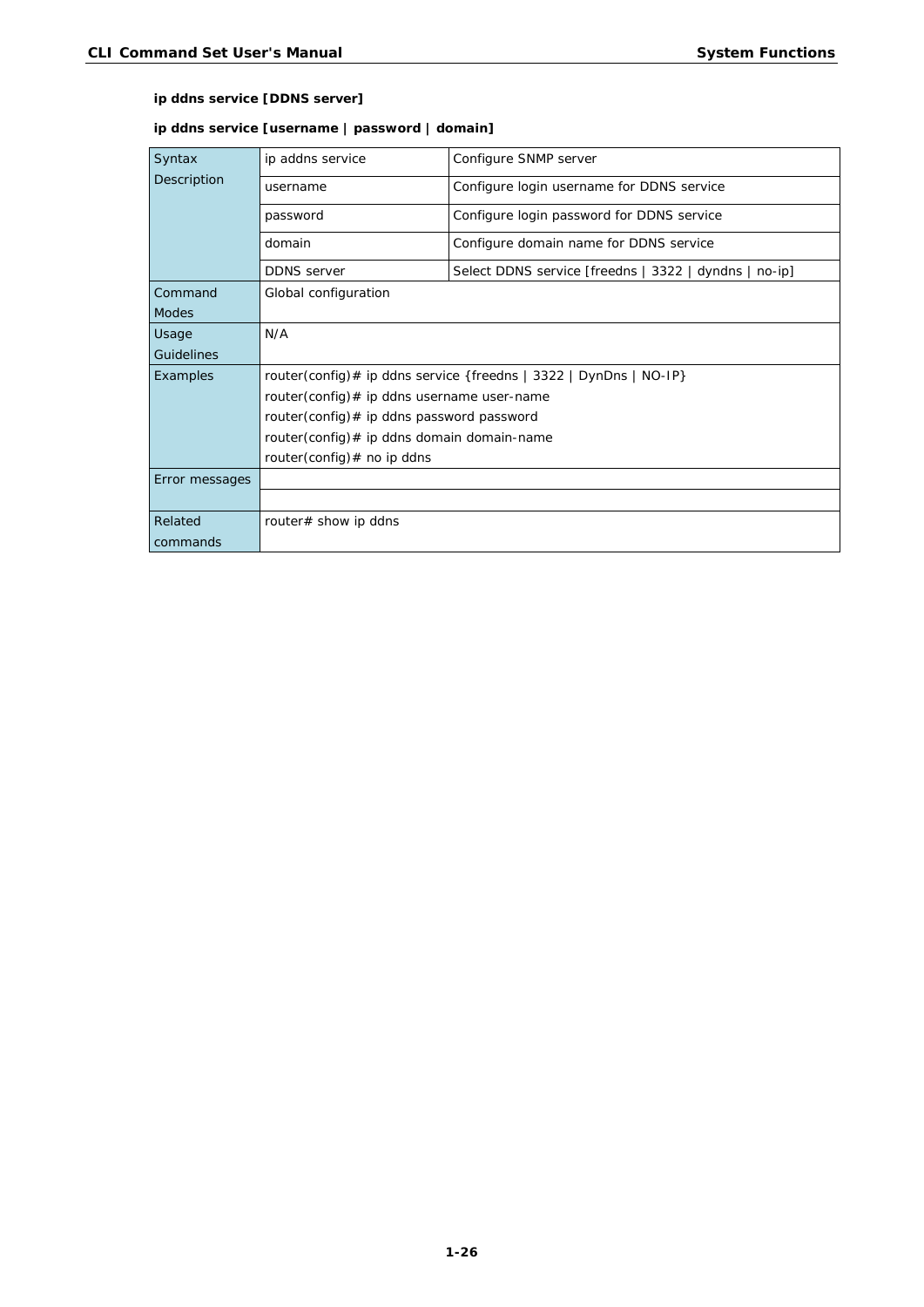**ip ddns service [DDNS server]**

**ip ddns service [username | password | domain]**

| Syntax Description | ip addns service | Configure SNMP server |
|---|---|---|
| | username | Configure login username for DDNS service |
| | password | Configure login password for DDNS service |
| | domain | Configure domain name for DDNS service |
| | DDNS server | Select DDNS service [freedns \| 3322 \| dyndns \| no-ip] |
| Command Modes | Global configuration | |
| Usage Guidelines | N/A | |
| Examples | router(config)# ip ddns service {freedns \| 3322 \| DynDns \| NO-IP}<br>router(config)# ip ddns username user-name<br>router(config)# ip ddns password password<br>router(config)# ip ddns domain domain-name<br>router(config)# no ip ddns | |
| Error messages | | |
| | | |
| Related commands | router# show ip ddns | |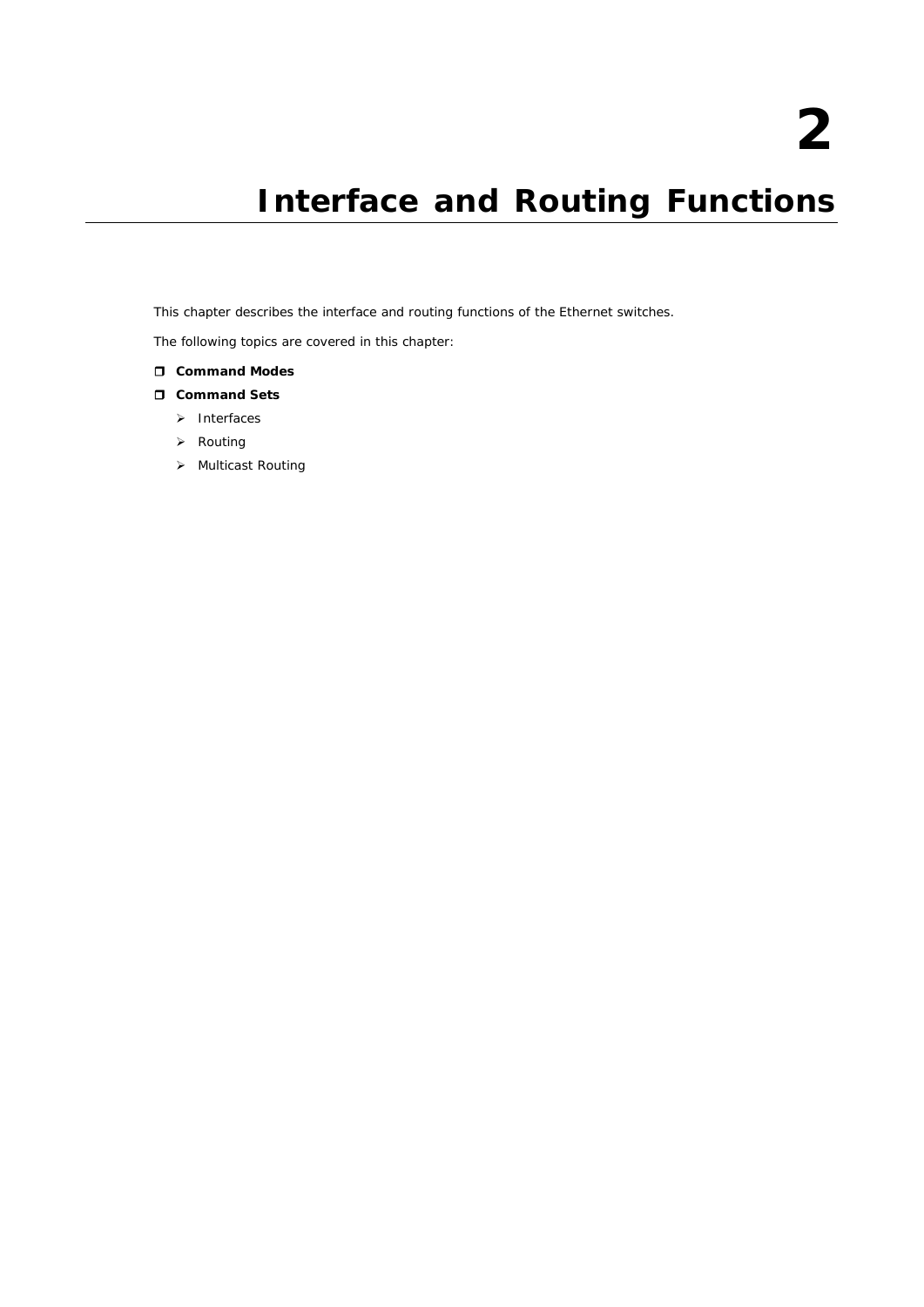# 2

# Interface and Routing Functions

This chapter describes the interface and routing functions of the Ethernet switches.

The following topics are covered in this chapter:

- **Command Modes**
- **Command Sets**
  - Interfaces
  - Routing
  - Multicast Routing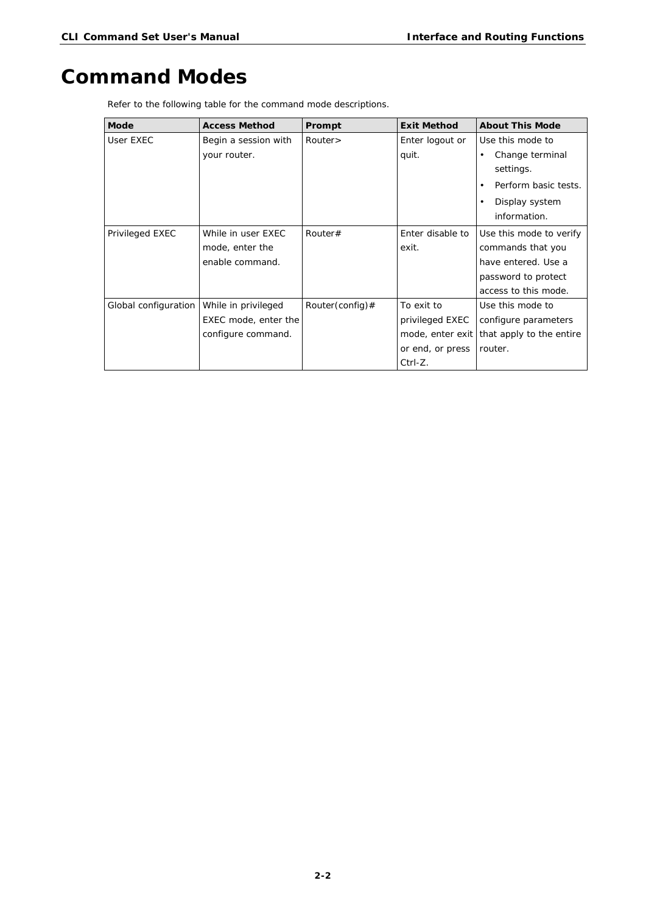# Command Modes

Refer to the following table for the command mode descriptions.

| Mode | Access Method | Prompt | Exit Method | About This Mode |
|---|---|---|---|---|
| User EXEC | Begin a session with your router. | Router> | Enter logout or quit. | Use this mode to<br>• Change terminal settings.<br>• Perform basic tests.<br>• Display system information. |
| Privileged EXEC | While in user EXEC mode, enter the enable command. | Router# | Enter disable to exit. | Use this mode to verify commands that you have entered. Use a password to protect access to this mode. |
| Global configuration | While in privileged EXEC mode, enter the configure command. | Router(config)# | To exit to privileged EXEC mode, enter exit or end, or press Ctrl-Z. | Use this mode to configure parameters that apply to the entire router. |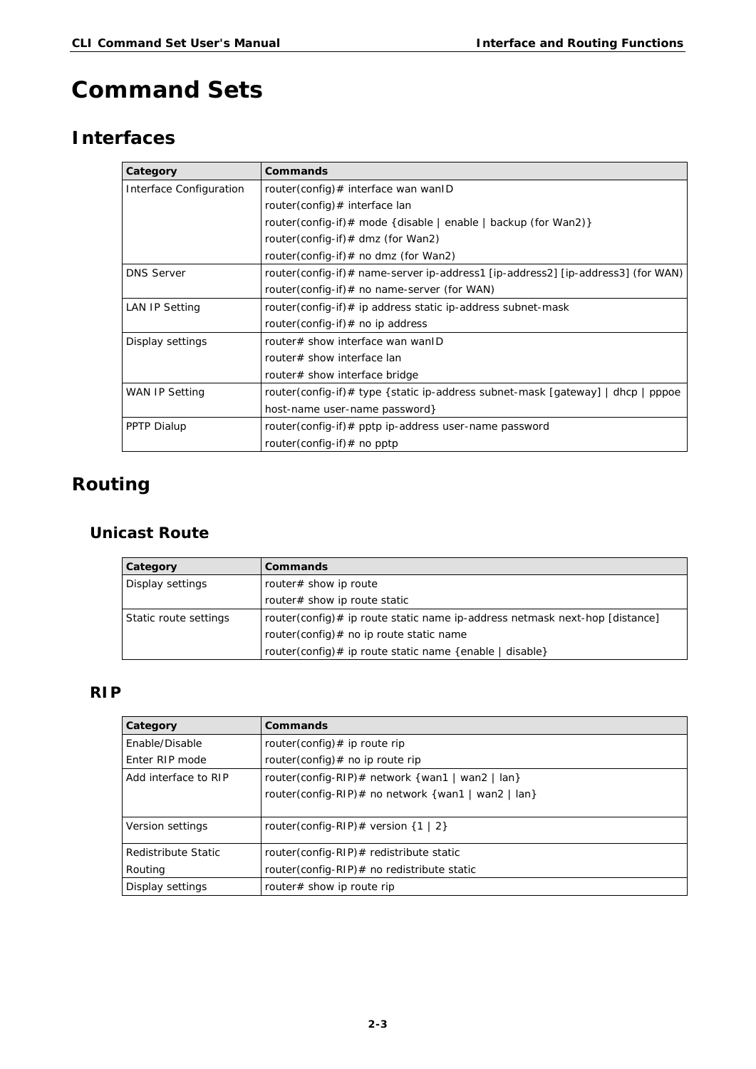# Command Sets

## Interfaces

| Category | Commands |
|---|---|
| Interface Configuration | router(config)# interface wan wanID<br>router(config)# interface lan<br>router(config-if)# mode {disable \| enable \| backup (for Wan2)}<br>router(config-if)# dmz (for Wan2)<br>router(config-if)# no dmz (for Wan2) |
| DNS Server | router(config-if)# name-server ip-address1 [ip-address2] [ip-address3] (for WAN)<br>router(config-if)# no name-server (for WAN) |
| LAN IP Setting | router(config-if)# ip address static ip-address subnet-mask<br>router(config-if)# no ip address |
| Display settings | router# show interface wan wanID<br>router# show interface lan<br>router# show interface bridge |
| WAN IP Setting | router(config-if)# type {static ip-address subnet-mask [gateway] \| dhcp \| pppoe host-name user-name password} |
| PPTP Dialup | router(config-if)# pptp ip-address user-name password<br>router(config-if)# no pptp |

## Routing

### Unicast Route

| Category | Commands |
|---|---|
| Display settings | router# show ip route<br>router# show ip route static |
| Static route settings | router(config)# ip route static name ip-address netmask next-hop [distance]<br>router(config)# no ip route static name<br>router(config)# ip route static name {enable \| disable} |

### RIP

| Category | Commands |
|---|---|
| Enable/Disable Enter RIP mode | router(config)# ip route rip<br>router(config)# no ip route rip |
| Add interface to RIP | router(config-RIP)# network {wan1 \| wan2 \| lan}<br>router(config-RIP)# no network {wan1 \| wan2 \| lan} |
| Version settings | router(config-RIP)# version {1 \| 2} |
| Redistribute Static Routing | router(config-RIP)# redistribute static<br>router(config-RIP)# no redistribute static |
| Display settings | router# show ip route rip |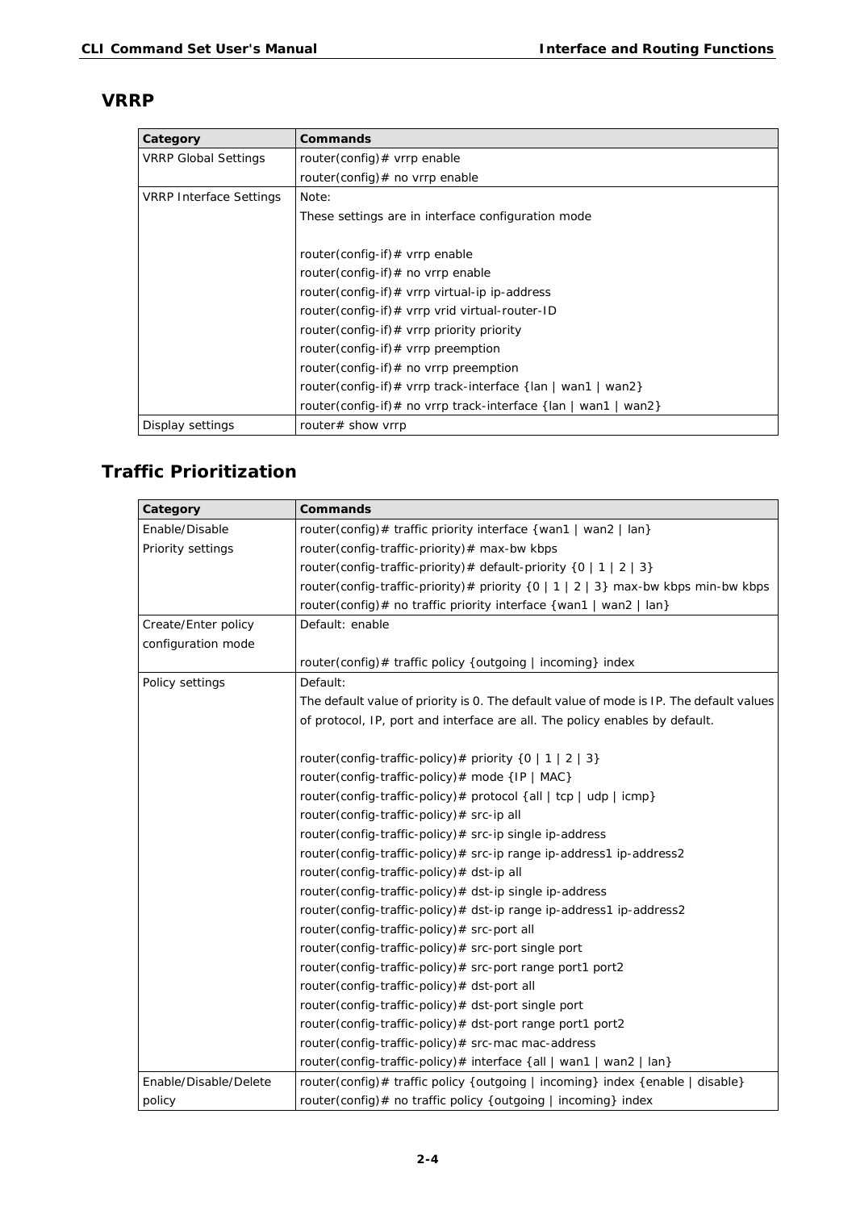## VRRP

| Category | Commands |
|---|---|
| VRRP Global Settings | router(config)# vrrp enable<br>router(config)# no vrrp enable |
| VRRP Interface Settings | Note:<br>These settings are in interface configuration mode<br><br>router(config-if)# vrrp enable<br>router(config-if)# no vrrp enable<br>router(config-if)# vrrp virtual-ip ip-address<br>router(config-if)# vrrp vrid virtual-router-ID<br>router(config-if)# vrrp priority priority<br>router(config-if)# vrrp preemption<br>router(config-if)# no vrrp preemption<br>router(config-if)# vrrp track-interface {lan \| wan1 \| wan2}<br>router(config-if)# no vrrp track-interface {lan \| wan1 \| wan2} |
| Display settings | router# show vrrp |

## Traffic Prioritization

| Category | Commands |
|---|---|
| Enable/Disable Priority settings | router(config)# traffic priority interface {wan1 \| wan2 \| lan}<br>router(config-traffic-priority)# max-bw kbps<br>router(config-traffic-priority)# default-priority {0 \| 1 \| 2 \| 3}<br>router(config-traffic-priority)# priority {0 \| 1 \| 2 \| 3} max-bw kbps min-bw kbps<br>router(config)# no traffic priority interface {wan1 \| wan2 \| lan} |
| Create/Enter policy configuration mode | Default: enable<br><br>router(config)# traffic policy {outgoing \| incoming} index |
| Policy settings | Default:<br>The default value of priority is 0. The default value of mode is IP. The default values of protocol, IP, port and interface are all. The policy enables by default.<br><br>router(config-traffic-policy)# priority {0 \| 1 \| 2 \| 3}<br>router(config-traffic-policy)# mode {IP \| MAC}<br>router(config-traffic-policy)# protocol {all \| tcp \| udp \| icmp}<br>router(config-traffic-policy)# src-ip all<br>router(config-traffic-policy)# src-ip single ip-address<br>router(config-traffic-policy)# src-ip range ip-address1 ip-address2<br>router(config-traffic-policy)# dst-ip all<br>router(config-traffic-policy)# dst-ip single ip-address<br>router(config-traffic-policy)# dst-ip range ip-address1 ip-address2<br>router(config-traffic-policy)# src-port all<br>router(config-traffic-policy)# src-port single port<br>router(config-traffic-policy)# src-port range port1 port2<br>router(config-traffic-policy)# dst-port all<br>router(config-traffic-policy)# dst-port single port<br>router(config-traffic-policy)# dst-port range port1 port2<br>router(config-traffic-policy)# src-mac mac-address<br>router(config-traffic-policy)# interface {all \| wan1 \| wan2 \| lan} |
| Enable/Disable/Delete policy | router(config)# traffic policy {outgoing \| incoming} index {enable \| disable}<br>router(config)# no traffic policy {outgoing \| incoming} index |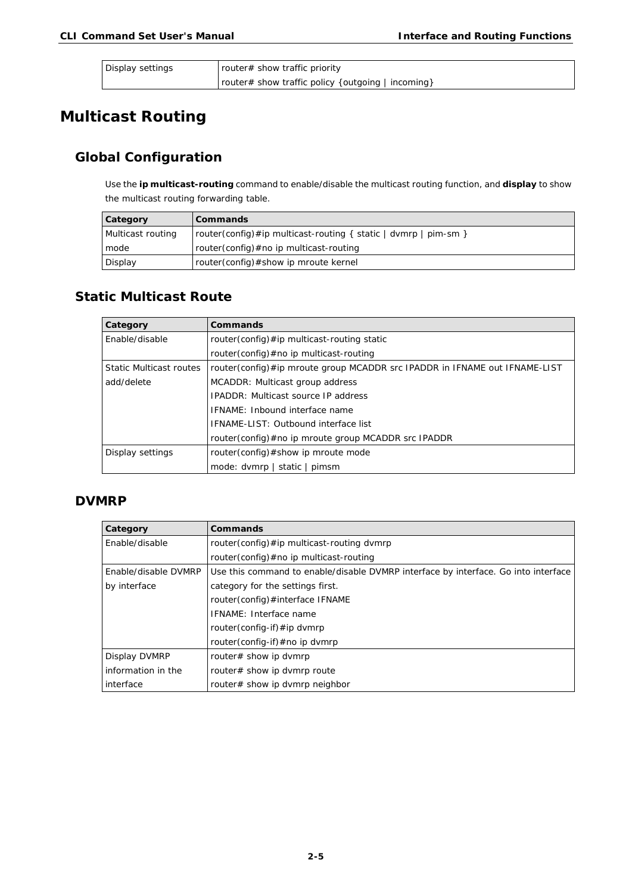| Display settings | router# show traffic priority |
| --- | --- |
| | router# show traffic policy {outgoing | incoming} |

# Multicast Routing

## Global Configuration

Use the **ip multicast-routing** command to enable/disable the multicast routing function, and **display** to show the multicast routing forwarding table.

| Category | Commands |
| --- | --- |
| Multicast routing mode | router(config)#ip multicast-routing { static | dvmrp | pim-sm } |
| | router(config)#no ip multicast-routing |
| Display | router(config)#show ip mroute kernel |

## Static Multicast Route

| Category | Commands |
| --- | --- |
| Enable/disable | router(config)#ip multicast-routing static |
| | router(config)#no ip multicast-routing |
| Static Multicast routes add/delete | router(config)#ip mroute group MCADDR src IPADDR in IFNAME out IFNAME-LIST |
| | MCADDR: Multicast group address |
| | IPADDR: Multicast source IP address |
| | IFNAME: Inbound interface name |
| | IFNAME-LIST: Outbound interface list |
| | router(config)#no ip mroute group MCADDR src IPADDR |
| Display settings | router(config)#show ip mroute mode |
| | mode: dvmrp | static | pimsm |

## DVMRP

| Category | Commands |
| --- | --- |
| Enable/disable | router(config)#ip multicast-routing dvmrp |
| | router(config)#no ip multicast-routing |
| Enable/disable DVMRP by interface | Use this command to enable/disable DVMRP interface by interface. Go into interface category for the settings first. |
| | router(config)#interface IFNAME |
| | IFNAME: Interface name |
| | router(config-if)#ip dvmrp |
| | router(config-if)#no ip dvmrp |
| Display DVMRP information in the interface | router# show ip dvmrp |
| | router# show ip dvmrp route |
| | router# show ip dvmrp neighbor |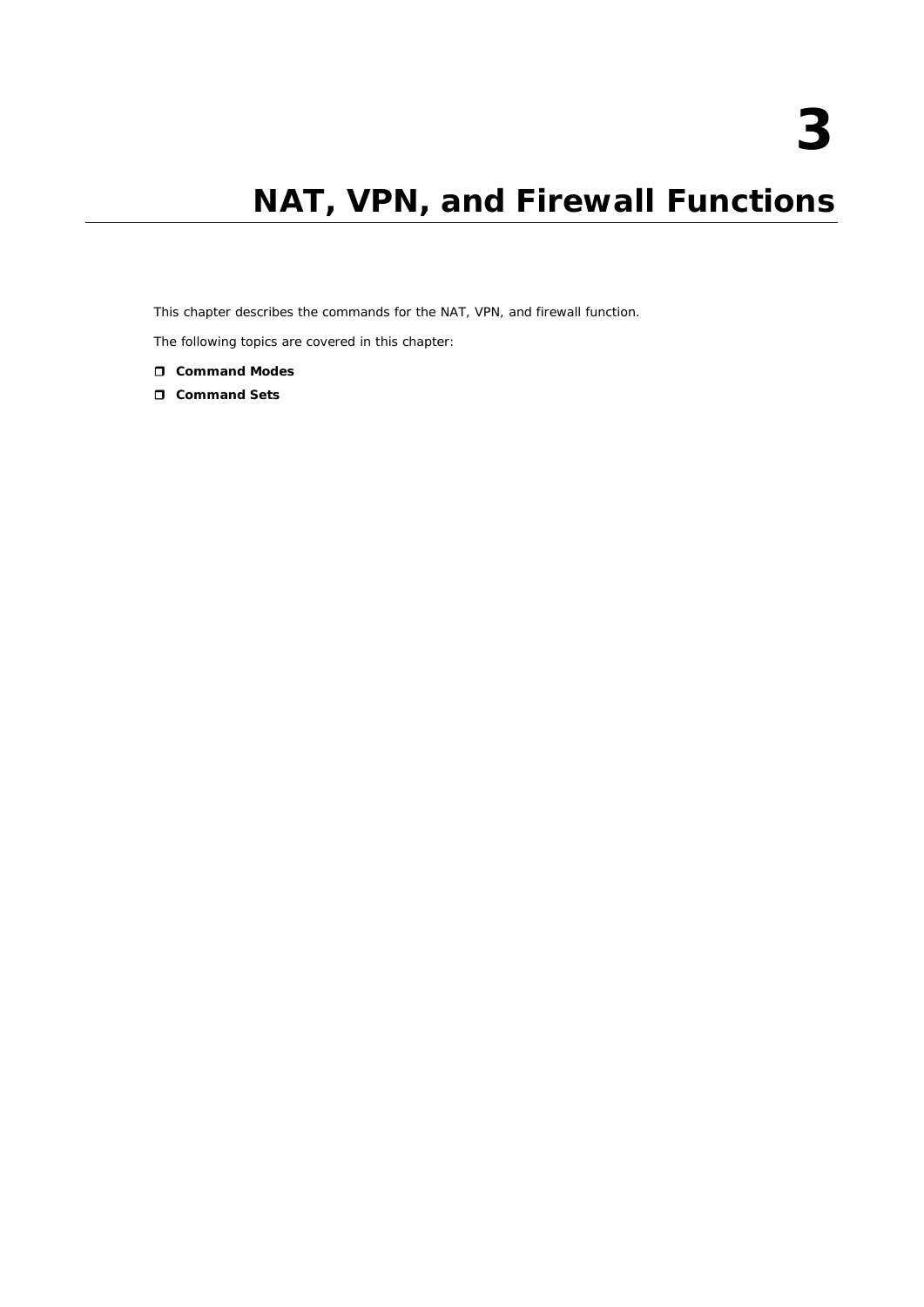# 3

# NAT, VPN, and Firewall Functions

This chapter describes the commands for the NAT, VPN, and firewall function.

The following topics are covered in this chapter:

- **Command Modes**
- **Command Sets**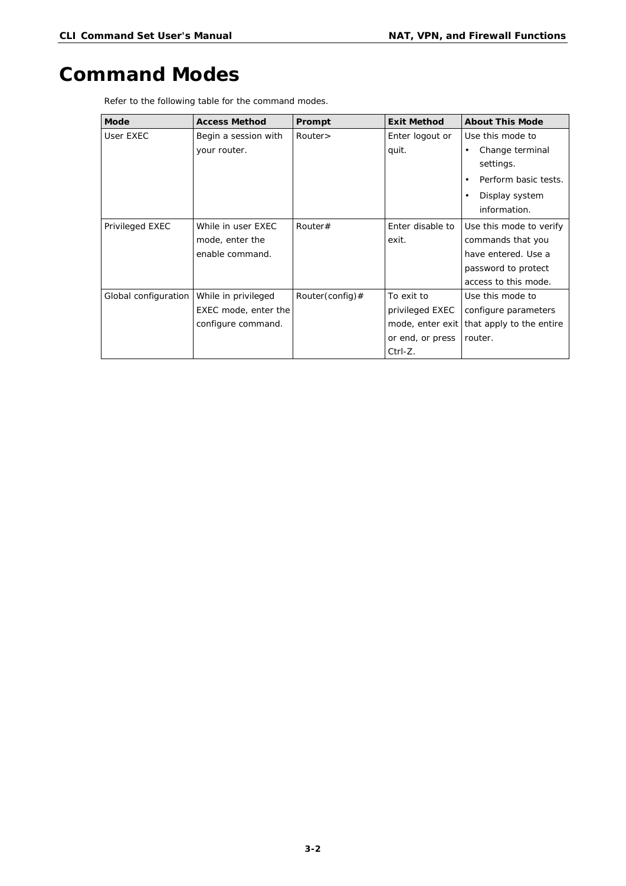# Command Modes

Refer to the following table for the command modes.

| Mode | Access Method | Prompt | Exit Method | About This Mode |
|---|---|---|---|---|
| User EXEC | Begin a session with your router. | Router> | Enter logout or quit. | Use this mode to<br>• Change terminal settings.<br>• Perform basic tests.<br>• Display system information. |
| Privileged EXEC | While in user EXEC mode, enter the enable command. | Router# | Enter disable to exit. | Use this mode to verify commands that you have entered. Use a password to protect access to this mode. |
| Global configuration | While in privileged EXEC mode, enter the configure command. | Router(config)# | To exit to privileged EXEC mode, enter exit or end, or press Ctrl-Z. | Use this mode to configure parameters that apply to the entire router. |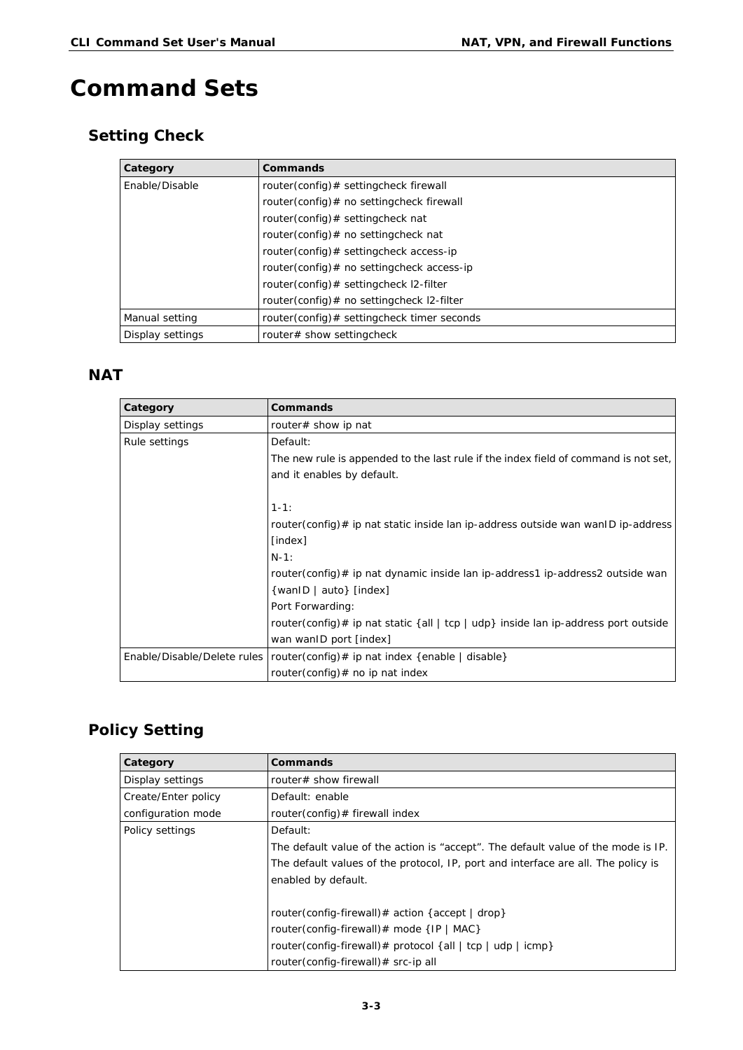# Command Sets

## Setting Check

| Category | Commands |
|---|---|
| Enable/Disable | router(config)# settingcheck firewall<br>router(config)# no settingcheck firewall<br>router(config)# settingcheck nat<br>router(config)# no settingcheck nat<br>router(config)# settingcheck access-ip<br>router(config)# no settingcheck access-ip<br>router(config)# settingcheck l2-filter<br>router(config)# no settingcheck l2-filter |
| Manual setting | router(config)# settingcheck timer seconds |
| Display settings | router# show settingcheck |

## NAT

| Category | Commands |
|---|---|
| Display settings | router# show ip nat |
| Rule settings | Default:<br>The new rule is appended to the last rule if the index field of command is not set, and it enables by default.<br><br>1-1:<br>router(config)# ip nat static inside lan ip-address outside wan wanID ip-address [index]<br>N-1:<br>router(config)# ip nat dynamic inside lan ip-address1 ip-address2 outside wan {wanID \| auto} [index]<br>Port Forwarding:<br>router(config)# ip nat static {all \| tcp \| udp} inside lan ip-address port outside wan wanID port [index] |
| Enable/Disable/Delete rules | router(config)# ip nat index {enable \| disable}<br>router(config)# no ip nat index |

## Policy Setting

| Category | Commands |
|---|---|
| Display settings | router# show firewall |
| Create/Enter policy configuration mode | Default: enable<br>router(config)# firewall index |
| Policy settings | Default:<br>The default value of the action is "accept". The default value of the mode is IP. The default values of the protocol, IP, port and interface are all. The policy is enabled by default.<br><br>router(config-firewall)# action {accept \| drop}<br>router(config-firewall)# mode {IP \| MAC}<br>router(config-firewall)# protocol {all \| tcp \| udp \| icmp}<br>router(config-firewall)# src-ip all |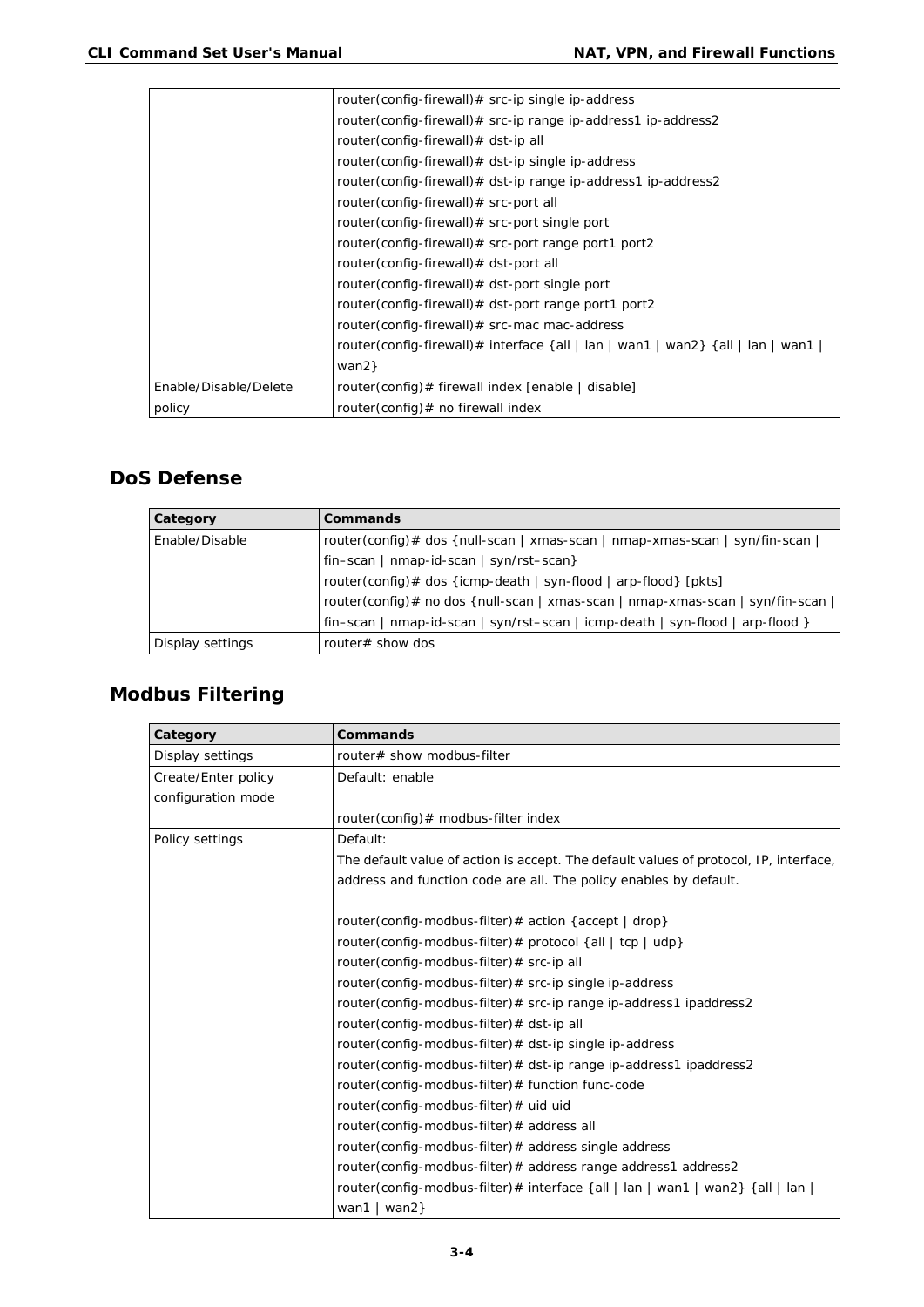| | |
|---|---|
| | router(config-firewall)# src-ip single ip-address<br>router(config-firewall)# src-ip range ip-address1 ip-address2<br>router(config-firewall)# dst-ip all<br>router(config-firewall)# dst-ip single ip-address<br>router(config-firewall)# dst-ip range ip-address1 ip-address2<br>router(config-firewall)# src-port all<br>router(config-firewall)# src-port single port<br>router(config-firewall)# src-port range port1 port2<br>router(config-firewall)# dst-port all<br>router(config-firewall)# dst-port single port<br>router(config-firewall)# dst-port range port1 port2<br>router(config-firewall)# src-mac mac-address<br>router(config-firewall)# interface {all \| lan \| wan1 \| wan2} {all \| lan \| wan1 \| wan2} |
| Enable/Disable/Delete policy | router(config)# firewall index [enable \| disable]<br>router(config)# no firewall index |

## DoS Defense

| Category | Commands |
|---|---|
| Enable/Disable | router(config)# dos {null-scan \| xmas-scan \| nmap-xmas-scan \| syn/fin-scan \| fin–scan \| nmap-id-scan \| syn/rst–scan}<br>router(config)# dos {icmp-death \| syn-flood \| arp-flood} [pkts]<br>router(config)# no dos {null-scan \| xmas-scan \| nmap-xmas-scan \| syn/fin-scan \| fin–scan \| nmap-id-scan \| syn/rst–scan \| icmp-death \| syn-flood \| arp-flood } |
| Display settings | router# show dos |

## Modbus Filtering

| Category | Commands |
|---|---|
| Display settings | router# show modbus-filter |
| Create/Enter policy configuration mode | Default: enable<br><br>router(config)# modbus-filter index |
| Policy settings | Default:<br>The default value of action is accept. The default values of protocol, IP, interface, address and function code are all. The policy enables by default.<br><br>router(config-modbus-filter)# action {accept \| drop}<br>router(config-modbus-filter)# protocol {all \| tcp \| udp}<br>router(config-modbus-filter)# src-ip all<br>router(config-modbus-filter)# src-ip single ip-address<br>router(config-modbus-filter)# src-ip range ip-address1 ipaddress2<br>router(config-modbus-filter)# dst-ip all<br>router(config-modbus-filter)# dst-ip single ip-address<br>router(config-modbus-filter)# dst-ip range ip-address1 ipaddress2<br>router(config-modbus-filter)# function func-code<br>router(config-modbus-filter)# uid uid<br>router(config-modbus-filter)# address all<br>router(config-modbus-filter)# address single address<br>router(config-modbus-filter)# address range address1 address2<br>router(config-modbus-filter)# interface {all \| lan \| wan1 \| wan2} {all \| lan \| wan1 \| wan2} |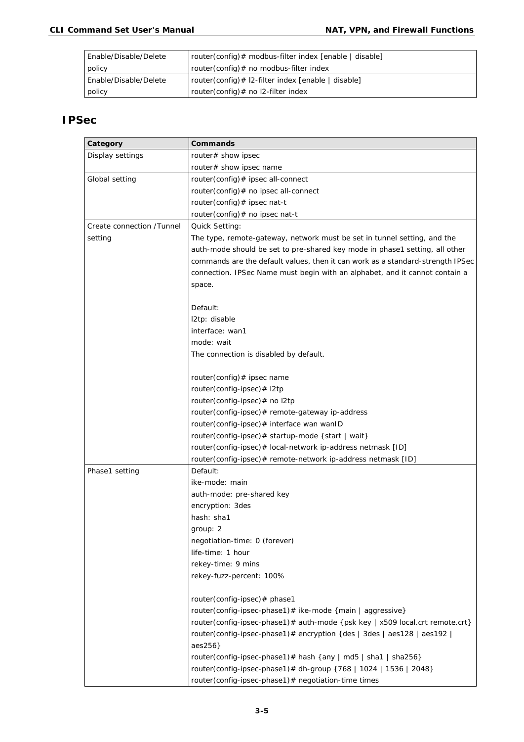| Enable/Disable/Delete policy | router(config)# modbus-filter index [enable \| disable]<br>router(config)# no modbus-filter index |
|---|---|
| Enable/Disable/Delete policy | router(config)# l2-filter index [enable \| disable]<br>router(config)# no l2-filter index |

## IPSec

| Category | Commands |
|---|---|
| Display settings | router# show ipsec<br>router# show ipsec name |
| Global setting | router(config)# ipsec all-connect<br>router(config)# no ipsec all-connect<br>router(config)# ipsec nat-t<br>router(config)# no ipsec nat-t |
| Create connection /Tunnel setting | Quick Setting:<br>The type, remote-gateway, network must be set in tunnel setting, and the auth-mode should be set to pre-shared key mode in phase1 setting, all other commands are the default values, then it can work as a standard-strength IPSec connection. IPSec Name must begin with an alphabet, and it cannot contain a space.<br><br>Default:<br>l2tp: disable<br>interface: wan1<br>mode: wait<br>The connection is disabled by default.<br><br>router(config)# ipsec name<br>router(config-ipsec)# l2tp<br>router(config-ipsec)# no l2tp<br>router(config-ipsec)# remote-gateway ip-address<br>router(config-ipsec)# interface wan wanID<br>router(config-ipsec)# startup-mode {start \| wait}<br>router(config-ipsec)# local-network ip-address netmask [ID]<br>router(config-ipsec)# remote-network ip-address netmask [ID] |
| Phase1 setting | Default:<br>ike-mode: main<br>auth-mode: pre-shared key<br>encryption: 3des<br>hash: sha1<br>group: 2<br>negotiation-time: 0 (forever)<br>life-time: 1 hour<br>rekey-time: 9 mins<br>rekey-fuzz-percent: 100%<br><br>router(config-ipsec)# phase1<br>router(config-ipsec-phase1)# ike-mode {main \| aggressive}<br>router(config-ipsec-phase1)# auth-mode {psk key \| x509 local.crt remote.crt}<br>router(config-ipsec-phase1)# encryption {des \| 3des \| aes128 \| aes192 \| aes256}<br>router(config-ipsec-phase1)# hash {any \| md5 \| sha1 \| sha256}<br>router(config-ipsec-phase1)# dh-group {768 \| 1024 \| 1536 \| 2048}<br>router(config-ipsec-phase1)# negotiation-time times |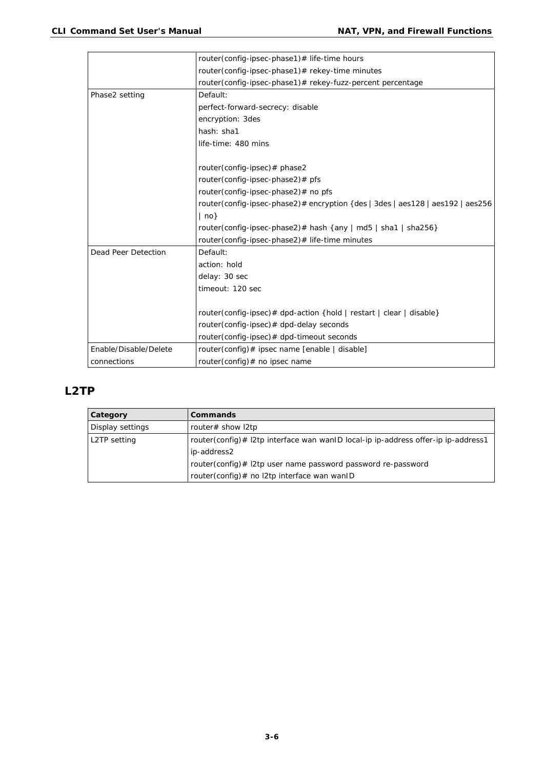| | |
|---|---|
| | router(config-ipsec-phase1)# life-time hours<br>router(config-ipsec-phase1)# rekey-time minutes<br>router(config-ipsec-phase1)# rekey-fuzz-percent percentage |
| Phase2 setting | Default:<br>perfect-forward-secrecy: disable<br>encryption: 3des<br>hash: sha1<br>life-time: 480 mins<br><br>router(config-ipsec)# phase2<br>router(config-ipsec-phase2)# pfs<br>router(config-ipsec-phase2)# no pfs<br>router(config-ipsec-phase2)# encryption {des \| 3des \| aes128 \| aes192 \| aes256 \| no}<br>router(config-ipsec-phase2)# hash {any \| md5 \| sha1 \| sha256}<br>router(config-ipsec-phase2)# life-time minutes |
| Dead Peer Detection | Default:<br>action: hold<br>delay: 30 sec<br>timeout: 120 sec<br><br>router(config-ipsec)# dpd-action {hold \| restart \| clear \| disable}<br>router(config-ipsec)# dpd-delay seconds<br>router(config-ipsec)# dpd-timeout seconds |
| Enable/Disable/Delete connections | router(config)# ipsec name [enable \| disable]<br>router(config)# no ipsec name |

## L2TP

| Category | Commands |
|---|---|
| Display settings | router# show l2tp |
| L2TP setting | router(config)# l2tp interface wan wanID local-ip ip-address offer-ip ip-address1 ip-address2<br>router(config)# l2tp user name password password re-password<br>router(config)# no l2tp interface wan wanID |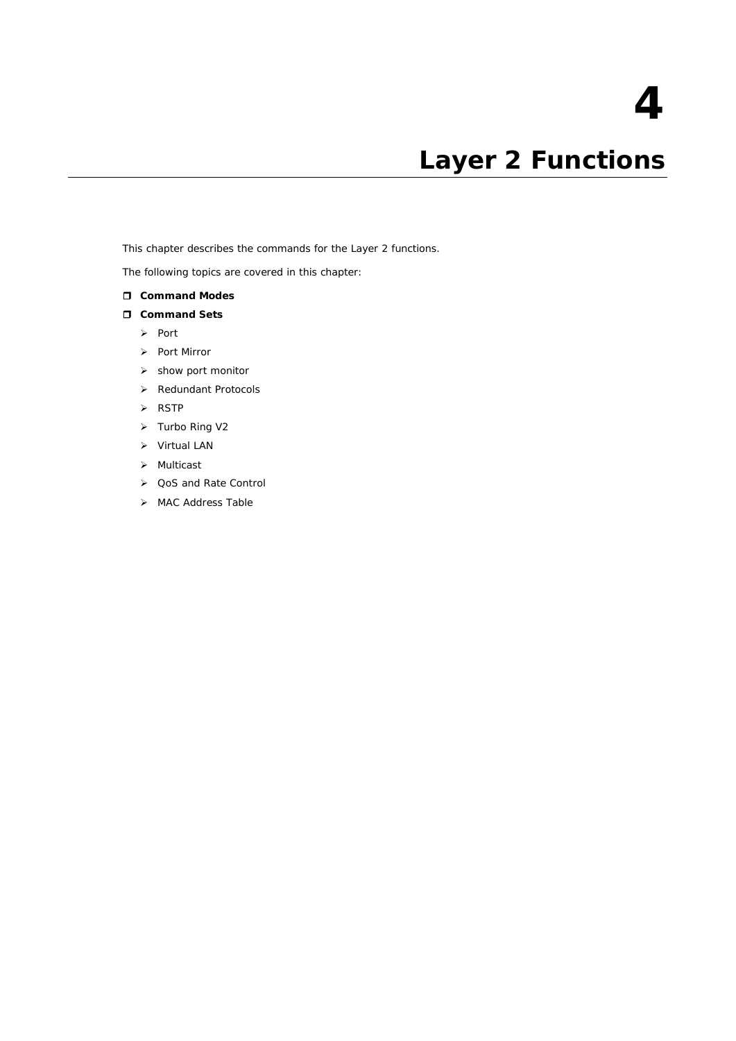# 4 Layer 2 Functions

This chapter describes the commands for the Layer 2 functions.

The following topics are covered in this chapter:

- **Command Modes**
- **Command Sets**
  - Port
  - Port Mirror
  - show port monitor
  - Redundant Protocols
  - RSTP
  - Turbo Ring V2
  - Virtual LAN
  - Multicast
  - QoS and Rate Control
  - MAC Address Table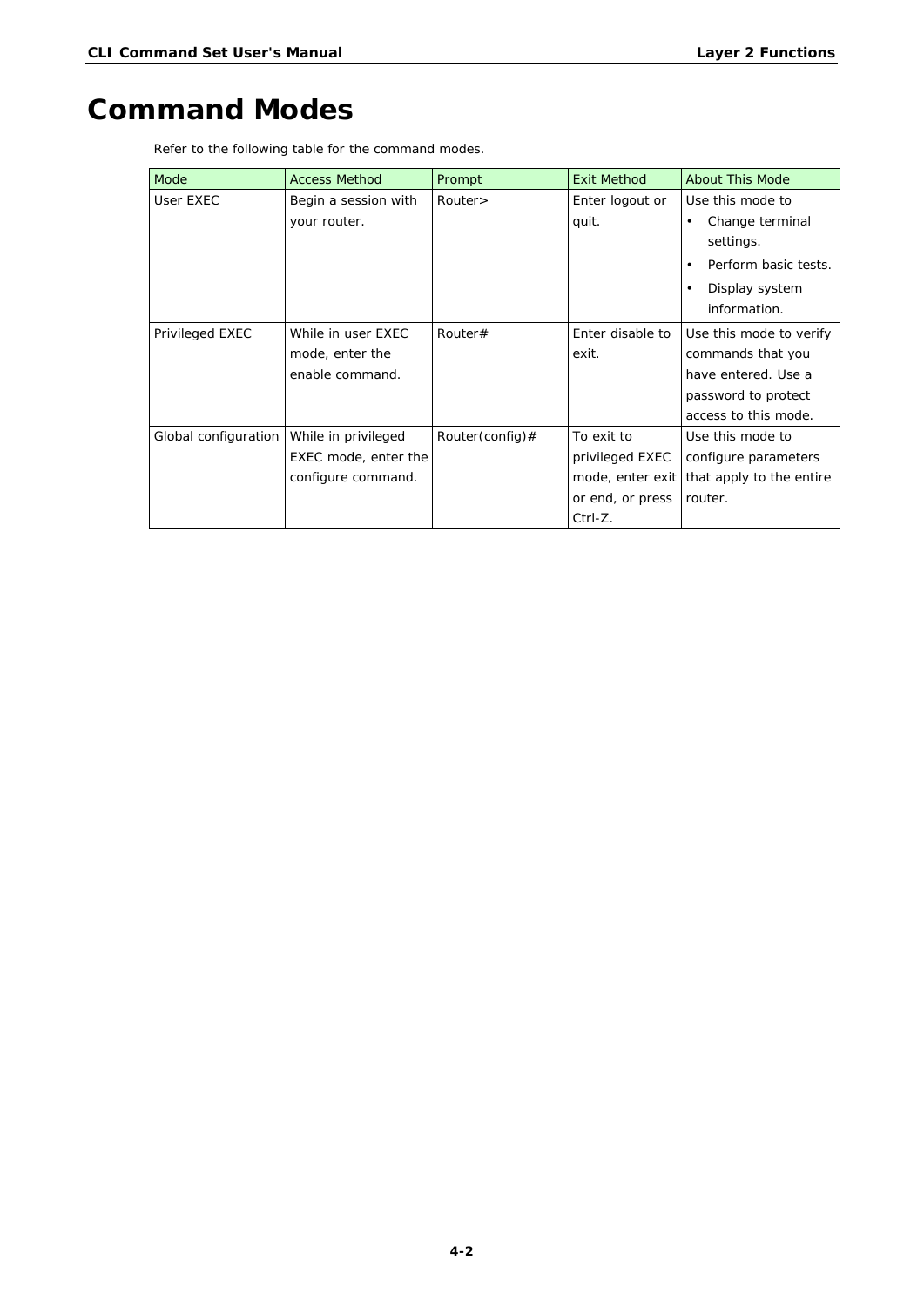# Command Modes

Refer to the following table for the command modes.

| Mode | Access Method | Prompt | Exit Method | About This Mode |
|---|---|---|---|---|
| User EXEC | Begin a session with your router. | Router> | Enter logout or quit. | Use this mode to<br>• Change terminal settings.<br>• Perform basic tests.<br>• Display system information. |
| Privileged EXEC | While in user EXEC mode, enter the enable command. | Router# | Enter disable to exit. | Use this mode to verify commands that you have entered. Use a password to protect access to this mode. |
| Global configuration | While in privileged EXEC mode, enter the configure command. | Router(config)# | To exit to privileged EXEC mode, enter exit or end, or press Ctrl-Z. | Use this mode to configure parameters that apply to the entire router. |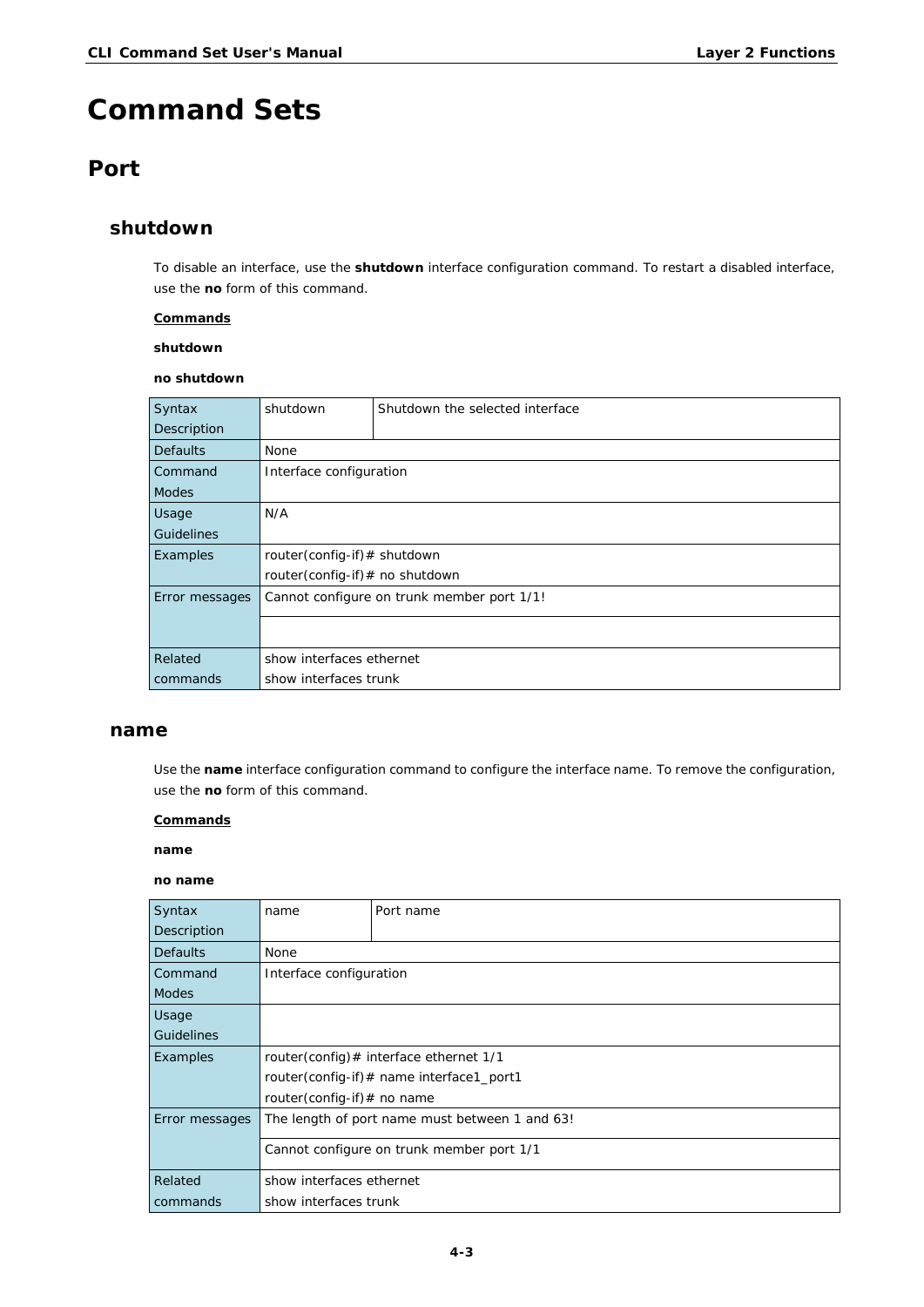# Command Sets

## Port

### shutdown

To disable an interface, use the **shutdown** interface configuration command. To restart a disabled interface, use the **no** form of this command.

**Commands**

**shutdown**

**no shutdown**

| | | |
|---|---|---|
| Syntax Description | shutdown | Shutdown the selected interface |
| Defaults | None | |
| Command Modes | Interface configuration | |
| Usage Guidelines | N/A | |
| Examples | router(config-if)# shutdown<br>router(config-if)# no shutdown | |
| Error messages | Cannot configure on trunk member port 1/1! | |
| | | |
| Related commands | show interfaces ethernet<br>show interfaces trunk | |

### name

Use the **name** interface configuration command to configure the interface name. To remove the configuration, use the **no** form of this command.

**Commands**

**name**

**no name**

| | | |
|---|---|---|
| Syntax Description | name | Port name |
| Defaults | None | |
| Command Modes | Interface configuration | |
| Usage Guidelines | | |
| Examples | router(config)# interface ethernet 1/1<br>router(config-if)# name interface1_port1<br>router(config-if)# no name | |
| Error messages | The length of port name must between 1 and 63! | |
| | Cannot configure on trunk member port 1/1 | |
| Related commands | show interfaces ethernet<br>show interfaces trunk | |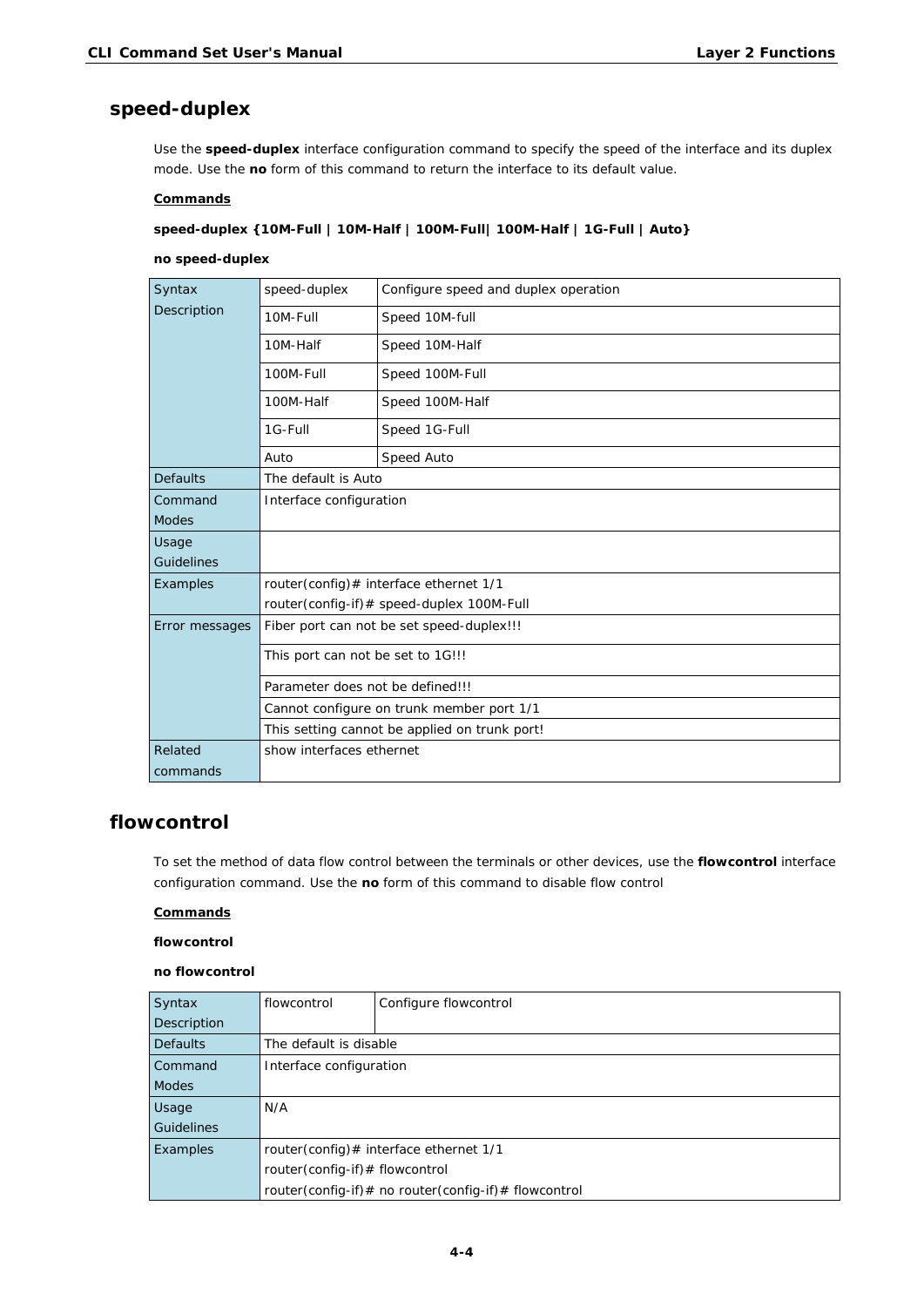## speed-duplex

Use the **speed-duplex** interface configuration command to specify the speed of the interface and its duplex mode. Use the **no** form of this command to return the interface to its default value.

**Commands**

**speed-duplex {10M-Full | 10M-Half | 100M-Full| 100M-Half | 1G-Full | Auto}**

**no speed-duplex**

| | | |
|---|---|---|
| Syntax Description | speed-duplex | Configure speed and duplex operation |
| | 10M-Full | Speed 10M-full |
| | 10M-Half | Speed 10M-Half |
| | 100M-Full | Speed 100M-Full |
| | 100M-Half | Speed 100M-Half |
| | 1G-Full | Speed 1G-Full |
| | Auto | Speed Auto |
| Defaults | The default is Auto | |
| Command Modes | Interface configuration | |
| Usage Guidelines | | |
| Examples | router(config)# interface ethernet 1/1<br>router(config-if)# speed-duplex 100M-Full | |
| Error messages | Fiber port can not be set speed-duplex!!! | |
| | This port can not be set to 1G!!! | |
| | Parameter does not be defined!!! | |
| | Cannot configure on trunk member port 1/1 | |
| | This setting cannot be applied on trunk port! | |
| Related commands | show interfaces ethernet | |

## flowcontrol

To set the method of data flow control between the terminals or other devices, use the **flowcontrol** interface configuration command. Use the **no** form of this command to disable flow control

**Commands**

**flowcontrol**

**no flowcontrol**

| | | |
|---|---|---|
| Syntax Description | flowcontrol | Configure flowcontrol |
| Defaults | The default is disable | |
| Command Modes | Interface configuration | |
| Usage Guidelines | N/A | |
| Examples | router(config)# interface ethernet 1/1<br>router(config-if)# flowcontrol<br>router(config-if)# no router(config-if)# flowcontrol | |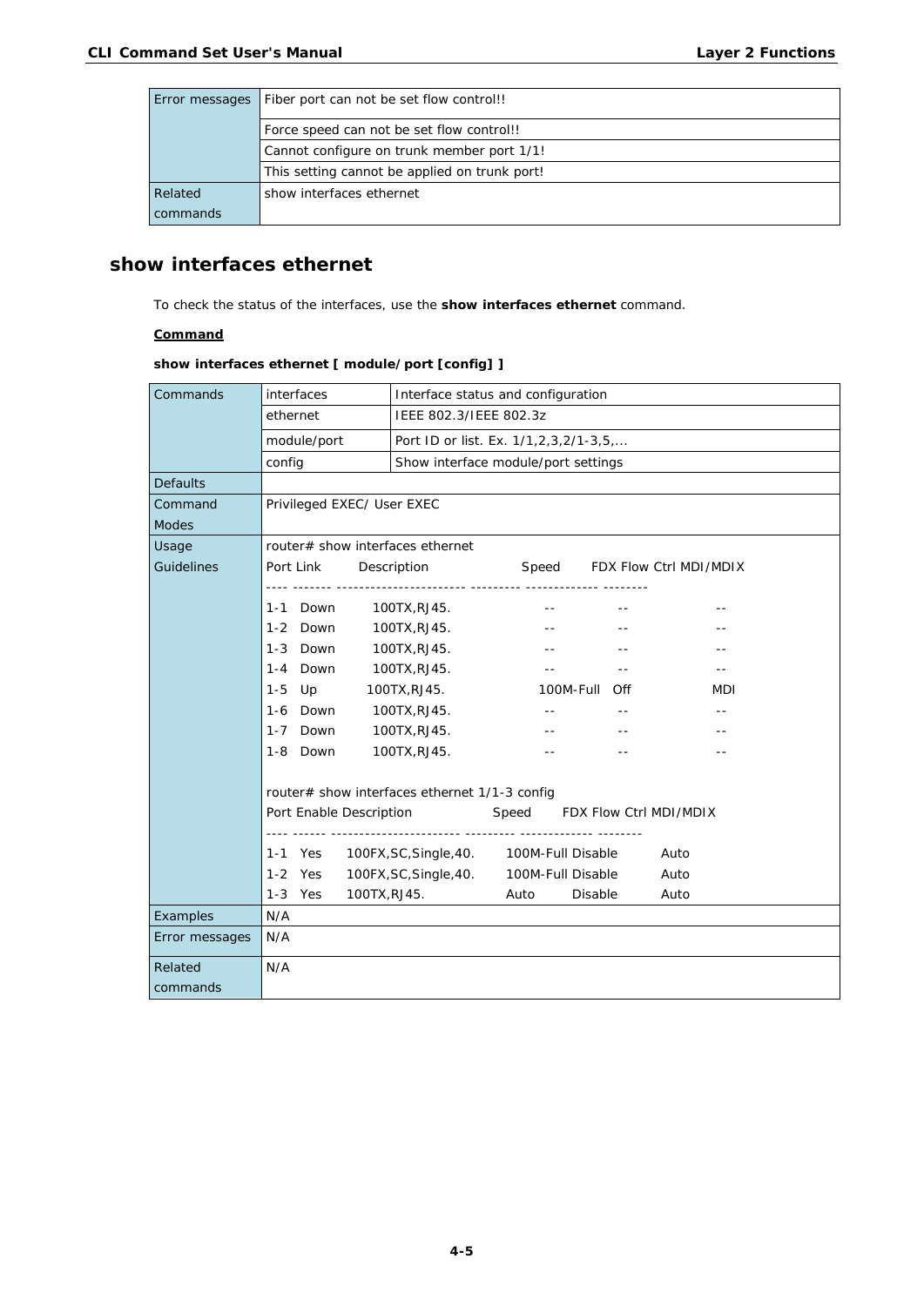| Error messages | Fiber port can not be set flow control!! |
|---|---|
| | Force speed can not be set flow control!! |
| | Cannot configure on trunk member port 1/1! |
| | This setting cannot be applied on trunk port! |
| Related commands | show interfaces ethernet |

## show interfaces ethernet

To check the status of the interfaces, use the **show interfaces ethernet** command.

**Command**

**show interfaces ethernet [ module/port [config] ]**

| Commands | interfaces | Interface status and configuration |
|---|---|---|
| | ethernet | IEEE 802.3/IEEE 802.3z |
| | module/port | Port ID or list. Ex. 1/1,2,3,2/1-3,5,... |
| | config | Show interface module/port settings |
| Defaults | | |
| Command Modes | Privileged EXEC/ User EXEC | |
| Usage Guidelines | (see below) | |
| Examples | N/A | |
| Error messages | N/A | |
| Related commands | N/A | |

Usage Guidelines:

```
router# show interfaces ethernet
Port Link     Description               Speed     FDX Flow Ctrl MDI/MDIX
---- ------- ---------------------- --------- ------------ --------
1-1  Down    100TX,RJ45.                --        --           --
1-2  Down    100TX,RJ45.                --        --           --
1-3  Down    100TX,RJ45.                --        --           --
1-4  Down    100TX,RJ45.                --        --           --
1-5  Up      100TX,RJ45.            100M-Full   Off          MDI
1-6  Down    100TX,RJ45.                --        --           --
1-7  Down    100TX,RJ45.                --        --           --
1-8  Down    100TX,RJ45.                --        --           --

router# show interfaces ethernet 1/1-3 config
Port Enable Description              Speed      FDX Flow Ctrl MDI/MDIX
---- ------ ---------------------- --------- ------------ --------
1-1  Yes    100FX,SC,Single,40.    100M-Full Disable       Auto
1-2  Yes    100FX,SC,Single,40.    100M-Full Disable       Auto
1-3  Yes    100TX,RJ45.            Auto      Disable       Auto
```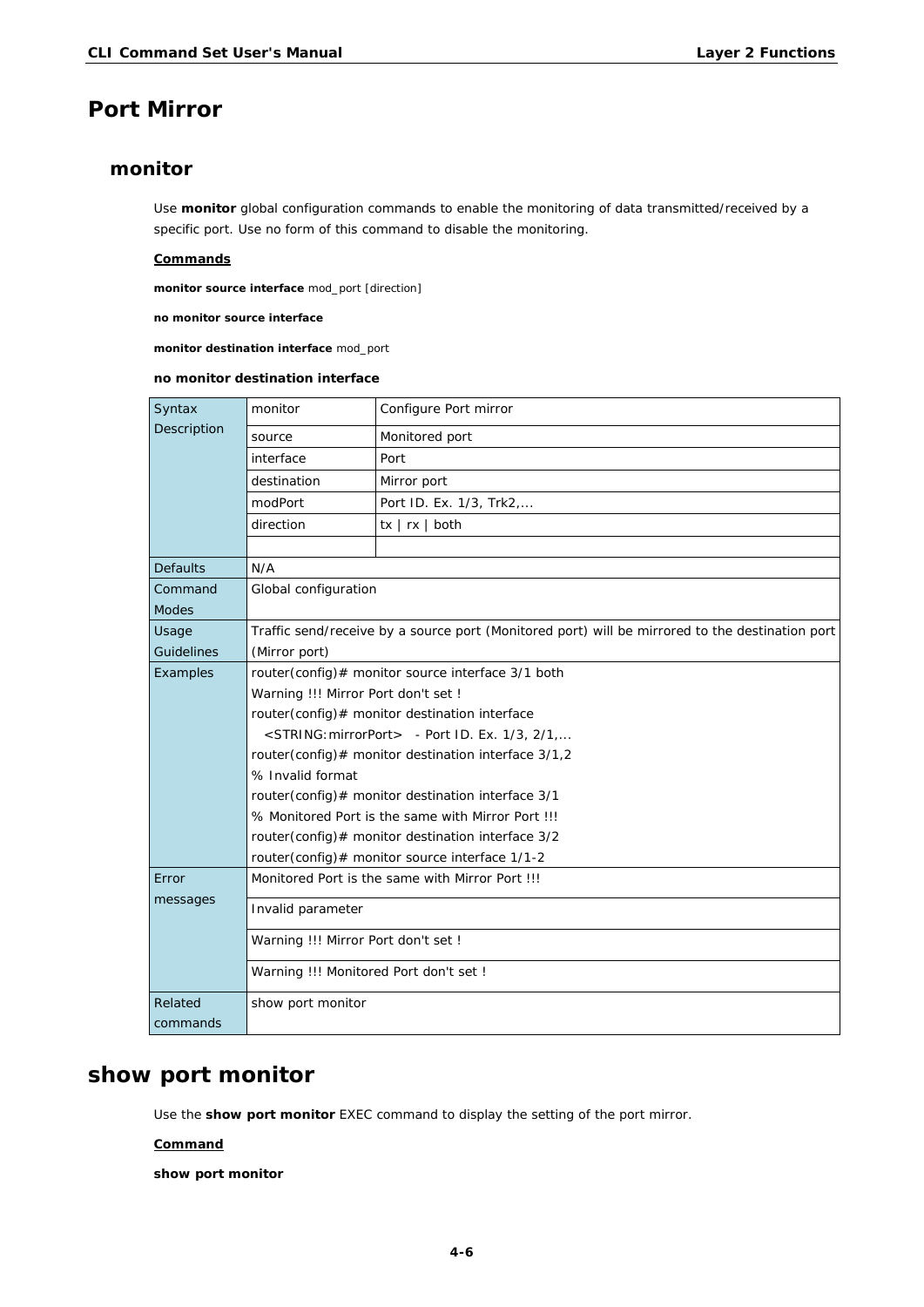# Port Mirror

## monitor

Use **monitor** global configuration commands to enable the monitoring of data transmitted/received by a specific port. Use no form of this command to disable the monitoring.

**Commands**

**monitor source interface** mod_port [direction]

**no monitor source interface**

**monitor destination interface** mod_port

**no monitor destination interface**

| | | |
|---|---|---|
| Syntax Description | monitor | Configure Port mirror |
| | source | Monitored port |
| | interface | Port |
| | destination | Mirror port |
| | modPort | Port ID. Ex. 1/3, Trk2,... |
| | direction | tx \| rx \| both |
| | | |
| Defaults | N/A | |
| Command Modes | Global configuration | |
| Usage Guidelines | Traffic send/receive by a source port (Monitored port) will be mirrored to the destination port (Mirror port) | |
| Examples | router(config)# monitor source interface 3/1 both<br>Warning !!! Mirror Port don't set !<br>router(config)# monitor destination interface<br>&lt;STRING:mirrorPort&gt; - Port ID. Ex. 1/3, 2/1,...<br>router(config)# monitor destination interface 3/1,2<br>% Invalid format<br>router(config)# monitor destination interface 3/1<br>% Monitored Port is the same with Mirror Port !!!<br>router(config)# monitor destination interface 3/2<br>router(config)# monitor source interface 1/1-2 | |
| Error messages | Monitored Port is the same with Mirror Port !!! | |
| | Invalid parameter | |
| | Warning !!! Mirror Port don't set ! | |
| | Warning !!! Monitored Port don't set ! | |
| Related commands | show port monitor | |

# show port monitor

Use the **show port monitor** EXEC command to display the setting of the port mirror.

**Command**

**show port monitor**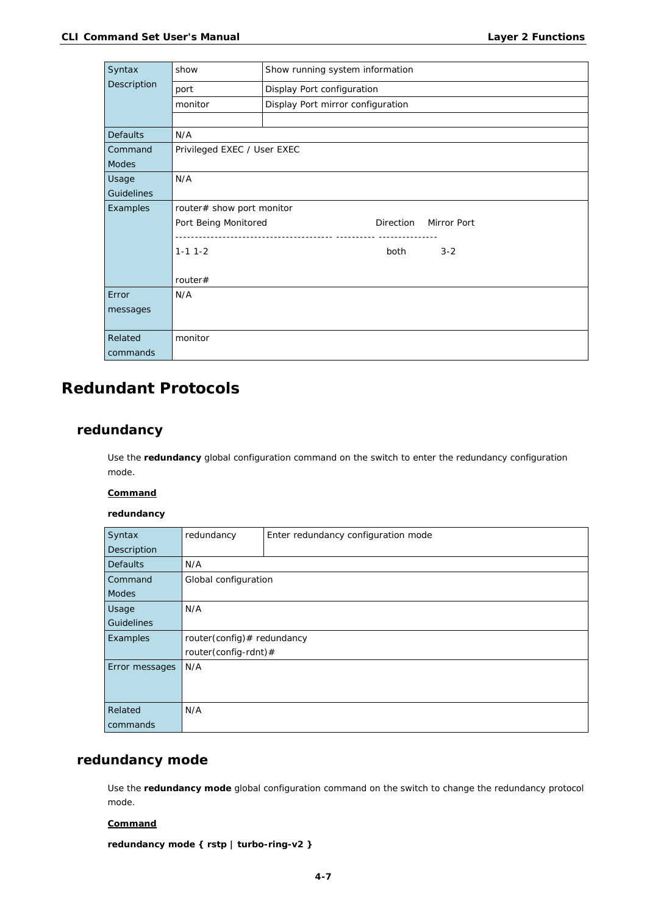| Syntax Description | show | Show running system information |
|---|---|---|
| | port | Display Port configuration |
| | monitor | Display Port mirror configuration |
| | | |
| Defaults | N/A | |
| Command Modes | Privileged EXEC / User EXEC | |
| Usage Guidelines | N/A | |
| Examples | router# show port monitor<br>Port Being Monitored Direction Mirror Port<br>--------------------------------------- ---------- ---------------<br>1-1 1-2 both 3-2<br><br>router# | |
| Error messages | N/A | |
| Related commands | monitor | |

# Redundant Protocols

## redundancy

Use the **redundancy** global configuration command on the switch to enter the redundancy configuration mode.

**Command**

**redundancy**

| Syntax Description | redundancy | Enter redundancy configuration mode |
|---|---|---|
| Defaults | N/A | |
| Command Modes | Global configuration | |
| Usage Guidelines | N/A | |
| Examples | router(config)# redundancy<br>router(config-rdnt)# | |
| Error messages | N/A | |
| Related commands | N/A | |

## redundancy mode

Use the **redundancy mode** global configuration command on the switch to change the redundancy protocol mode.

**Command**

**redundancy mode { rstp | turbo-ring-v2 }**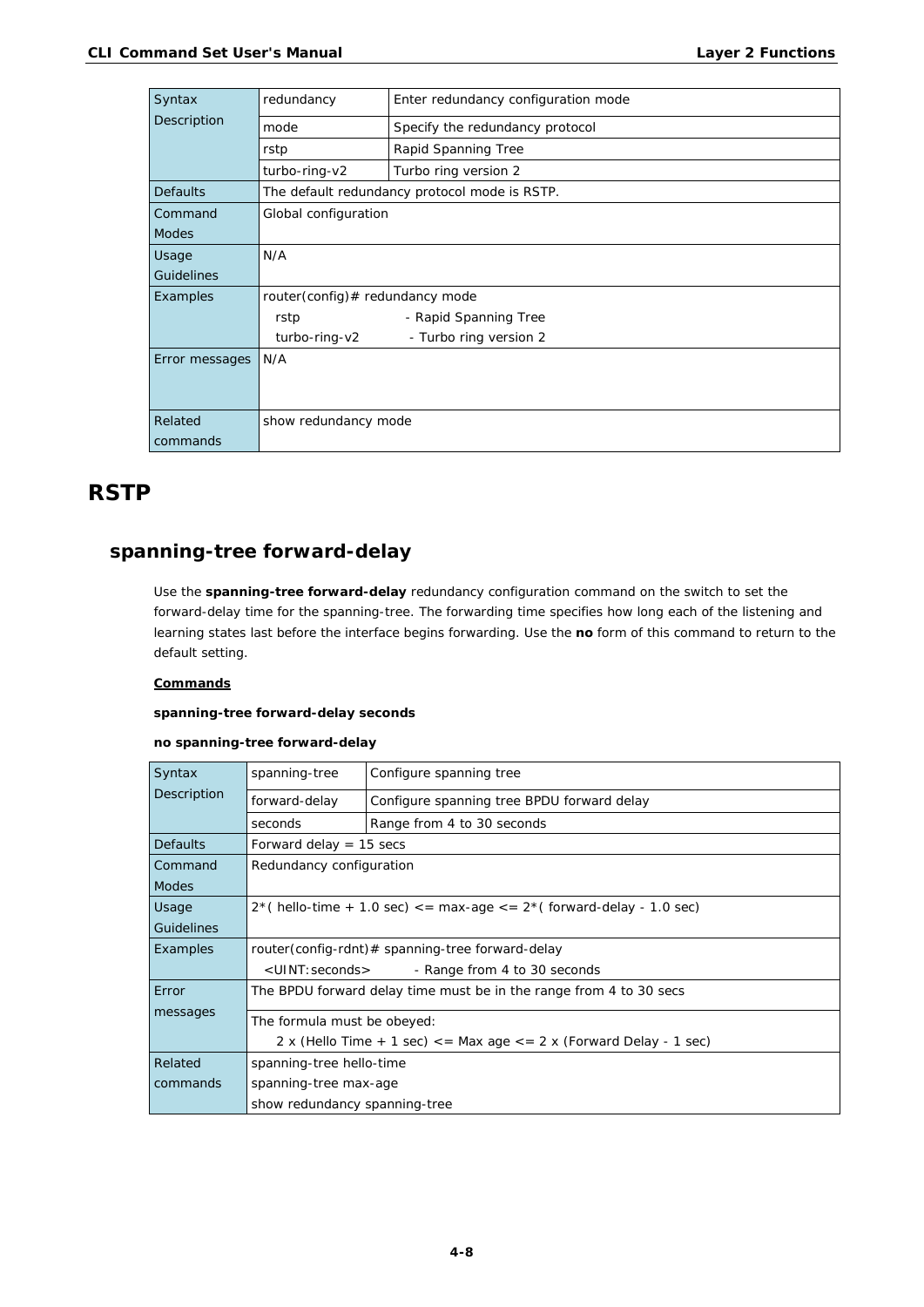| Syntax Description | redundancy | Enter redundancy configuration mode |
|---|---|---|
| | mode | Specify the redundancy protocol |
| | rstp | Rapid Spanning Tree |
| | turbo-ring-v2 | Turbo ring version 2 |
| Defaults | The default redundancy protocol mode is RSTP. | |
| Command Modes | Global configuration | |
| Usage Guidelines | N/A | |
| Examples | router(config)# redundancy mode<br>rstp - Rapid Spanning Tree<br>turbo-ring-v2 - Turbo ring version 2 | |
| Error messages | N/A | |
| Related commands | show redundancy mode | |

# RSTP

## spanning-tree forward-delay

Use the **spanning-tree forward-delay** redundancy configuration command on the switch to set the forward-delay time for the spanning-tree. The forwarding time specifies how long each of the listening and learning states last before the interface begins forwarding. Use the **no** form of this command to return to the default setting.

**Commands**

**spanning-tree forward-delay seconds**

**no spanning-tree forward-delay**

| Syntax Description | spanning-tree | Configure spanning tree |
|---|---|---|
| | forward-delay | Configure spanning tree BPDU forward delay |
| | seconds | Range from 4 to 30 seconds |
| Defaults | Forward delay = 15 secs | |
| Command Modes | Redundancy configuration | |
| Usage Guidelines | 2*( hello-time + 1.0 sec) <= max-age <= 2*( forward-delay - 1.0 sec) | |
| Examples | router(config-rdnt)# spanning-tree forward-delay<br><UINT:seconds> - Range from 4 to 30 seconds | |
| Error messages | The BPDU forward delay time must be in the range from 4 to 30 secs | |
| | The formula must be obeyed:<br>2 x (Hello Time + 1 sec) <= Max age <= 2 x (Forward Delay - 1 sec) | |
| Related commands | spanning-tree hello-time<br>spanning-tree max-age<br>show redundancy spanning-tree | |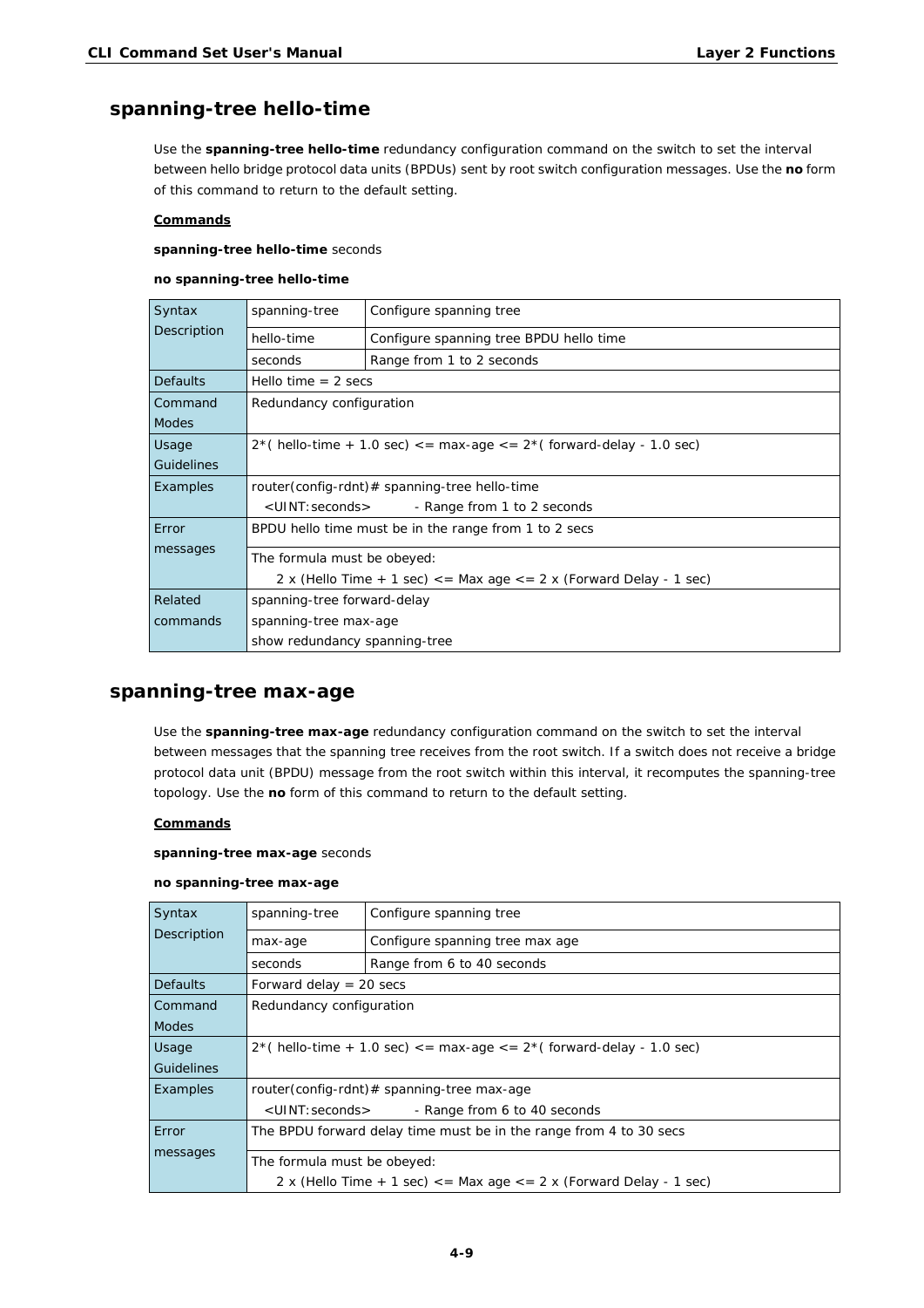## spanning-tree hello-time

Use the **spanning-tree hello-time** redundancy configuration command on the switch to set the interval between hello bridge protocol data units (BPDUs) sent by root switch configuration messages. Use the **no** form of this command to return to the default setting.

**Commands**

**spanning-tree hello-time** seconds

**no spanning-tree hello-time**

| | | |
|---|---|---|
| Syntax Description | spanning-tree | Configure spanning tree |
| | hello-time | Configure spanning tree BPDU hello time |
| | seconds | Range from 1 to 2 seconds |
| Defaults | Hello time = 2 secs | |
| Command Modes | Redundancy configuration | |
| Usage Guidelines | 2*( hello-time + 1.0 sec) <= max-age <= 2*( forward-delay - 1.0 sec) | |
| Examples | router(config-rdnt)# spanning-tree hello-time<br>&lt;UINT:seconds&gt; - Range from 1 to 2 seconds | |
| Error messages | BPDU hello time must be in the range from 1 to 2 secs | |
| | The formula must be obeyed:<br>2 x (Hello Time + 1 sec) <= Max age <= 2 x (Forward Delay - 1 sec) | |
| Related commands | spanning-tree forward-delay<br>spanning-tree max-age<br>show redundancy spanning-tree | |

## spanning-tree max-age

Use the **spanning-tree max-age** redundancy configuration command on the switch to set the interval between messages that the spanning tree receives from the root switch. If a switch does not receive a bridge protocol data unit (BPDU) message from the root switch within this interval, it recomputes the spanning-tree topology. Use the **no** form of this command to return to the default setting.

**Commands**

**spanning-tree max-age** seconds

**no spanning-tree max-age**

| | | |
|---|---|---|
| Syntax Description | spanning-tree | Configure spanning tree |
| | max-age | Configure spanning tree max age |
| | seconds | Range from 6 to 40 seconds |
| Defaults | Forward delay = 20 secs | |
| Command Modes | Redundancy configuration | |
| Usage Guidelines | 2*( hello-time + 1.0 sec) <= max-age <= 2*( forward-delay - 1.0 sec) | |
| Examples | router(config-rdnt)# spanning-tree max-age<br>&lt;UINT:seconds&gt; - Range from 6 to 40 seconds | |
| Error messages | The BPDU forward delay time must be in the range from 4 to 30 secs | |
| | The formula must be obeyed:<br>2 x (Hello Time + 1 sec) <= Max age <= 2 x (Forward Delay - 1 sec) | |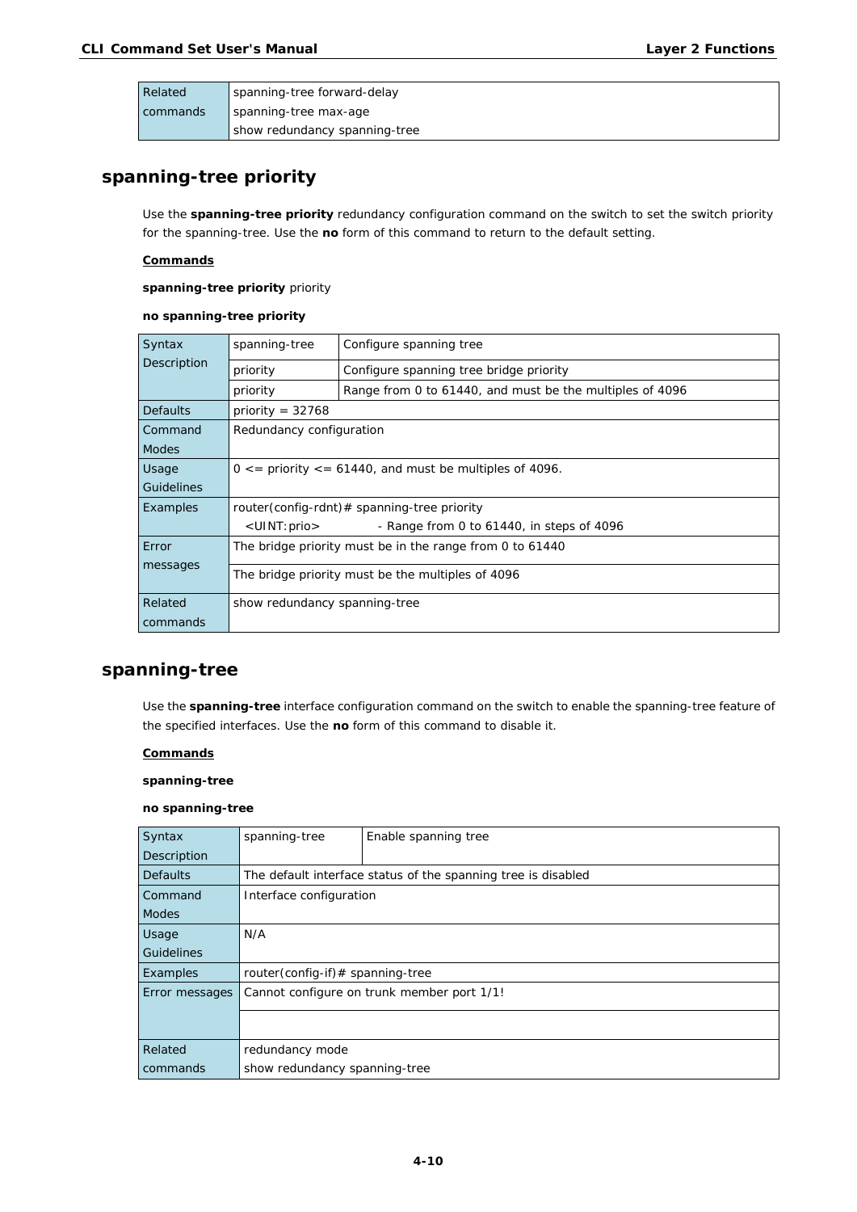| Related commands | spanning-tree forward-delay<br>spanning-tree max-age<br>show redundancy spanning-tree |
|---|---|

## spanning-tree priority

Use the **spanning-tree priority** redundancy configuration command on the switch to set the switch priority for the spanning-tree. Use the **no** form of this command to return to the default setting.

**Commands**

**spanning-tree priority** priority

**no spanning-tree priority**

| Syntax Description | spanning-tree | Configure spanning tree |
|---|---|---|
| | priority | Configure spanning tree bridge priority |
| | priority | Range from 0 to 61440, and must be the multiples of 4096 |
| Defaults | priority = 32768 | |
| Command Modes | Redundancy configuration | |
| Usage Guidelines | 0 <= priority <= 61440, and must be multiples of 4096. | |
| Examples | router(config-rdnt)# spanning-tree priority<br>&lt;UINT:prio&gt; - Range from 0 to 61440, in steps of 4096 | |
| Error messages | The bridge priority must be in the range from 0 to 61440 | |
| | The bridge priority must be the multiples of 4096 | |
| Related commands | show redundancy spanning-tree | |

## spanning-tree

Use the **spanning-tree** interface configuration command on the switch to enable the spanning-tree feature of the specified interfaces. Use the **no** form of this command to disable it.

**Commands**

**spanning-tree**

**no spanning-tree**

| Syntax Description | spanning-tree | Enable spanning tree |
|---|---|---|
| Defaults | The default interface status of the spanning tree is disabled | |
| Command Modes | Interface configuration | |
| Usage Guidelines | N/A | |
| Examples | router(config-if)# spanning-tree | |
| Error messages | Cannot configure on trunk member port 1/1! | |
| | | |
| Related commands | redundancy mode<br>show redundancy spanning-tree | |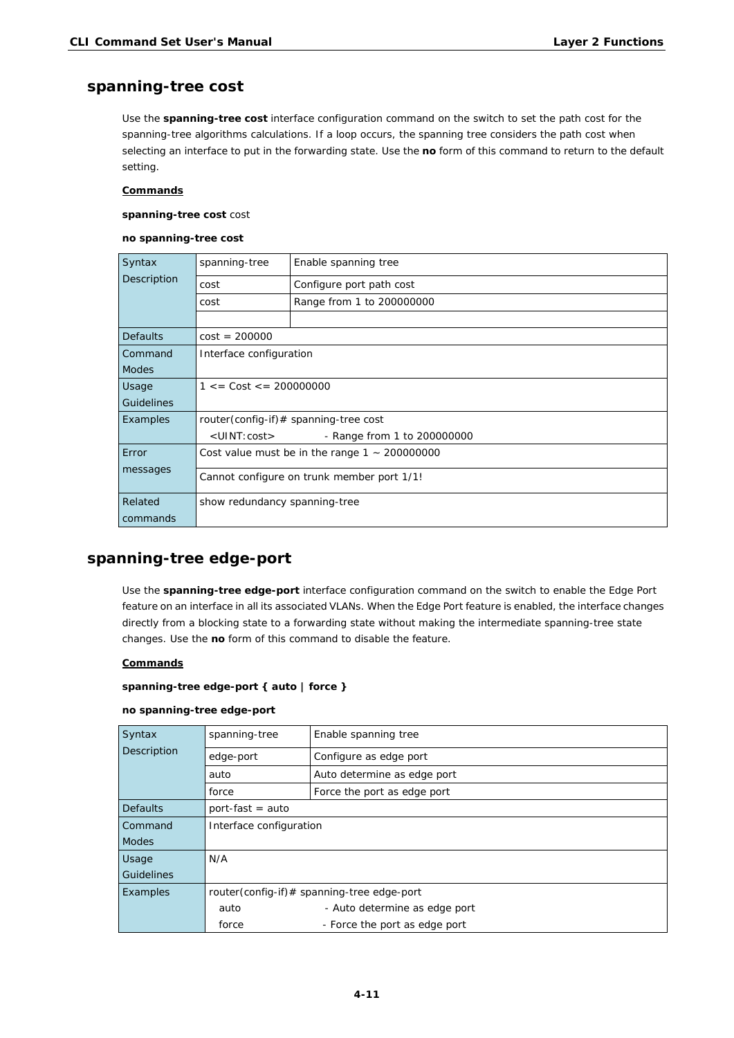## spanning-tree cost

Use the **spanning-tree cost** interface configuration command on the switch to set the path cost for the spanning-tree algorithms calculations. If a loop occurs, the spanning tree considers the path cost when selecting an interface to put in the forwarding state. Use the **no** form of this command to return to the default setting.

**Commands**

**spanning-tree cost** cost

**no spanning-tree cost**

| | | |
|---|---|---|
| Syntax Description | spanning-tree | Enable spanning tree |
| | cost | Configure port path cost |
| | cost | Range from 1 to 200000000 |
| | | |
| Defaults | cost = 200000 | |
| Command Modes | Interface configuration | |
| Usage Guidelines | 1 <= Cost <= 200000000 | |
| Examples | router(config-if)# spanning-tree cost<br>&lt;UINT:cost&gt; - Range from 1 to 200000000 | |
| Error messages | Cost value must be in the range 1 ~ 200000000 | |
| | Cannot configure on trunk member port 1/1! | |
| Related commands | show redundancy spanning-tree | |

## spanning-tree edge-port

Use the **spanning-tree edge-port** interface configuration command on the switch to enable the Edge Port feature on an interface in all its associated VLANs. When the Edge Port feature is enabled, the interface changes directly from a blocking state to a forwarding state without making the intermediate spanning-tree state changes. Use the **no** form of this command to disable the feature.

**Commands**

**spanning-tree edge-port { auto | force }**

**no spanning-tree edge-port**

| | | |
|---|---|---|
| Syntax Description | spanning-tree | Enable spanning tree |
| | edge-port | Configure as edge port |
| | auto | Auto determine as edge port |
| | force | Force the port as edge port |
| Defaults | port-fast = auto | |
| Command Modes | Interface configuration | |
| Usage Guidelines | N/A | |
| Examples | router(config-if)# spanning-tree edge-port<br>auto - Auto determine as edge port<br>force - Force the port as edge port | |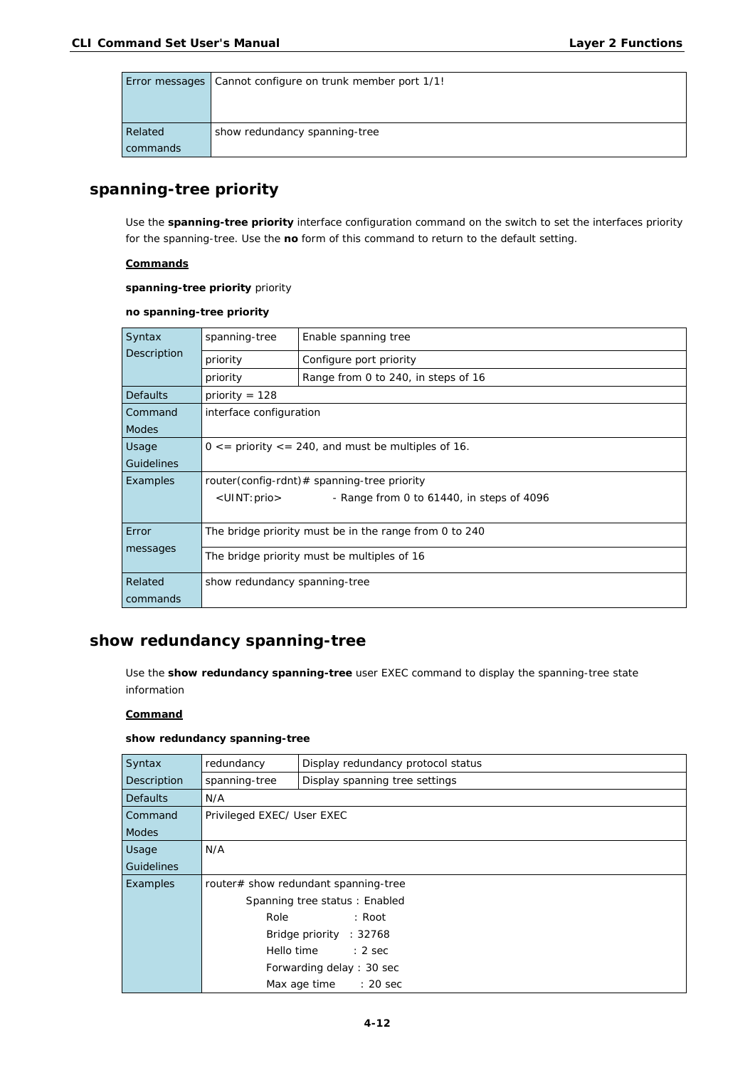| Error messages | Cannot configure on trunk member port 1/1! |
|---|---|
| Related commands | show redundancy spanning-tree |

## spanning-tree priority

Use the **spanning-tree priority** interface configuration command on the switch to set the interfaces priority for the spanning-tree. Use the **no** form of this command to return to the default setting.

**Commands**

**spanning-tree priority** priority

**no spanning-tree priority**

| Syntax Description | spanning-tree | Enable spanning tree |
|---|---|---|
| | priority | Configure port priority |
| | priority | Range from 0 to 240, in steps of 16 |
| Defaults | priority = 128 | |
| Command Modes | interface configuration | |
| Usage Guidelines | 0 <= priority <= 240, and must be multiples of 16. | |
| Examples | router(config-rdnt)# spanning-tree priority<br>&lt;UINT:prio&gt; - Range from 0 to 61440, in steps of 4096 | |
| Error messages | The bridge priority must be in the range from 0 to 240 | |
| | The bridge priority must be multiples of 16 | |
| Related commands | show redundancy spanning-tree | |

## show redundancy spanning-tree

Use the **show redundancy spanning-tree** user EXEC command to display the spanning-tree state information

**Command**

**show redundancy spanning-tree**

| Syntax Description | redundancy | Display redundancy protocol status |
|---|---|---|
| | spanning-tree | Display spanning tree settings |
| Defaults | N/A | |
| Command Modes | Privileged EXEC/ User EXEC | |
| Usage Guidelines | N/A | |
| Examples | router# show redundant spanning-tree<br>Spanning tree status : Enabled<br>Role : Root<br>Bridge priority : 32768<br>Hello time : 2 sec<br>Forwarding delay : 30 sec<br>Max age time : 20 sec | |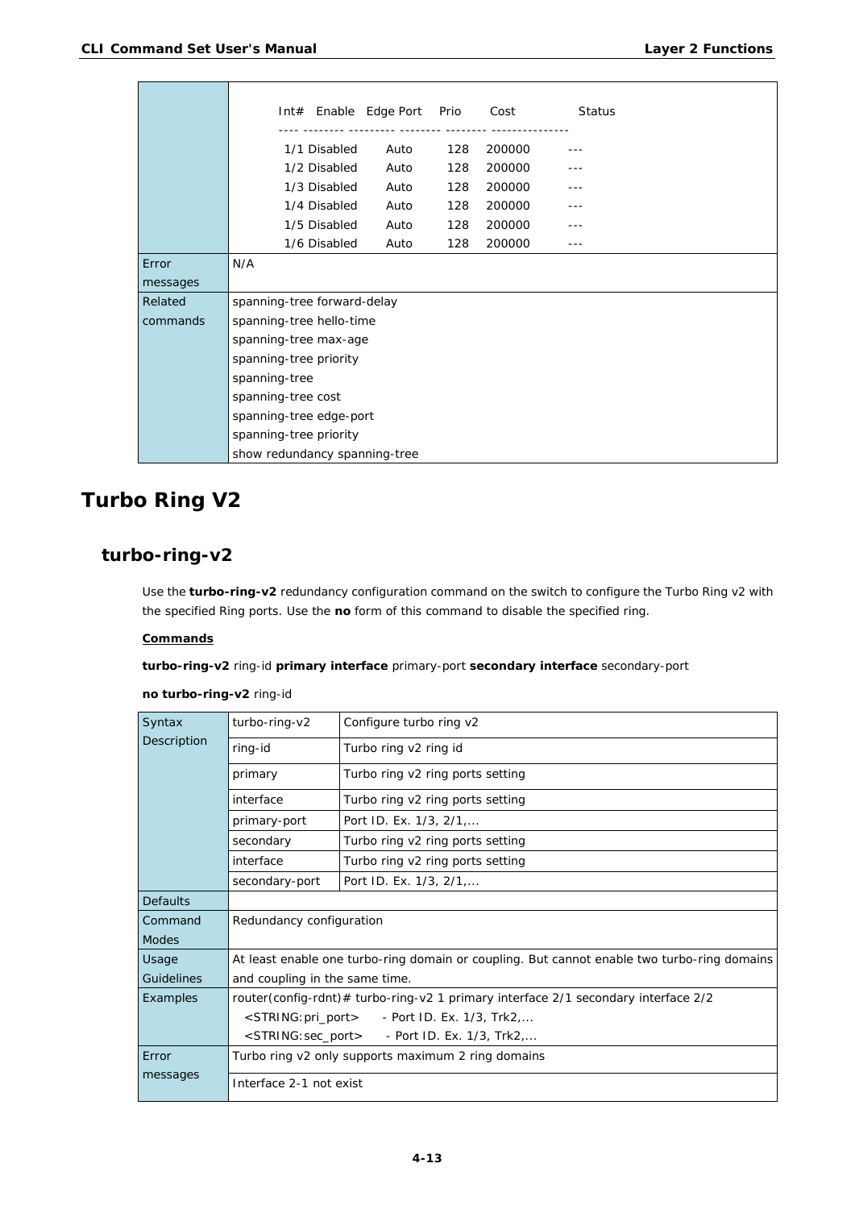| | |
|---|---|
| | Int# Enable Edge Port Prio Cost Status<br>---- -------- --------- -------- -------- --------------<br>1/1 Disabled Auto 128 200000 ---<br>1/2 Disabled Auto 128 200000 ---<br>1/3 Disabled Auto 128 200000 ---<br>1/4 Disabled Auto 128 200000 ---<br>1/5 Disabled Auto 128 200000 ---<br>1/6 Disabled Auto 128 200000 --- |
| Error messages | N/A |
| Related commands | spanning-tree forward-delay<br>spanning-tree hello-time<br>spanning-tree max-age<br>spanning-tree priority<br>spanning-tree<br>spanning-tree cost<br>spanning-tree edge-port<br>spanning-tree priority<br>show redundancy spanning-tree |

# Turbo Ring V2

## turbo-ring-v2

Use the **turbo-ring-v2** redundancy configuration command on the switch to configure the Turbo Ring v2 with the specified Ring ports. Use the **no** form of this command to disable the specified ring.

**Commands**

**turbo-ring-v2** ring-id **primary interface** primary-port **secondary interface** secondary-port

**no turbo-ring-v2** ring-id

| | | |
|---|---|---|
| Syntax Description | turbo-ring-v2 | Configure turbo ring v2 |
| | ring-id | Turbo ring v2 ring id |
| | primary | Turbo ring v2 ring ports setting |
| | interface | Turbo ring v2 ring ports setting |
| | primary-port | Port ID. Ex. 1/3, 2/1,... |
| | secondary | Turbo ring v2 ring ports setting |
| | interface | Turbo ring v2 ring ports setting |
| | secondary-port | Port ID. Ex. 1/3, 2/1,... |
| Defaults | | |
| Command Modes | Redundancy configuration | |
| Usage Guidelines | At least enable one turbo-ring domain or coupling. But cannot enable two turbo-ring domains and coupling in the same time. | |
| Examples | router(config-rdnt)# turbo-ring-v2 1 primary interface 2/1 secondary interface 2/2<br>&lt;STRING:pri_port&gt; - Port ID. Ex. 1/3, Trk2,...<br>&lt;STRING:sec_port&gt; - Port ID. Ex. 1/3, Trk2,... | |
| Error messages | Turbo ring v2 only supports maximum 2 ring domains | |
| | Interface 2-1 not exist | |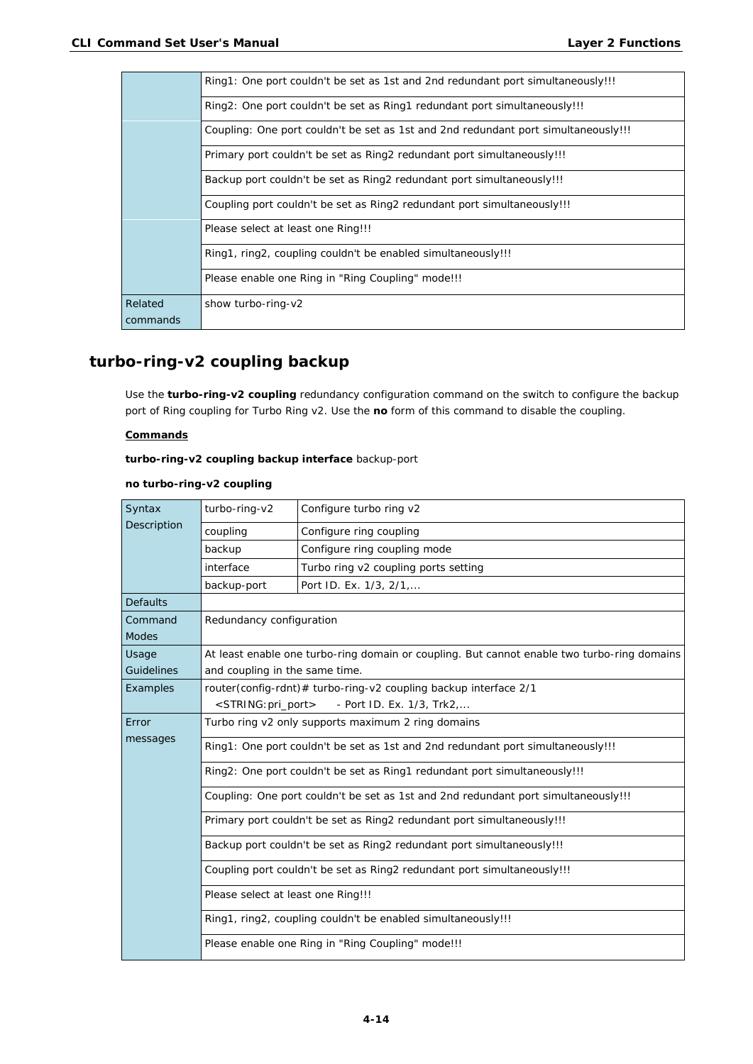| | |
|---|---|
| | Ring1: One port couldn't be set as 1st and 2nd redundant port simultaneously!!! |
| | Ring2: One port couldn't be set as Ring1 redundant port simultaneously!!! |
| | Coupling: One port couldn't be set as 1st and 2nd redundant port simultaneously!!! |
| | Primary port couldn't be set as Ring2 redundant port simultaneously!!! |
| | Backup port couldn't be set as Ring2 redundant port simultaneously!!! |
| | Coupling port couldn't be set as Ring2 redundant port simultaneously!!! |
| | Please select at least one Ring!!! |
| | Ring1, ring2, coupling couldn't be enabled simultaneously!!! |
| | Please enable one Ring in "Ring Coupling" mode!!! |
| Related commands | show turbo-ring-v2 |

## turbo-ring-v2 coupling backup

Use the **turbo-ring-v2 coupling** redundancy configuration command on the switch to configure the backup port of Ring coupling for Turbo Ring v2. Use the **no** form of this command to disable the coupling.

**Commands**

**turbo-ring-v2 coupling backup interface** backup-port

**no turbo-ring-v2 coupling**

| | | |
|---|---|---|
| Syntax Description | turbo-ring-v2 | Configure turbo ring v2 |
| | coupling | Configure ring coupling |
| | backup | Configure ring coupling mode |
| | interface | Turbo ring v2 coupling ports setting |
| | backup-port | Port ID. Ex. 1/3, 2/1,... |
| Defaults | | |
| Command Modes | Redundancy configuration | |
| Usage Guidelines | At least enable one turbo-ring domain or coupling. But cannot enable two turbo-ring domains and coupling in the same time. | |
| Examples | router(config-rdnt)# turbo-ring-v2 coupling backup interface 2/1<br>&lt;STRING:pri_port&gt; - Port ID. Ex. 1/3, Trk2,... | |
| Error messages | Turbo ring v2 only supports maximum 2 ring domains | |
| | Ring1: One port couldn't be set as 1st and 2nd redundant port simultaneously!!! | |
| | Ring2: One port couldn't be set as Ring1 redundant port simultaneously!!! | |
| | Coupling: One port couldn't be set as 1st and 2nd redundant port simultaneously!!! | |
| | Primary port couldn't be set as Ring2 redundant port simultaneously!!! | |
| | Backup port couldn't be set as Ring2 redundant port simultaneously!!! | |
| | Coupling port couldn't be set as Ring2 redundant port simultaneously!!! | |
| | Please select at least one Ring!!! | |
| | Ring1, ring2, coupling couldn't be enabled simultaneously!!! | |
| | Please enable one Ring in "Ring Coupling" mode!!! | |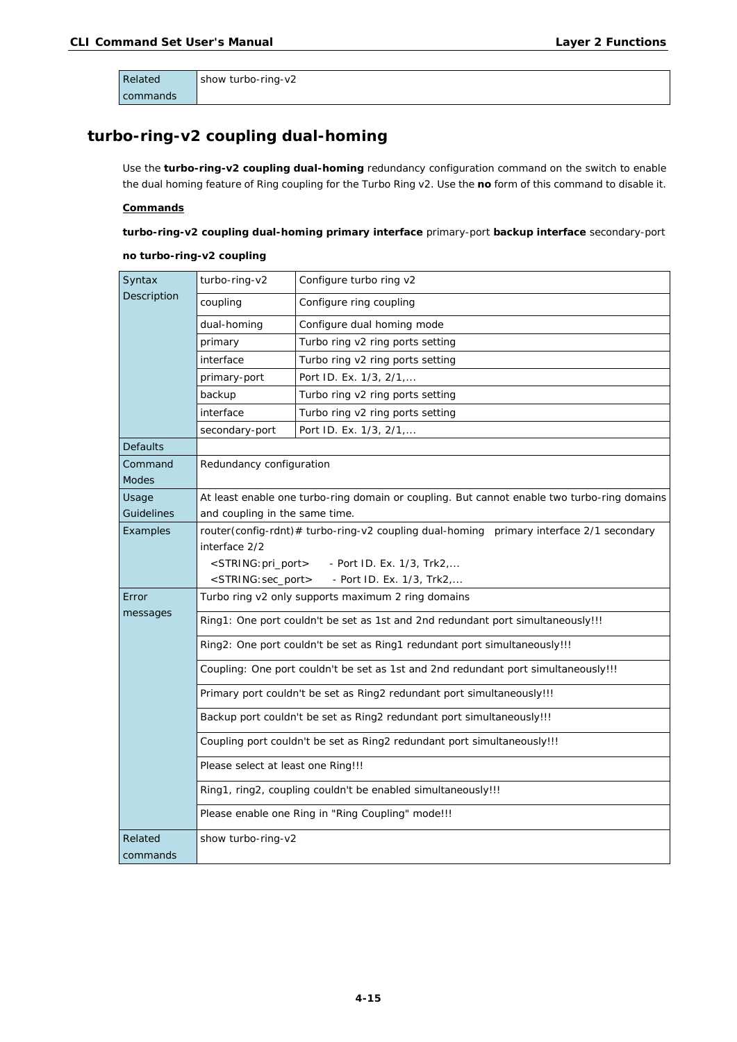| Related commands | show turbo-ring-v2 |
|---|---|

## turbo-ring-v2 coupling dual-homing

Use the **turbo-ring-v2 coupling dual-homing** redundancy configuration command on the switch to enable the dual homing feature of Ring coupling for the Turbo Ring v2. Use the **no** form of this command to disable it.

**Commands**

**turbo-ring-v2 coupling dual-homing primary interface** primary-port **backup interface** secondary-port

**no turbo-ring-v2 coupling**

| | | |
|---|---|---|
| Syntax Description | turbo-ring-v2 | Configure turbo ring v2 |
| | coupling | Configure ring coupling |
| | dual-homing | Configure dual homing mode |
| | primary | Turbo ring v2 ring ports setting |
| | interface | Turbo ring v2 ring ports setting |
| | primary-port | Port ID. Ex. 1/3, 2/1,... |
| | backup | Turbo ring v2 ring ports setting |
| | interface | Turbo ring v2 ring ports setting |
| | secondary-port | Port ID. Ex. 1/3, 2/1,... |
| Defaults | | |
| Command Modes | Redundancy configuration | |
| Usage Guidelines | At least enable one turbo-ring domain or coupling. But cannot enable two turbo-ring domains and coupling in the same time. | |
| Examples | router(config-rdnt)# turbo-ring-v2 coupling dual-homing primary interface 2/1 secondary interface 2/2<br>&lt;STRING:pri_port&gt; - Port ID. Ex. 1/3, Trk2,...<br>&lt;STRING:sec_port&gt; - Port ID. Ex. 1/3, Trk2,... | |
| Error messages | Turbo ring v2 only supports maximum 2 ring domains | |
| | Ring1: One port couldn't be set as 1st and 2nd redundant port simultaneously!!! | |
| | Ring2: One port couldn't be set as Ring1 redundant port simultaneously!!! | |
| | Coupling: One port couldn't be set as 1st and 2nd redundant port simultaneously!!! | |
| | Primary port couldn't be set as Ring2 redundant port simultaneously!!! | |
| | Backup port couldn't be set as Ring2 redundant port simultaneously!!! | |
| | Coupling port couldn't be set as Ring2 redundant port simultaneously!!! | |
| | Please select at least one Ring!!! | |
| | Ring1, ring2, coupling couldn't be enabled simultaneously!!! | |
| | Please enable one Ring in "Ring Coupling" mode!!! | |
| Related commands | show turbo-ring-v2 | |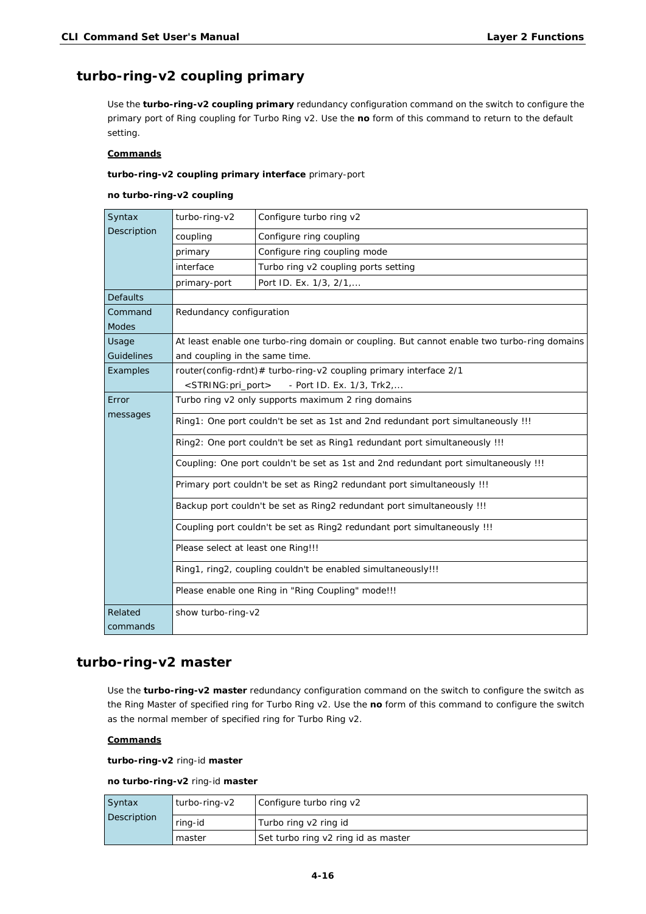## turbo-ring-v2 coupling primary

Use the **turbo-ring-v2 coupling primary** redundancy configuration command on the switch to configure the primary port of Ring coupling for Turbo Ring v2. Use the **no** form of this command to return to the default setting.

**Commands**

**turbo-ring-v2 coupling primary interface** primary-port

**no turbo-ring-v2 coupling**

| | | |
|---|---|---|
| Syntax Description | turbo-ring-v2 | Configure turbo ring v2 |
| | coupling | Configure ring coupling |
| | primary | Configure ring coupling mode |
| | interface | Turbo ring v2 coupling ports setting |
| | primary-port | Port ID. Ex. 1/3, 2/1,... |
| Defaults | | |
| Command Modes | Redundancy configuration | |
| Usage Guidelines | At least enable one turbo-ring domain or coupling. But cannot enable two turbo-ring domains and coupling in the same time. | |
| Examples | router(config-rdnt)# turbo-ring-v2 coupling primary interface 2/1<br>&lt;STRING:pri_port&gt; - Port ID. Ex. 1/3, Trk2,... | |
| Error messages | Turbo ring v2 only supports maximum 2 ring domains | |
| | Ring1: One port couldn't be set as 1st and 2nd redundant port simultaneously !!! | |
| | Ring2: One port couldn't be set as Ring1 redundant port simultaneously !!! | |
| | Coupling: One port couldn't be set as 1st and 2nd redundant port simultaneously !!! | |
| | Primary port couldn't be set as Ring2 redundant port simultaneously !!! | |
| | Backup port couldn't be set as Ring2 redundant port simultaneously !!! | |
| | Coupling port couldn't be set as Ring2 redundant port simultaneously !!! | |
| | Please select at least one Ring!!! | |
| | Ring1, ring2, coupling couldn't be enabled simultaneously!!! | |
| | Please enable one Ring in "Ring Coupling" mode!!! | |
| Related commands | show turbo-ring-v2 | |

## turbo-ring-v2 master

Use the **turbo-ring-v2 master** redundancy configuration command on the switch to configure the switch as the Ring Master of specified ring for Turbo Ring v2. Use the **no** form of this command to configure the switch as the normal member of specified ring for Turbo Ring v2.

**Commands**

**turbo-ring-v2** ring-id **master**

**no turbo-ring-v2** ring-id **master**

| | | |
|---|---|---|
| Syntax Description | turbo-ring-v2 | Configure turbo ring v2 |
| | ring-id | Turbo ring v2 ring id |
| | master | Set turbo ring v2 ring id as master |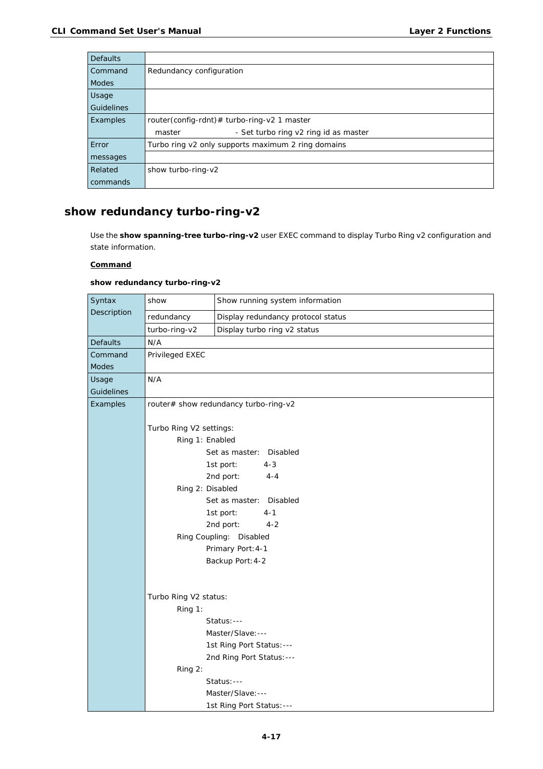| | |
|---|---|
| Defaults | |
| Command Modes | Redundancy configuration |
| Usage Guidelines | |
| Examples | router(config-rdnt)# turbo-ring-v2 1 master<br>master - Set turbo ring v2 ring id as master |
| Error messages | Turbo ring v2 only supports maximum 2 ring domains |
| | |
| Related commands | show turbo-ring-v2 |

## show redundancy turbo-ring-v2

Use the **show spanning-tree turbo-ring-v2** user EXEC command to display Turbo Ring v2 configuration and state information.

**Command**

**show redundancy turbo-ring-v2**

| | | |
|---|---|---|
| Syntax Description | show | Show running system information |
| | redundancy | Display redundancy protocol status |
| | turbo-ring-v2 | Display turbo ring v2 status |
| Defaults | N/A | |
| Command Modes | Privileged EXEC | |
| Usage Guidelines | N/A | |
| Examples | router# show redundancy turbo-ring-v2<br><br>Turbo Ring V2 settings:<br>Ring 1: Enabled<br>Set as master: Disabled<br>1st port: 4-3<br>2nd port: 4-4<br>Ring 2: Disabled<br>Set as master: Disabled<br>1st port: 4-1<br>2nd port: 4-2<br>Ring Coupling: Disabled<br>Primary Port:4-1<br>Backup Port:4-2<br><br>Turbo Ring V2 status:<br>Ring 1:<br>Status:---<br>Master/Slave:---<br>1st Ring Port Status:---<br>2nd Ring Port Status:---<br>Ring 2:<br>Status:---<br>Master/Slave:---<br>1st Ring Port Status:--- | |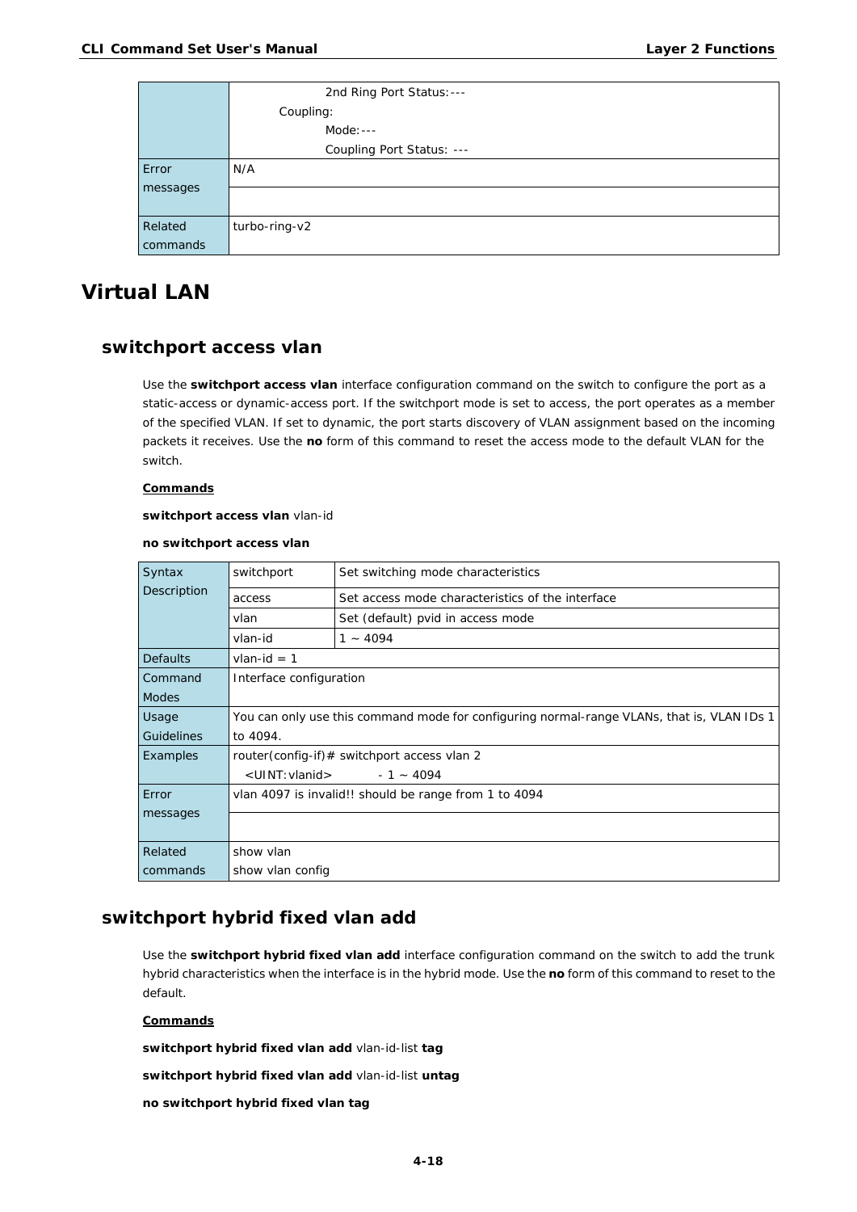| | |
|---|---|
| | 2nd Ring Port Status:--- <br> Coupling: <br> Mode:--- <br> Coupling Port Status: --- |
| Error messages | N/A |
| | |
| Related commands | turbo-ring-v2 |

# Virtual LAN

## switchport access vlan

Use the **switchport access vlan** interface configuration command on the switch to configure the port as a static-access or dynamic-access port. If the switchport mode is set to access, the port operates as a member of the specified VLAN. If set to dynamic, the port starts discovery of VLAN assignment based on the incoming packets it receives. Use the **no** form of this command to reset the access mode to the default VLAN for the switch.

**Commands**

**switchport access vlan** vlan-id

**no switchport access vlan**

| | | |
|---|---|---|
| Syntax Description | switchport | Set switching mode characteristics |
| | access | Set access mode characteristics of the interface |
| | vlan | Set (default) pvid in access mode |
| | vlan-id | 1 ~ 4094 |
| Defaults | vlan-id = 1 | |
| Command Modes | Interface configuration | |
| Usage Guidelines | You can only use this command mode for configuring normal-range VLANs, that is, VLAN IDs 1 to 4094. | |
| Examples | router(config-if)# switchport access vlan 2 <br> <UINT:vlanid> - 1 ~ 4094 | |
| Error messages | vlan 4097 is invalid!! should be range from 1 to 4094 | |
| | | |
| Related commands | show vlan <br> show vlan config | |

## switchport hybrid fixed vlan add

Use the **switchport hybrid fixed vlan add** interface configuration command on the switch to add the trunk hybrid characteristics when the interface is in the hybrid mode. Use the **no** form of this command to reset to the default.

**Commands**

**switchport hybrid fixed vlan add** vlan-id-list **tag**

**switchport hybrid fixed vlan add** vlan-id-list **untag**

**no switchport hybrid fixed vlan tag**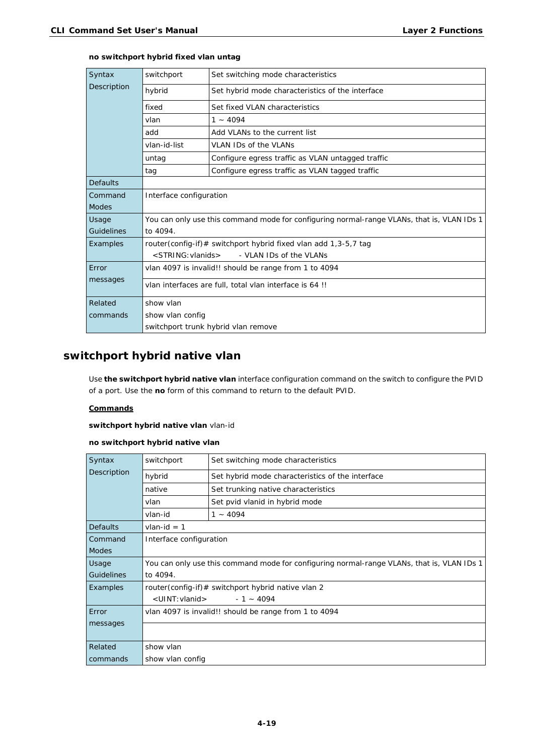**no switchport hybrid fixed vlan untag**

| Syntax Description | switchport | Set switching mode characteristics |
|---|---|---|
| | hybrid | Set hybrid mode characteristics of the interface |
| | fixed | Set fixed VLAN characteristics |
| | vlan | 1 ~ 4094 |
| | add | Add VLANs to the current list |
| | vlan-id-list | VLAN IDs of the VLANs |
| | untag | Configure egress traffic as VLAN untagged traffic |
| | tag | Configure egress traffic as VLAN tagged traffic |
| Defaults | | |
| Command Modes | Interface configuration | |
| Usage Guidelines | You can only use this command mode for configuring normal-range VLANs, that is, VLAN IDs 1 to 4094. | |
| Examples | router(config-if)# switchport hybrid fixed vlan add 1,3-5,7 tag<br>&lt;STRING:vlanids&gt; - VLAN IDs of the VLANs | |
| Error messages | vlan 4097 is invalid!! should be range from 1 to 4094 | |
| | vlan interfaces are full, total vlan interface is 64 !! | |
| Related commands | show vlan<br>show vlan config<br>switchport trunk hybrid vlan remove | |

## switchport hybrid native vlan

Use **the switchport hybrid native vlan** interface configuration command on the switch to configure the PVID of a port. Use the **no** form of this command to return to the default PVID.

**Commands**

**switchport hybrid native vlan** vlan-id

**no switchport hybrid native vlan**

| Syntax Description | switchport | Set switching mode characteristics |
|---|---|---|
| | hybrid | Set hybrid mode characteristics of the interface |
| | native | Set trunking native characteristics |
| | vlan | Set pvid vlanid in hybrid mode |
| | vlan-id | 1 ~ 4094 |
| Defaults | vlan-id = 1 | |
| Command Modes | Interface configuration | |
| Usage Guidelines | You can only use this command mode for configuring normal-range VLANs, that is, VLAN IDs 1 to 4094. | |
| Examples | router(config-if)# switchport hybrid native vlan 2<br>&lt;UINT:vlanid&gt; - 1 ~ 4094 | |
| Error messages | vlan 4097 is invalid!! should be range from 1 to 4094 | |
| | | |
| Related commands | show vlan<br>show vlan config | |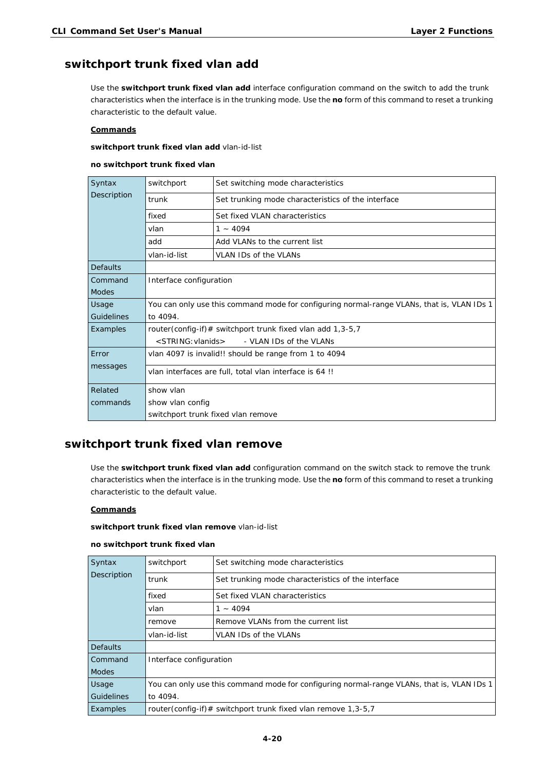## switchport trunk fixed vlan add

Use the **switchport trunk fixed vlan add** interface configuration command on the switch to add the trunk characteristics when the interface is in the trunking mode. Use the **no** form of this command to reset a trunking characteristic to the default value.

**Commands**

**switchport trunk fixed vlan add** vlan-id-list

**no switchport trunk fixed vlan**

| | | |
|---|---|---|
| Syntax Description | switchport | Set switching mode characteristics |
| | trunk | Set trunking mode characteristics of the interface |
| | fixed | Set fixed VLAN characteristics |
| | vlan | 1 ~ 4094 |
| | add | Add VLANs to the current list |
| | vlan-id-list | VLAN IDs of the VLANs |
| Defaults | | |
| Command Modes | Interface configuration | |
| Usage Guidelines | You can only use this command mode for configuring normal-range VLANs, that is, VLAN IDs 1 to 4094. | |
| Examples | router(config-if)# switchport trunk fixed vlan add 1,3-5,7<br>&lt;STRING:vlanids&gt; - VLAN IDs of the VLANs | |
| Error messages | vlan 4097 is invalid!! should be range from 1 to 4094 | |
| | vlan interfaces are full, total vlan interface is 64 !! | |
| Related commands | show vlan<br>show vlan config<br>switchport trunk fixed vlan remove | |

## switchport trunk fixed vlan remove

Use the **switchport trunk fixed vlan add** configuration command on the switch stack to remove the trunk characteristics when the interface is in the trunking mode. Use the **no** form of this command to reset a trunking characteristic to the default value.

**Commands**

**switchport trunk fixed vlan remove** vlan-id-list

**no switchport trunk fixed vlan**

| | | |
|---|---|---|
| Syntax Description | switchport | Set switching mode characteristics |
| | trunk | Set trunking mode characteristics of the interface |
| | fixed | Set fixed VLAN characteristics |
| | vlan | 1 ~ 4094 |
| | remove | Remove VLANs from the current list |
| | vlan-id-list | VLAN IDs of the VLANs |
| Defaults | | |
| Command Modes | Interface configuration | |
| Usage Guidelines | You can only use this command mode for configuring normal-range VLANs, that is, VLAN IDs 1 to 4094. | |
| Examples | router(config-if)# switchport trunk fixed vlan remove 1,3-5,7 | |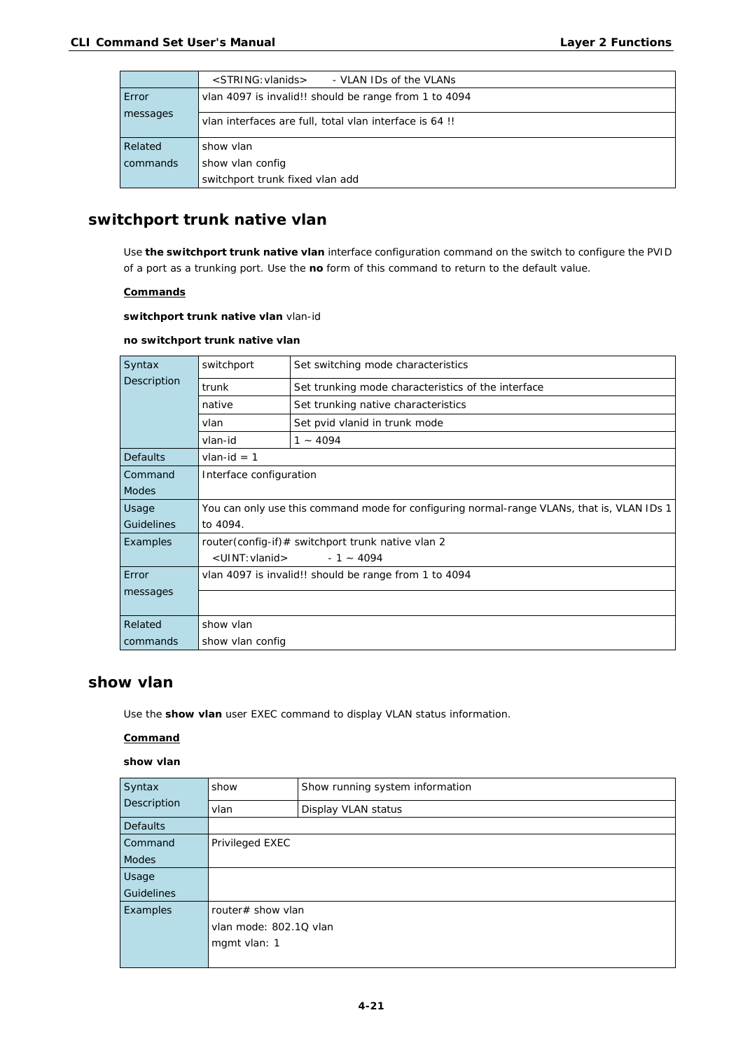| | <STRING:vlanids> - VLAN IDs of the VLANs |
|---|---|
| Error messages | vlan 4097 is invalid!! should be range from 1 to 4094 |
| | vlan interfaces are full, total vlan interface is 64 !! |
| Related commands | show vlan<br>show vlan config<br>switchport trunk fixed vlan add |

## switchport trunk native vlan

Use **the switchport trunk native vlan** interface configuration command on the switch to configure the PVID of a port as a trunking port. Use the **no** form of this command to return to the default value.

**Commands**

**switchport trunk native vlan** vlan-id

**no switchport trunk native vlan**

| Syntax Description | switchport | Set switching mode characteristics |
|---|---|---|
| | trunk | Set trunking mode characteristics of the interface |
| | native | Set trunking native characteristics |
| | vlan | Set pvid vlanid in trunk mode |
| | vlan-id | 1 ~ 4094 |
| Defaults | vlan-id = 1 | |
| Command Modes | Interface configuration | |
| Usage Guidelines | You can only use this command mode for configuring normal-range VLANs, that is, VLAN IDs 1 to 4094. | |
| Examples | router(config-if)# switchport trunk native vlan 2<br><UINT:vlanid> - 1 ~ 4094 | |
| Error messages | vlan 4097 is invalid!! should be range from 1 to 4094 | |
| | | |
| Related commands | show vlan<br>show vlan config | |

## show vlan

Use the **show vlan** user EXEC command to display VLAN status information.

**Command**

**show vlan**

| Syntax Description | show | Show running system information |
|---|---|---|
| | vlan | Display VLAN status |
| Defaults | | |
| Command Modes | Privileged EXEC | |
| Usage Guidelines | | |
| Examples | router# show vlan<br>vlan mode: 802.1Q vlan<br>mgmt vlan: 1 | |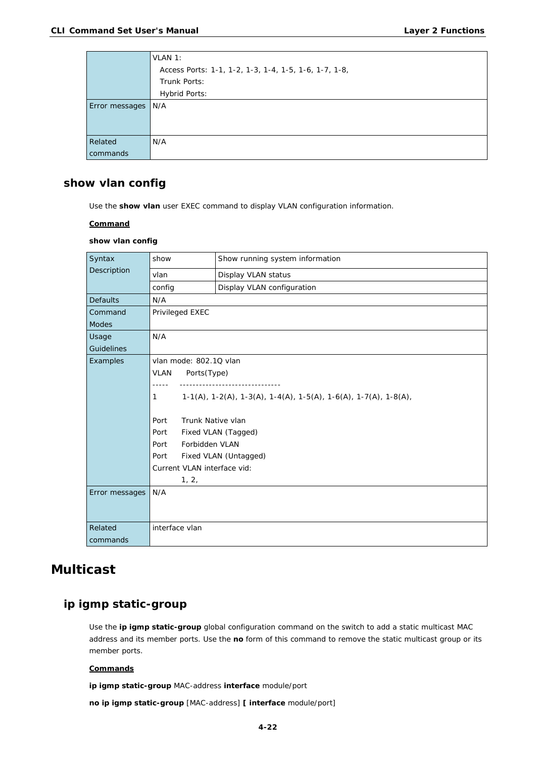| | |
|---|---|
| | VLAN 1:<br>  Access Ports: 1-1, 1-2, 1-3, 1-4, 1-5, 1-6, 1-7, 1-8,<br>  Trunk Ports:<br>  Hybrid Ports: |
| Error messages | N/A |
| Related commands | N/A |

## show vlan config

Use the **show vlan** user EXEC command to display VLAN configuration information.

**Command**

**show vlan config**

| | | |
|---|---|---|
| Syntax Description | show | Show running system information |
| | vlan | Display VLAN status |
| | config | Display VLAN configuration |
| Defaults | N/A | |
| Command Modes | Privileged EXEC | |
| Usage Guidelines | N/A | |
| Examples | vlan mode: 802.1Q vlan<br>VLAN   Ports(Type)<br>-----   -------------------------------<br>1   1-1(A), 1-2(A), 1-3(A), 1-4(A), 1-5(A), 1-6(A), 1-7(A), 1-8(A),<br><br>Port   Trunk Native vlan<br>Port   Fixed VLAN (Tagged)<br>Port   Forbidden VLAN<br>Port   Fixed VLAN (Untagged)<br>Current VLAN interface vid:<br>  1, 2, | |
| Error messages | N/A | |
| Related commands | interface vlan | |

# Multicast

## ip igmp static-group

Use the **ip igmp static-group** global configuration command on the switch to add a static multicast MAC address and its member ports. Use the **no** form of this command to remove the static multicast group or its member ports.

**Commands**

**ip igmp static-group** MAC-address **interface** module/port

**no ip igmp static-group** [MAC-address] **[ interface** module/port]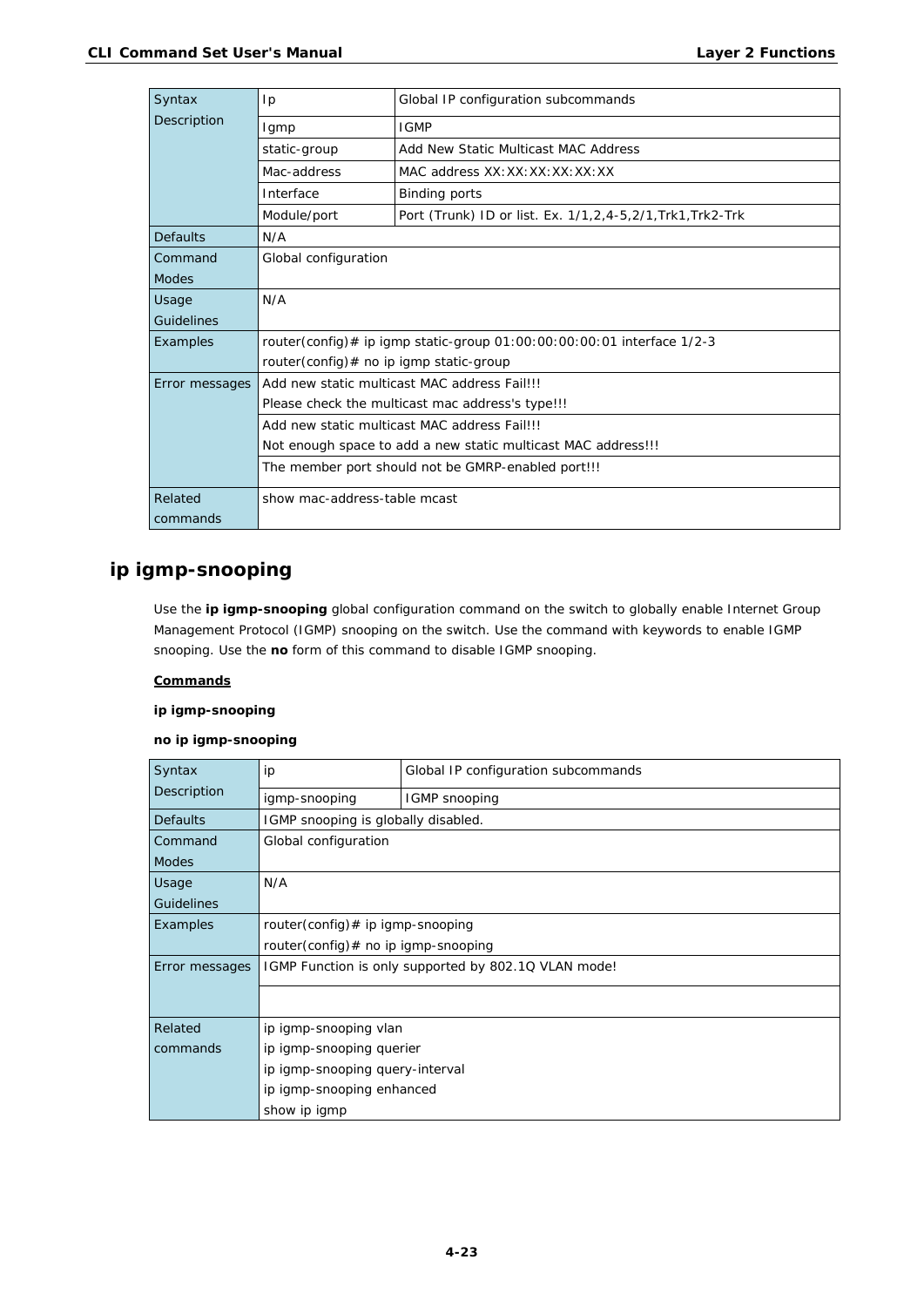| Syntax Description | Ip | Global IP configuration subcommands |
|---|---|---|
| | Igmp | IGMP |
| | static-group | Add New Static Multicast MAC Address |
| | Mac-address | MAC address XX:XX:XX:XX:XX:XX |
| | Interface | Binding ports |
| | Module/port | Port (Trunk) ID or list. Ex. 1/1,2,4-5,2/1,Trk1,Trk2-Trk |
| Defaults | N/A | |
| Command Modes | Global configuration | |
| Usage Guidelines | N/A | |
| Examples | router(config)# ip igmp static-group 01:00:00:00:00:01 interface 1/2-3<br>router(config)# no ip igmp static-group | |
| Error messages | Add new static multicast MAC address Fail!!!<br>Please check the multicast mac address's type!!! | |
| | Add new static multicast MAC address Fail!!!<br>Not enough space to add a new static multicast MAC address!!! | |
| | The member port should not be GMRP-enabled port!!! | |
| Related commands | show mac-address-table mcast | |

## ip igmp-snooping

Use the **ip igmp-snooping** global configuration command on the switch to globally enable Internet Group Management Protocol (IGMP) snooping on the switch. Use the command with keywords to enable IGMP snooping. Use the **no** form of this command to disable IGMP snooping.

**Commands**

**ip igmp-snooping**

**no ip igmp-snooping**

| Syntax Description | ip | Global IP configuration subcommands |
|---|---|---|
| | igmp-snooping | IGMP snooping |
| Defaults | IGMP snooping is globally disabled. | |
| Command Modes | Global configuration | |
| Usage Guidelines | N/A | |
| Examples | router(config)# ip igmp-snooping<br>router(config)# no ip igmp-snooping | |
| Error messages | IGMP Function is only supported by 802.1Q VLAN mode! | |
| | | |
| Related commands | ip igmp-snooping vlan<br>ip igmp-snooping querier<br>ip igmp-snooping query-interval<br>ip igmp-snooping enhanced<br>show ip igmp | |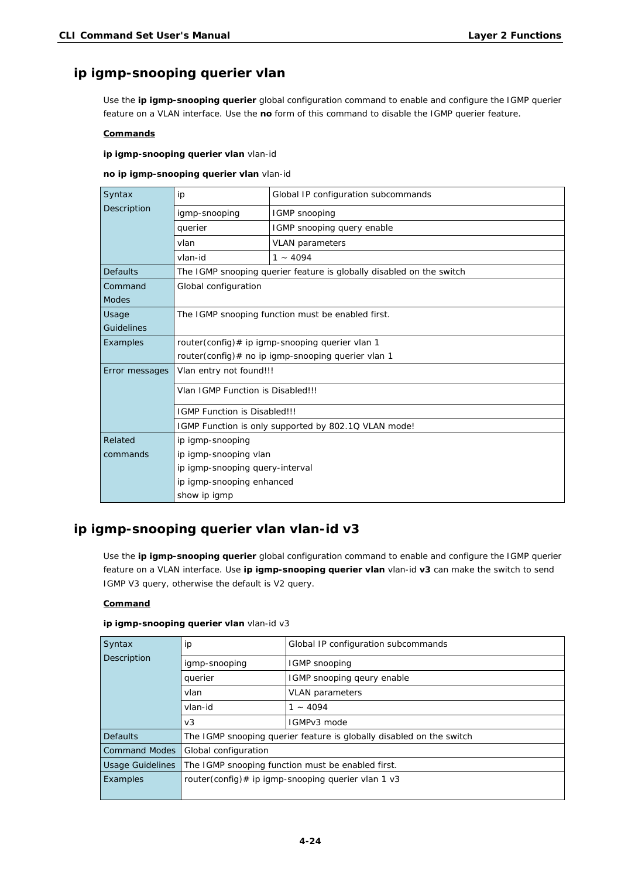## ip igmp-snooping querier vlan

Use the **ip igmp-snooping querier** global configuration command to enable and configure the IGMP querier feature on a VLAN interface. Use the **no** form of this command to disable the IGMP querier feature.

**Commands**

**ip igmp-snooping querier vlan** vlan-id

**no ip igmp-snooping querier vlan** vlan-id

| | | |
|---|---|---|
| Syntax Description | ip | Global IP configuration subcommands |
| | igmp-snooping | IGMP snooping |
| | querier | IGMP snooping query enable |
| | vlan | VLAN parameters |
| | vlan-id | 1 ~ 4094 |
| Defaults | The IGMP snooping querier feature is globally disabled on the switch | |
| Command Modes | Global configuration | |
| Usage Guidelines | The IGMP snooping function must be enabled first. | |
| Examples | router(config)# ip igmp-snooping querier vlan 1<br>router(config)# no ip igmp-snooping querier vlan 1 | |
| Error messages | Vlan entry not found!!! | |
| | Vlan IGMP Function is Disabled!!! | |
| | IGMP Function is Disabled!!! | |
| | IGMP Function is only supported by 802.1Q VLAN mode! | |
| Related commands | ip igmp-snooping<br>ip igmp-snooping vlan<br>ip igmp-snooping query-interval<br>ip igmp-snooping enhanced<br>show ip igmp | |

## ip igmp-snooping querier vlan vlan-id v3

Use the **ip igmp-snooping querier** global configuration command to enable and configure the IGMP querier feature on a VLAN interface. Use **ip igmp-snooping querier vlan** vlan-id **v3** can make the switch to send IGMP V3 query, otherwise the default is V2 query.

**Command**

**ip igmp-snooping querier vlan** vlan-id v3

| | | |
|---|---|---|
| Syntax Description | ip | Global IP configuration subcommands |
| | igmp-snooping | IGMP snooping |
| | querier | IGMP snooping qeury enable |
| | vlan | VLAN parameters |
| | vlan-id | 1 ~ 4094 |
| | v3 | IGMPv3 mode |
| Defaults | The IGMP snooping querier feature is globally disabled on the switch | |
| Command Modes | Global configuration | |
| Usage Guidelines | The IGMP snooping function must be enabled first. | |
| Examples | router(config)# ip igmp-snooping querier vlan 1 v3 | |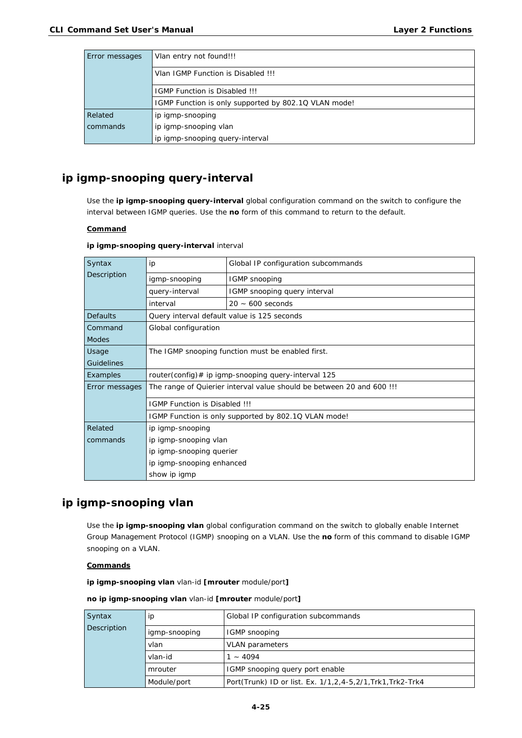| | |
|---|---|
| Error messages | Vlan entry not found!!! |
| | Vlan IGMP Function is Disabled !!! |
| | IGMP Function is Disabled !!! |
| | IGMP Function is only supported by 802.1Q VLAN mode! |
| Related commands | ip igmp-snooping<br>ip igmp-snooping vlan<br>ip igmp-snooping query-interval |

## ip igmp-snooping query-interval

Use the **ip igmp-snooping query-interval** global configuration command on the switch to configure the interval between IGMP queries. Use the **no** form of this command to return to the default.

**Command**

**ip igmp-snooping query-interval** interval

| | | |
|---|---|---|
| Syntax Description | ip | Global IP configuration subcommands |
| | igmp-snooping | IGMP snooping |
| | query-interval | IGMP snooping query interval |
| | interval | 20 ~ 600 seconds |
| Defaults | Query interval default value is 125 seconds | |
| Command Modes | Global configuration | |
| Usage Guidelines | The IGMP snooping function must be enabled first. | |
| Examples | router(config)# ip igmp-snooping query-interval 125 | |
| Error messages | The range of Quierier interval value should be between 20 and 600 !!! | |
| | IGMP Function is Disabled !!! | |
| | IGMP Function is only supported by 802.1Q VLAN mode! | |
| Related commands | ip igmp-snooping<br>ip igmp-snooping vlan<br>ip igmp-snooping querier<br>ip igmp-snooping enhanced<br>show ip igmp | |

## ip igmp-snooping vlan

Use the **ip igmp-snooping vlan** global configuration command on the switch to globally enable Internet Group Management Protocol (IGMP) snooping on a VLAN. Use the **no** form of this command to disable IGMP snooping on a VLAN.

**Commands**

**ip igmp-snooping vlan** vlan-id **[mrouter** module/port**]**

**no ip igmp-snooping vlan** vlan-id **[mrouter** module/port**]**

| | | |
|---|---|---|
| Syntax Description | ip | Global IP configuration subcommands |
| | igmp-snooping | IGMP snooping |
| | vlan | VLAN parameters |
| | vlan-id | 1 ~ 4094 |
| | mrouter | IGMP snooping query port enable |
| | Module/port | Port(Trunk) ID or list. Ex. 1/1,2,4-5,2/1,Trk1,Trk2-Trk4 |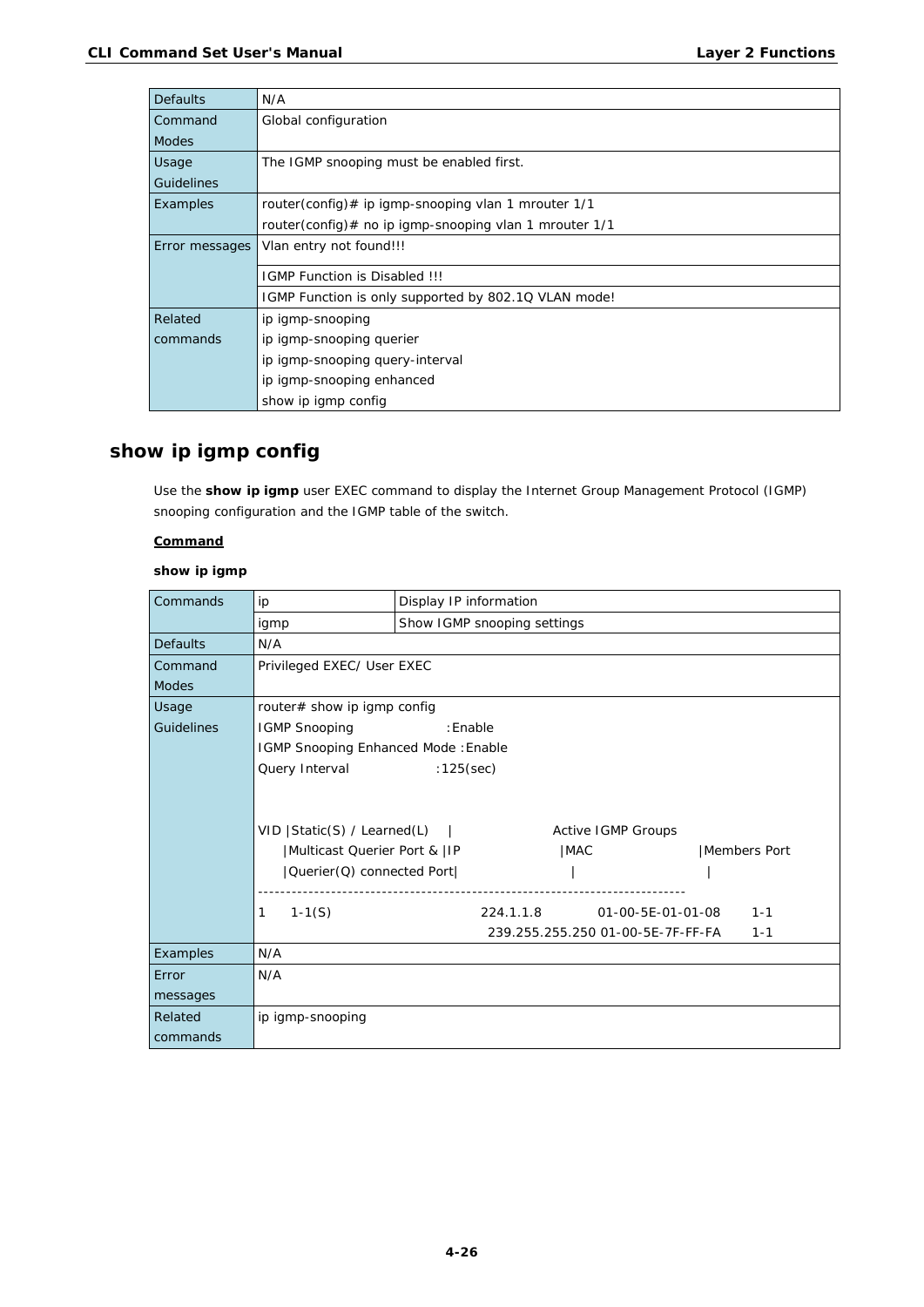| | |
|---|---|
| Defaults | N/A |
| Command Modes | Global configuration |
| Usage Guidelines | The IGMP snooping must be enabled first. |
| Examples | router(config)# ip igmp-snooping vlan 1 mrouter 1/1<br>router(config)# no ip igmp-snooping vlan 1 mrouter 1/1 |
| Error messages | Vlan entry not found!!! |
| | IGMP Function is Disabled !!! |
| | IGMP Function is only supported by 802.1Q VLAN mode! |
| Related commands | ip igmp-snooping<br>ip igmp-snooping querier<br>ip igmp-snooping query-interval<br>ip igmp-snooping enhanced<br>show ip igmp config |

## show ip igmp config

Use the **show ip igmp** user EXEC command to display the Internet Group Management Protocol (IGMP) snooping configuration and the IGMP table of the switch.

**Command**

**show ip igmp**

| | | |
|---|---|---|
| Commands | ip | Display IP information |
| | igmp | Show IGMP snooping settings |
| Defaults | N/A | |
| Command Modes | Privileged EXEC/ User EXEC | |
| Usage Guidelines | router# show ip igmp config<br>IGMP Snooping :Enable<br>IGMP Snooping Enhanced Mode :Enable<br>Query Interval :125(sec)<br><br>VID \|Static(S) / Learned(L) \| Active IGMP Groups<br>\|Multicast Querier Port & \|IP \|MAC \|Members Port<br>\|Querier(Q) connected Port\| \| \|<br>---------------------------------------------------------------------------<br>1 1-1(S) 224.1.1.8 01-00-5E-01-01-08 1-1<br>239.255.255.250 01-00-5E-7F-FF-FA 1-1 | |
| Examples | N/A | |
| Error messages | N/A | |
| Related commands | ip igmp-snooping | |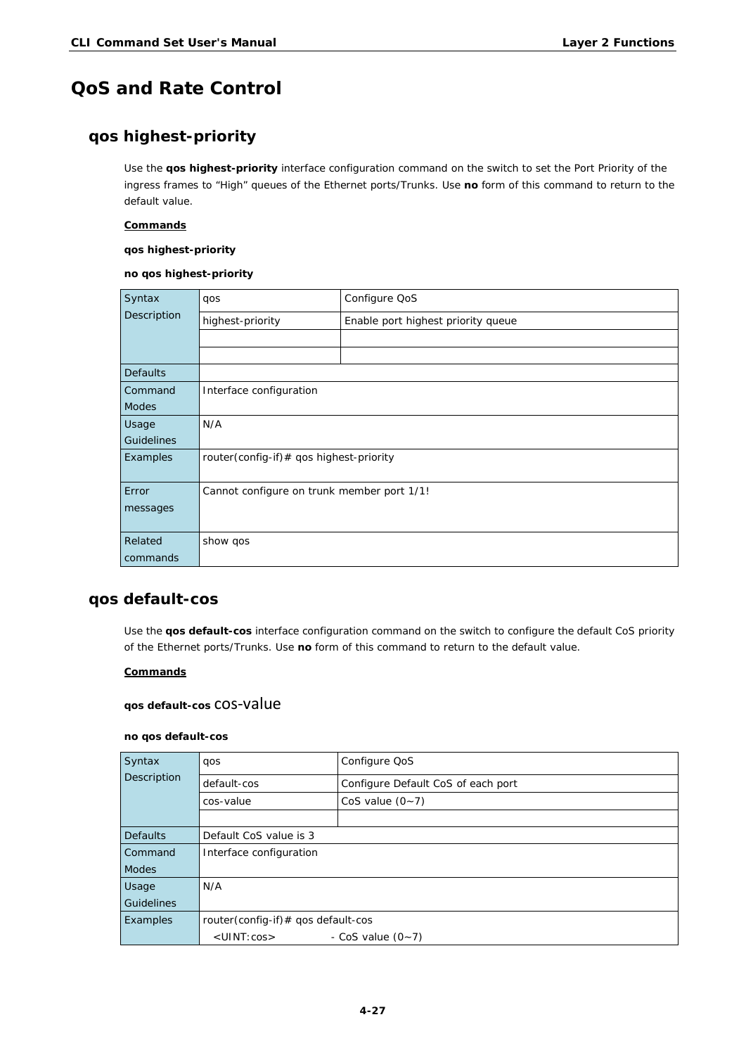# QoS and Rate Control

## qos highest-priority

Use the **qos highest-priority** interface configuration command on the switch to set the Port Priority of the ingress frames to "High" queues of the Ethernet ports/Trunks. Use **no** form of this command to return to the default value.

**Commands**

**qos highest-priority**

**no qos highest-priority**

| | | |
|---|---|---|
| Syntax Description | qos | Configure QoS |
| | highest-priority | Enable port highest priority queue |
| | | |
| | | |
| Defaults | | |
| Command Modes | Interface configuration | |
| Usage Guidelines | N/A | |
| Examples | router(config-if)# qos highest-priority | |
| Error messages | Cannot configure on trunk member port 1/1! | |
| Related commands | show qos | |

## qos default-cos

Use the **qos default-cos** interface configuration command on the switch to configure the default CoS priority of the Ethernet ports/Trunks. Use **no** form of this command to return to the default value.

**Commands**

**qos default-cos** cos-value

**no qos default-cos**

| | | |
|---|---|---|
| Syntax Description | qos | Configure QoS |
| | default-cos | Configure Default CoS of each port |
| | cos-value | CoS value (0~7) |
| | | |
| Defaults | Default CoS value is 3 | |
| Command Modes | Interface configuration | |
| Usage Guidelines | N/A | |
| Examples | router(config-if)# qos default-cos<br>&lt;UINT:cos&gt; - CoS value (0~7) | |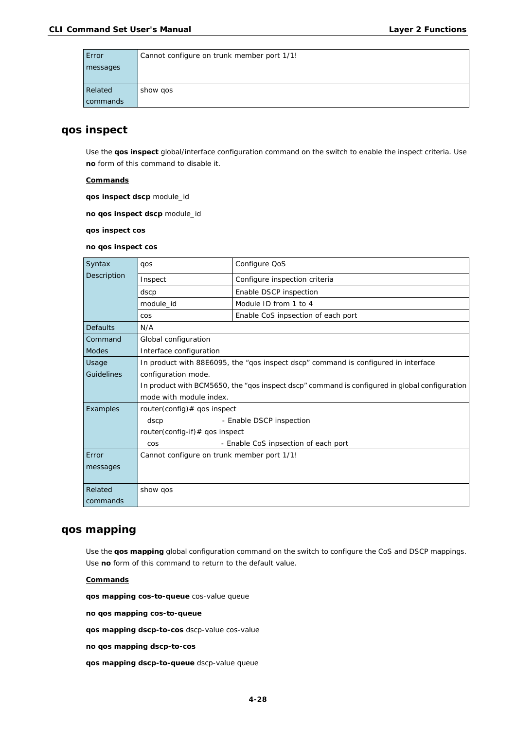| Error messages | Cannot configure on trunk member port 1/1! |
|---|---|
| Related commands | show qos |

## qos inspect

Use the **qos inspect** global/interface configuration command on the switch to enable the inspect criteria. Use **no** form of this command to disable it.

**Commands**

**qos inspect dscp** module_id

**no qos inspect dscp** module_id

**qos inspect cos**

**no qos inspect cos**

| Syntax Description | qos | Configure QoS |
|---|---|---|
| | Inspect | Configure inspection criteria |
| | dscp | Enable DSCP inspection |
| | module_id | Module ID from 1 to 4 |
| | cos | Enable CoS inpsection of each port |
| Defaults | N/A | |
| Command Modes | Global configuration<br>Interface configuration | |
| Usage Guidelines | In product with 88E6095, the “qos inspect dscp” command is configured in interface configuration mode.<br>In product with BCM5650, the “qos inspect dscp” command is configured in global configuration mode with module index. | |
| Examples | router(config)# qos inspect<br>dscp - Enable DSCP inspection<br>router(config-if)# qos inspect<br>cos - Enable CoS inpsection of each port | |
| Error messages | Cannot configure on trunk member port 1/1! | |
| Related commands | show qos | |

## qos mapping

Use the **qos mapping** global configuration command on the switch to configure the CoS and DSCP mappings. Use **no** form of this command to return to the default value.

**Commands**

**qos mapping cos-to-queue** cos-value queue

**no qos mapping cos-to-queue**

**qos mapping dscp-to-cos** dscp-value cos-value

**no qos mapping dscp-to-cos**

**qos mapping dscp-to-queue** dscp-value queue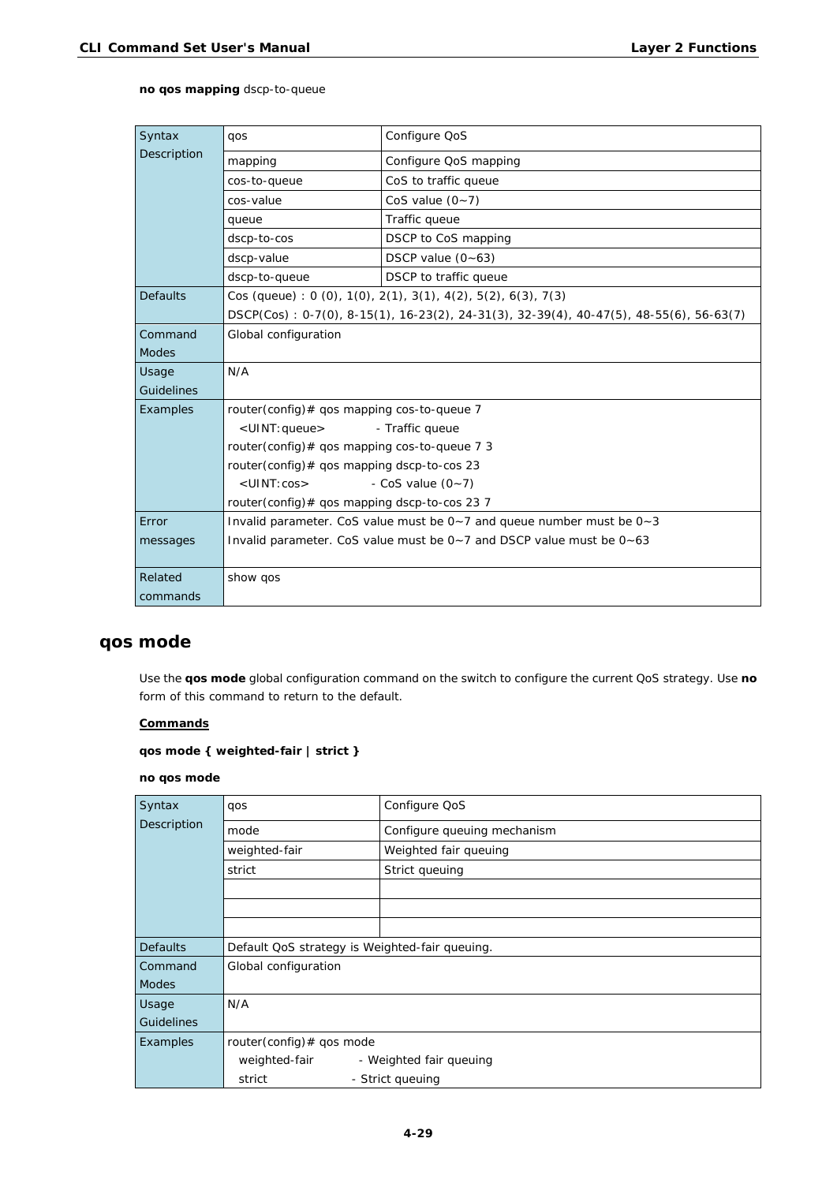**no qos mapping** dscp-to-queue

| Syntax Description | qos | Configure QoS |
|---|---|---|
| | mapping | Configure QoS mapping |
| | cos-to-queue | CoS to traffic queue |
| | cos-value | CoS value (0~7) |
| | queue | Traffic queue |
| | dscp-to-cos | DSCP to CoS mapping |
| | dscp-value | DSCP value (0~63) |
| | dscp-to-queue | DSCP to traffic queue |
| Defaults | Cos (queue) : 0 (0), 1(0), 2(1), 3(1), 4(2), 5(2), 6(3), 7(3)<br>DSCP(Cos) : 0-7(0), 8-15(1), 16-23(2), 24-31(3), 32-39(4), 40-47(5), 48-55(6), 56-63(7) | |
| Command Modes | Global configuration | |
| Usage Guidelines | N/A | |
| Examples | router(config)# qos mapping cos-to-queue 7<br>&lt;UINT:queue&gt; - Traffic queue<br>router(config)# qos mapping cos-to-queue 7 3<br>router(config)# qos mapping dscp-to-cos 23<br>&lt;UINT:cos&gt; - CoS value (0~7)<br>router(config)# qos mapping dscp-to-cos 23 7 | |
| Error messages | Invalid parameter. CoS value must be 0~7 and queue number must be 0~3<br>Invalid parameter. CoS value must be 0~7 and DSCP value must be 0~63 | |
| Related commands | show qos | |

## qos mode

Use the **qos mode** global configuration command on the switch to configure the current QoS strategy. Use **no** form of this command to return to the default.

**Commands**

**qos mode { weighted-fair | strict }**

**no qos mode**

| Syntax Description | qos | Configure QoS |
|---|---|---|
| | mode | Configure queuing mechanism |
| | weighted-fair | Weighted fair queuing |
| | strict | Strict queuing |
| | | |
| | | |
| | | |
| Defaults | Default QoS strategy is Weighted-fair queuing. | |
| Command Modes | Global configuration | |
| Usage Guidelines | N/A | |
| Examples | router(config)# qos mode<br>weighted-fair - Weighted fair queuing<br>strict - Strict queuing | |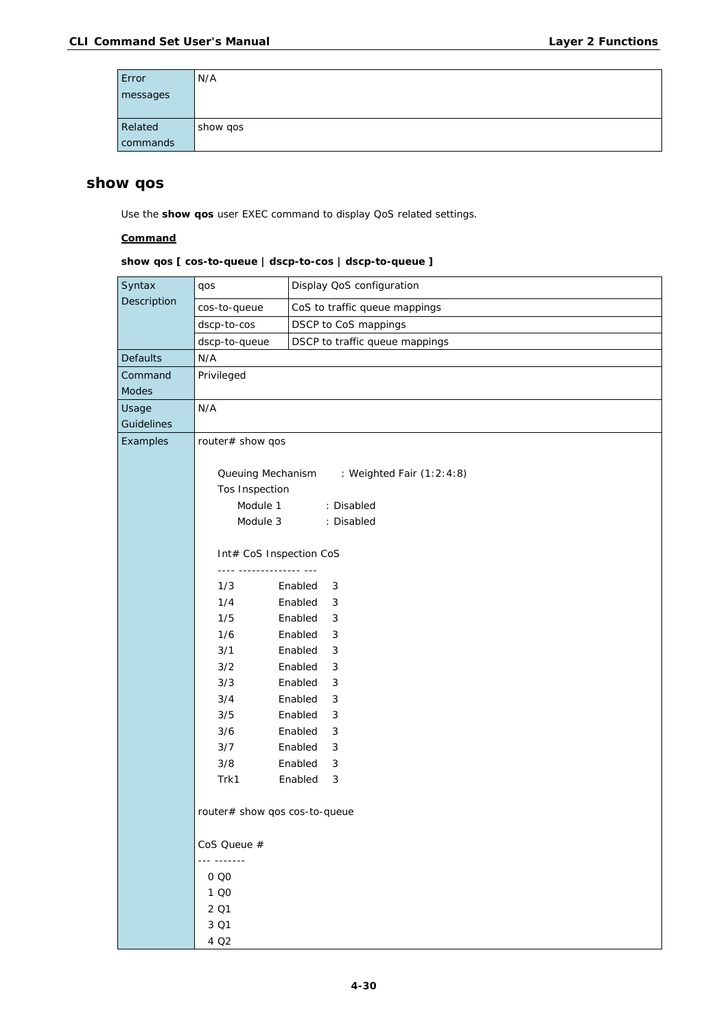| Error messages | N/A |
|---|---|
| Related commands | show qos |

## show qos

Use the **show qos** user EXEC command to display QoS related settings.

**Command**

**show qos [ cos-to-queue | dscp-to-cos | dscp-to-queue ]**

| Syntax Description | qos | Display QoS configuration |
|---|---|---|
| | cos-to-queue | CoS to traffic queue mappings |
| | dscp-to-cos | DSCP to CoS mappings |
| | dscp-to-queue | DSCP to traffic queue mappings |
| Defaults | N/A | |
| Command Modes | Privileged | |
| Usage Guidelines | N/A | |
| Examples | (see below) | |

```
router# show qos

    Queuing Mechanism      : Weighted Fair (1:2:4:8)
    Tos Inspection
        Module 1           : Disabled
        Module 3           : Disabled

    Int# CoS Inspection CoS
    ---- -------------- ---
    1/3        Enabled    3
    1/4        Enabled    3
    1/5        Enabled    3
    1/6        Enabled    3
    3/1        Enabled    3
    3/2        Enabled    3
    3/3        Enabled    3
    3/4        Enabled    3
    3/5        Enabled    3
    3/6        Enabled    3
    3/7        Enabled    3
    3/8        Enabled    3
    Trk1       Enabled    3

router# show qos cos-to-queue

CoS Queue #
--- -------
  0 Q0
  1 Q0
  2 Q1
  3 Q1
  4 Q2
```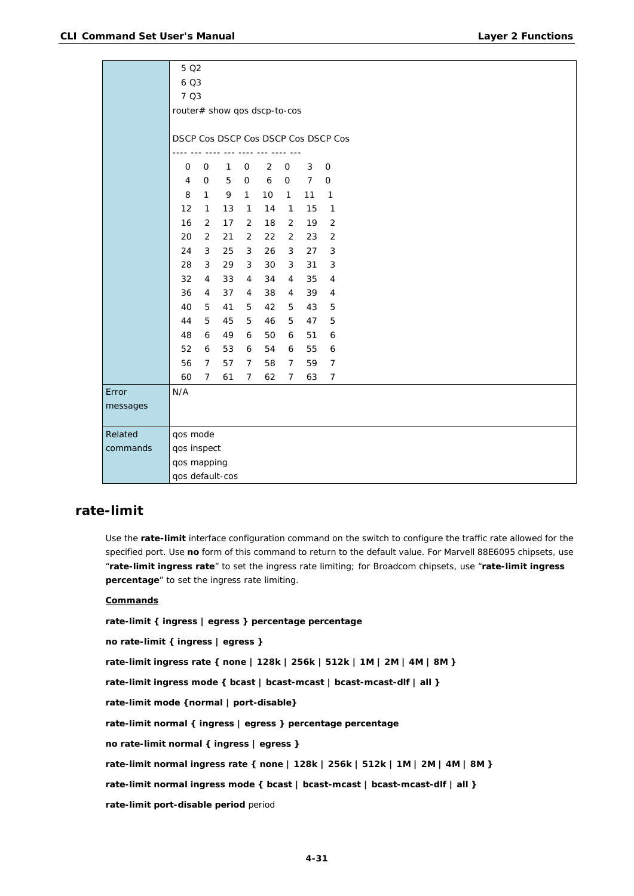| | |
|---|---|
| | 5 Q2<br>6 Q3<br>7 Q3<br>router# show qos dscp-to-cos<br><br>DSCP Cos DSCP Cos DSCP Cos DSCP Cos<br>---- --- ---- --- ---- --- ---- ---<br>0 0 1 0 2 0 3 0<br>4 0 5 0 6 0 7 0<br>8 1 9 1 10 1 11 1<br>12 1 13 1 14 1 15 1<br>16 2 17 2 18 2 19 2<br>20 2 21 2 22 2 23 2<br>24 3 25 3 26 3 27 3<br>28 3 29 3 30 3 31 3<br>32 4 33 4 34 4 35 4<br>36 4 37 4 38 4 39 4<br>40 5 41 5 42 5 43 5<br>44 5 45 5 46 5 47 5<br>48 6 49 6 50 6 51 6<br>52 6 53 6 54 6 55 6<br>56 7 57 7 58 7 59 7<br>60 7 61 7 62 7 63 7 |
| Error messages | N/A |
| Related commands | qos mode<br>qos inspect<br>qos mapping<br>qos default-cos |

## rate-limit

Use the **rate-limit** interface configuration command on the switch to configure the traffic rate allowed for the specified port. Use **no** form of this command to return to the default value. For Marvell 88E6095 chipsets, use "**rate-limit ingress rate**" to set the ingress rate limiting; for Broadcom chipsets, use "**rate-limit ingress percentage**" to set the ingress rate limiting.

**Commands**

**rate-limit { ingress | egress } percentage percentage**

**no rate-limit { ingress | egress }**

**rate-limit ingress rate { none | 128k | 256k | 512k | 1M | 2M | 4M | 8M }**

**rate-limit ingress mode { bcast | bcast-mcast | bcast-mcast-dlf | all }**

**rate-limit mode {normal | port-disable}**

**rate-limit normal { ingress | egress } percentage percentage**

**no rate-limit normal { ingress | egress }**

**rate-limit normal ingress rate { none | 128k | 256k | 512k | 1M | 2M | 4M | 8M }**

**rate-limit normal ingress mode { bcast | bcast-mcast | bcast-mcast-dlf | all }**

**rate-limit port-disable period** period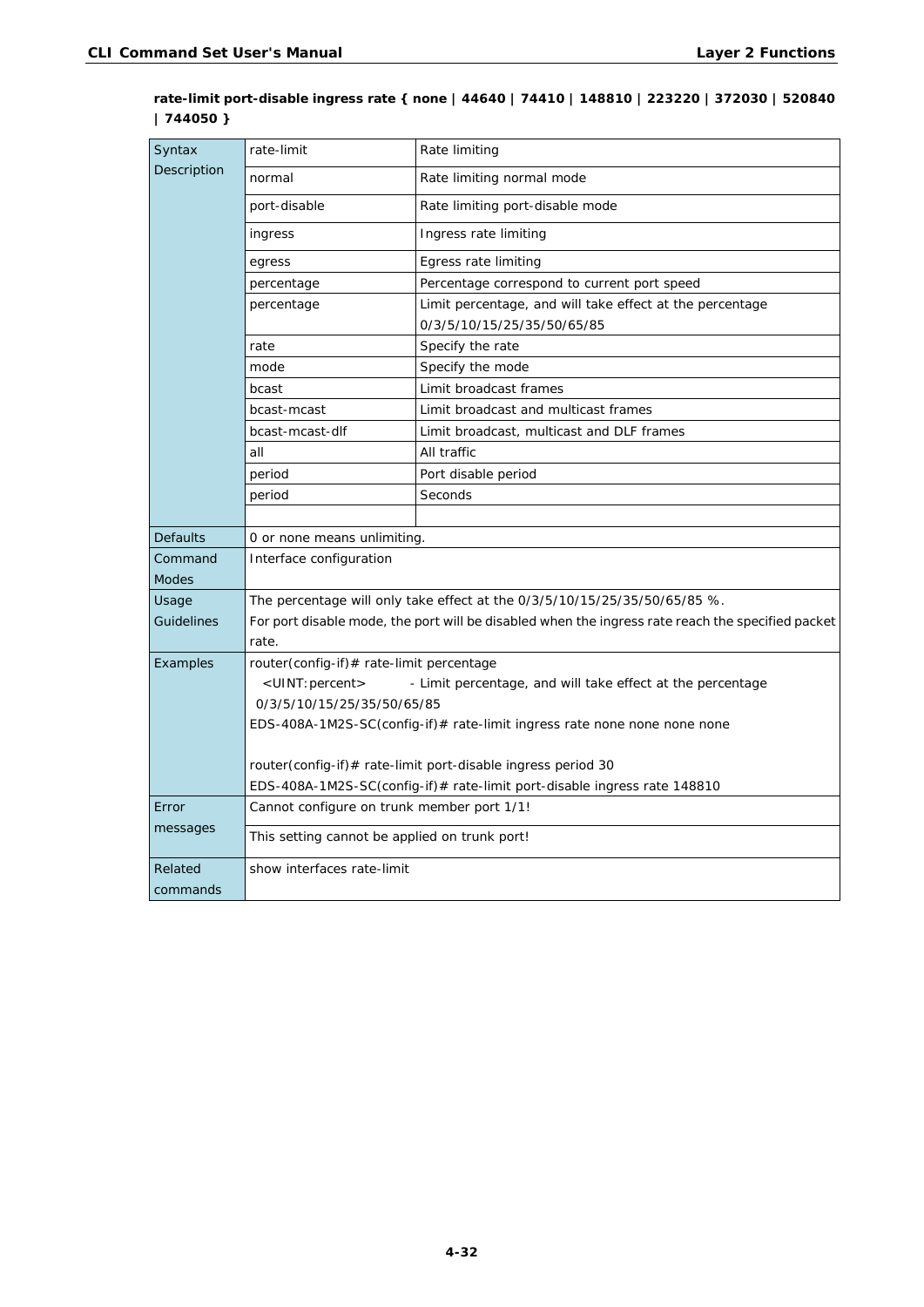**rate-limit port-disable ingress rate { none | 44640 | 74410 | 148810 | 223220 | 372030 | 520840 | 744050 }**

| Syntax Description | rate-limit | Rate limiting |
|---|---|---|
| | normal | Rate limiting normal mode |
| | port-disable | Rate limiting port-disable mode |
| | ingress | Ingress rate limiting |
| | egress | Egress rate limiting |
| | percentage | Percentage correspond to current port speed |
| | percentage | Limit percentage, and will take effect at the percentage 0/3/5/10/15/25/35/50/65/85 |
| | rate | Specify the rate |
| | mode | Specify the mode |
| | bcast | Limit broadcast frames |
| | bcast-mcast | Limit broadcast and multicast frames |
| | bcast-mcast-dlf | Limit broadcast, multicast and DLF frames |
| | all | All traffic |
| | period | Port disable period |
| | period | Seconds |
| | | |
| Defaults | 0 or none means unlimiting. | |
| Command Modes | Interface configuration | |
| Usage Guidelines | The percentage will only take effect at the 0/3/5/10/15/25/35/50/65/85 %.<br>For port disable mode, the port will be disabled when the ingress rate reach the specified packet rate. | |
| Examples | router(config-if)# rate-limit percentage<br>  <UINT:percent>   - Limit percentage, and will take effect at the percentage 0/3/5/10/15/25/35/50/65/85<br>EDS-408A-1M2S-SC(config-if)# rate-limit ingress rate none none none none<br><br>router(config-if)# rate-limit port-disable ingress period 30<br>EDS-408A-1M2S-SC(config-if)# rate-limit port-disable ingress rate 148810 | |
| Error messages | Cannot configure on trunk member port 1/1! | |
| | This setting cannot be applied on trunk port! | |
| Related commands | show interfaces rate-limit | |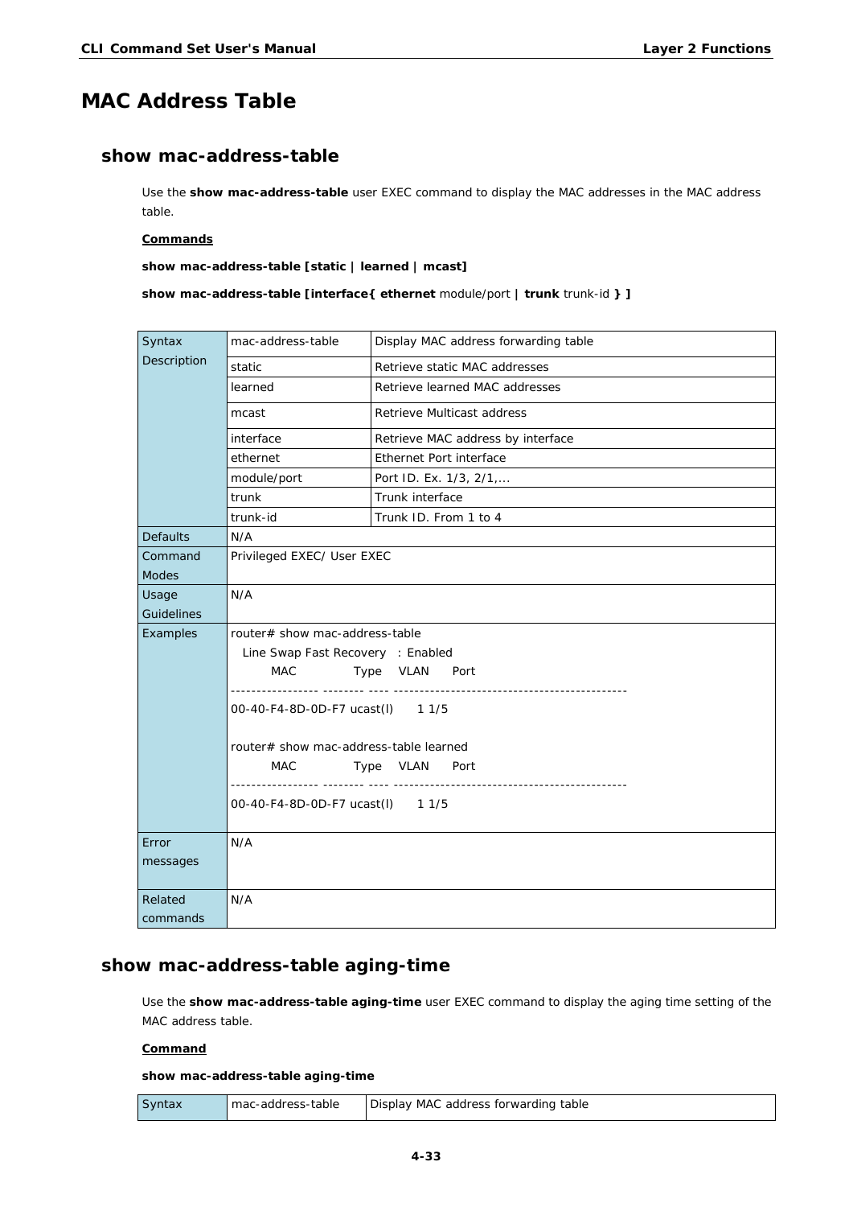# MAC Address Table

## show mac-address-table

Use the **show mac-address-table** user EXEC command to display the MAC addresses in the MAC address table.

**Commands**

**show mac-address-table [static | learned | mcast]**

**show mac-address-table [interface{ ethernet** module/port **| trunk** trunk-id **} ]**

| | | |
|---|---|---|
| Syntax Description | mac-address-table | Display MAC address forwarding table |
| | static | Retrieve static MAC addresses |
| | learned | Retrieve learned MAC addresses |
| | mcast | Retrieve Multicast address |
| | interface | Retrieve MAC address by interface |
| | ethernet | Ethernet Port interface |
| | module/port | Port ID. Ex. 1/3, 2/1,... |
| | trunk | Trunk interface |
| | trunk-id | Trunk ID. From 1 to 4 |
| Defaults | N/A | |
| Command Modes | Privileged EXEC/ User EXEC | |
| Usage Guidelines | N/A | |
| Examples | router# show mac-address-table<br>Line Swap Fast Recovery : Enabled<br>MAC Type VLAN Port<br>----------------- -------- ---- --------------------------------------------<br>00-40-F4-8D-0D-F7 ucast(l) 1 1/5<br><br>router# show mac-address-table learned<br>MAC Type VLAN Port<br>----------------- -------- ---- --------------------------------------------<br>00-40-F4-8D-0D-F7 ucast(l) 1 1/5 | |
| Error messages | N/A | |
| Related commands | N/A | |

## show mac-address-table aging-time

Use the **show mac-address-table aging-time** user EXEC command to display the aging time setting of the MAC address table.

**Command**

**show mac-address-table aging-time**

| | | |
|---|---|---|
| Syntax | mac-address-table | Display MAC address forwarding table |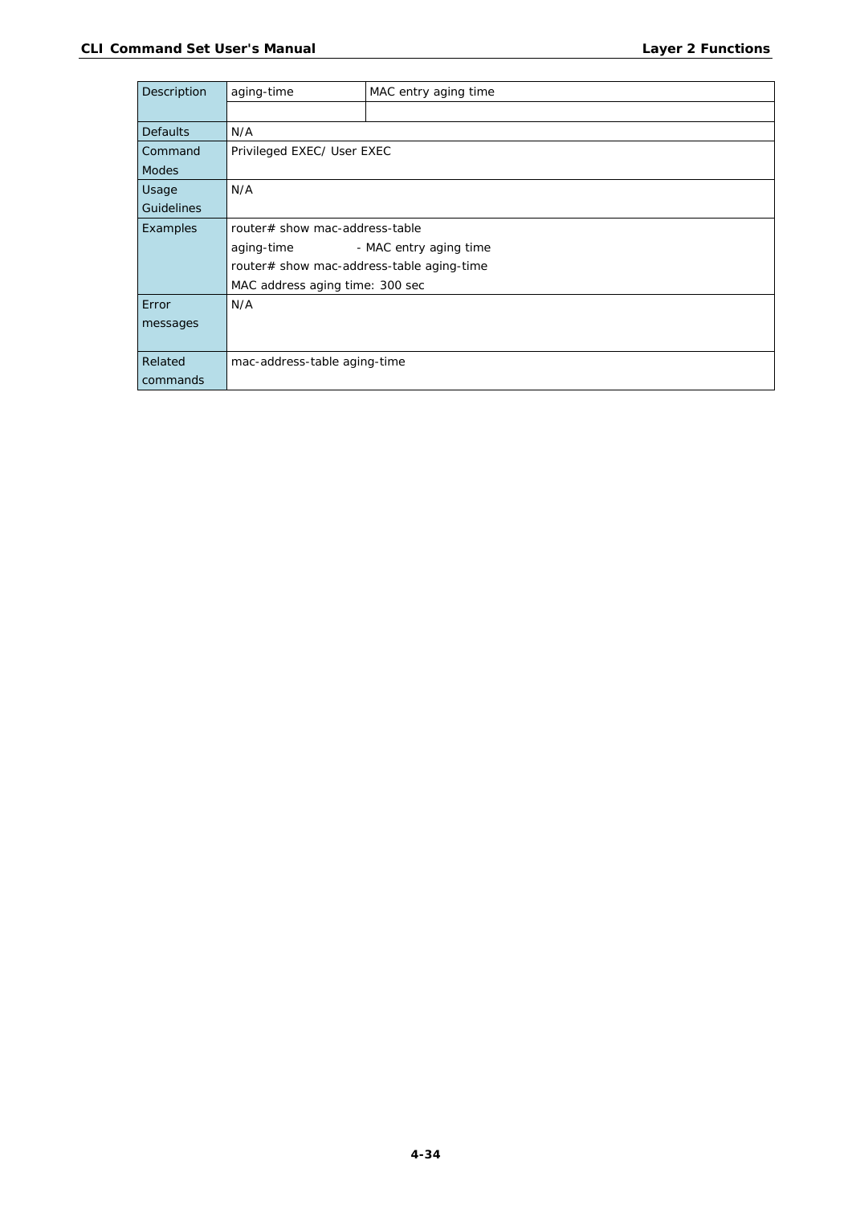| | | |
|---|---|---|
| Description | aging-time | MAC entry aging time |
| | | |
| Defaults | N/A | |
| Command Modes | Privileged EXEC/ User EXEC | |
| Usage Guidelines | N/A | |
| Examples | router# show mac-address-table<br>aging-time - MAC entry aging time<br>router# show mac-address-table aging-time<br>MAC address aging time: 300 sec | |
| Error messages | N/A | |
| Related commands | mac-address-table aging-time | |